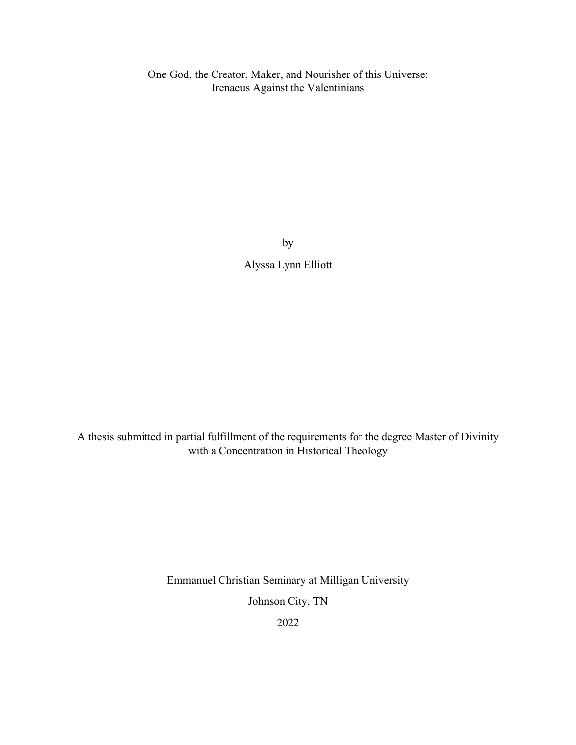# One God, the Creator, Maker, and Nourisher of this Universe: Irenaeus Against the Valentinians

by

Alyssa Lynn Elliott

A thesis submitted in partial fulfillment of the requirements for the degree Master of Divinity with a Concentration in Historical Theology

Emmanuel Christian Seminary at Milligan University

Johnson City, TN

2022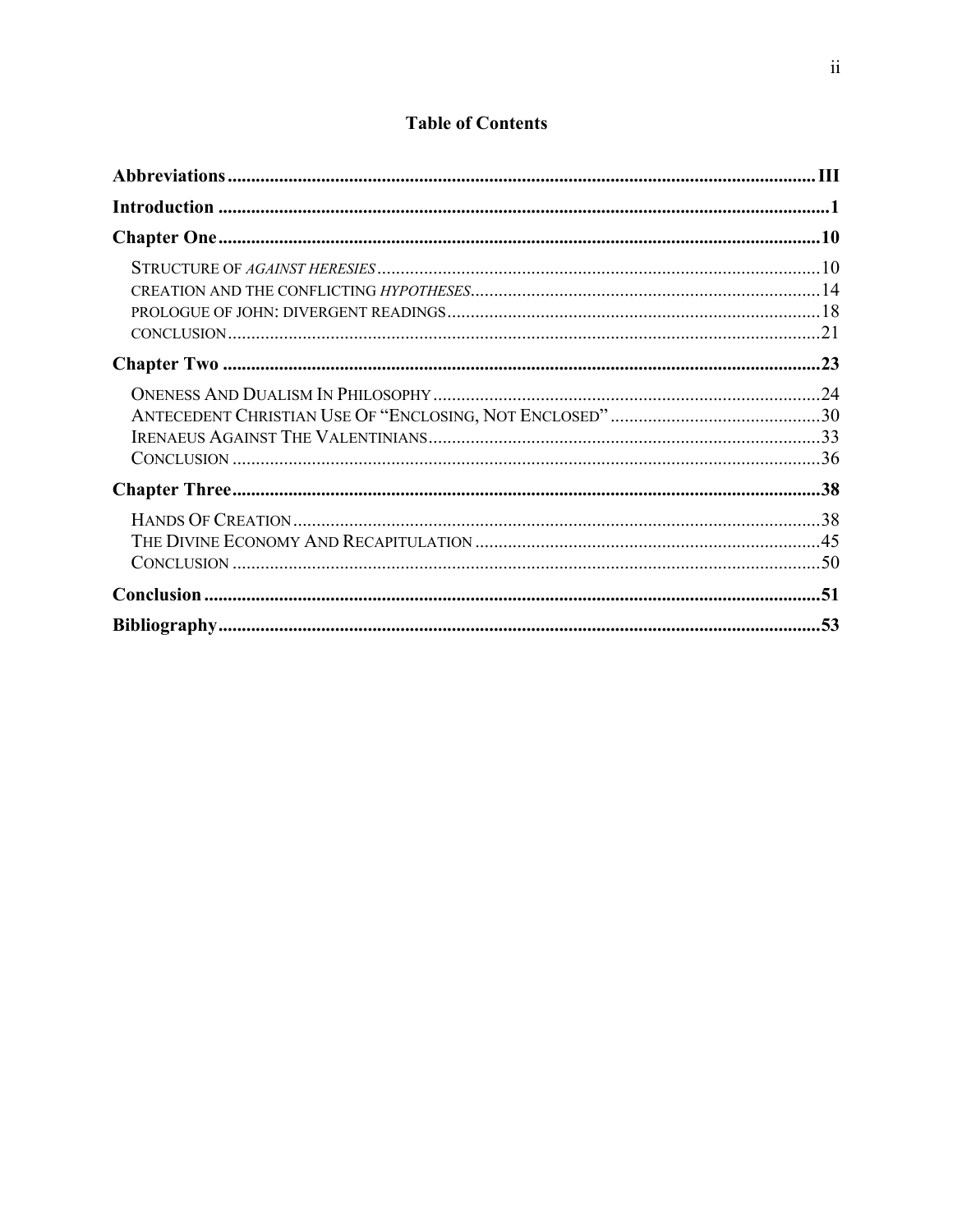# Table of Contents

**Abbreviations** ..... **III**

**Introduction** ..... **1**

**Chapter One** ..... **10**

- STRUCTURE OF *AGAINST HERESIES* ..... 10
- CREATION AND THE CONFLICTING *HYPOTHESES* ..... 14
- PROLOGUE OF JOHN: DIVERGENT READINGS ..... 18
- CONCLUSION ..... 21

**Chapter Two** ..... **23**

- ONENESS AND DUALISM IN PHILOSOPHY ..... 24
- ANTECEDENT CHRISTIAN USE OF "ENCLOSING, NOT ENCLOSED" ..... 30
- IRENAEUS AGAINST THE VALENTINIANS ..... 33
- CONCLUSION ..... 36

**Chapter Three** ..... **38**

- HANDS OF CREATION ..... 38
- THE DIVINE ECONOMY AND RECAPITULATION ..... 45
- CONCLUSION ..... 50

**Conclusion** ..... **51**

**Bibliography** ..... **53**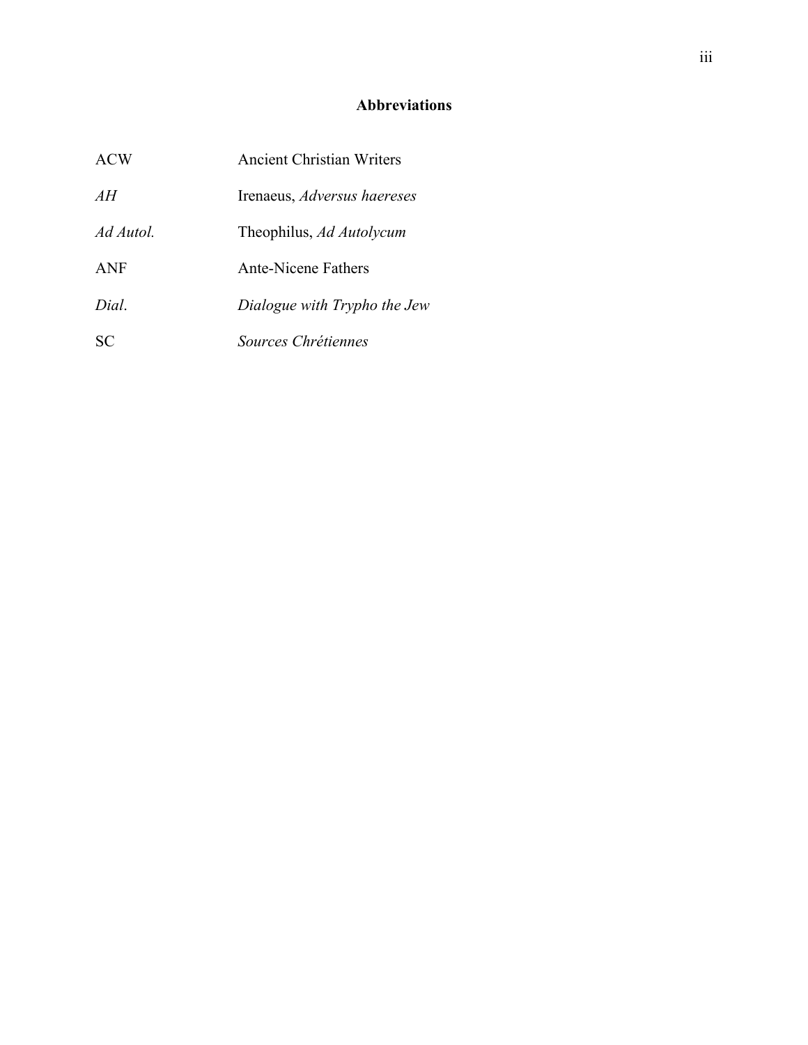# Abbreviations

| | |
|---|---|
| ACW | Ancient Christian Writers |
| *AH* | Irenaeus, *Adversus haereses* |
| *Ad Autol.* | Theophilus, *Ad Autolycum* |
| ANF | Ante-Nicene Fathers |
| *Dial*. | *Dialogue with Trypho the Jew* |
| SC | *Sources Chrétiennes* |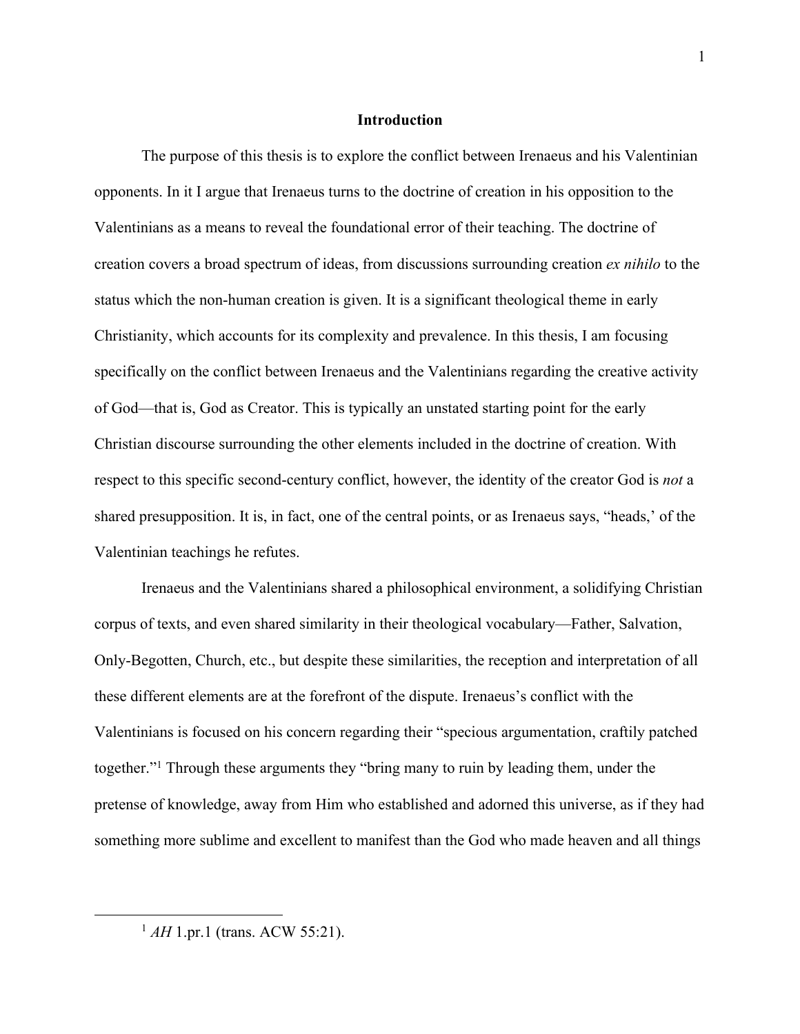## Introduction

The purpose of this thesis is to explore the conflict between Irenaeus and his Valentinian opponents. In it I argue that Irenaeus turns to the doctrine of creation in his opposition to the Valentinians as a means to reveal the foundational error of their teaching. The doctrine of creation covers a broad spectrum of ideas, from discussions surrounding creation *ex nihilo* to the status which the non-human creation is given. It is a significant theological theme in early Christianity, which accounts for its complexity and prevalence. In this thesis, I am focusing specifically on the conflict between Irenaeus and the Valentinians regarding the creative activity of God—that is, God as Creator. This is typically an unstated starting point for the early Christian discourse surrounding the other elements included in the doctrine of creation. With respect to this specific second-century conflict, however, the identity of the creator God is *not* a shared presupposition. It is, in fact, one of the central points, or as Irenaeus says, "heads,' of the Valentinian teachings he refutes.

Irenaeus and the Valentinians shared a philosophical environment, a solidifying Christian corpus of texts, and even shared similarity in their theological vocabulary—Father, Salvation, Only-Begotten, Church, etc., but despite these similarities, the reception and interpretation of all these different elements are at the forefront of the dispute. Irenaeus's conflict with the Valentinians is focused on his concern regarding their "specious argumentation, craftily patched together."[1] Through these arguments they "bring many to ruin by leading them, under the pretense of knowledge, away from Him who established and adorned this universe, as if they had something more sublime and excellent to manifest than the God who made heaven and all things

[1] *AH* 1.pr.1 (trans. ACW 55:21).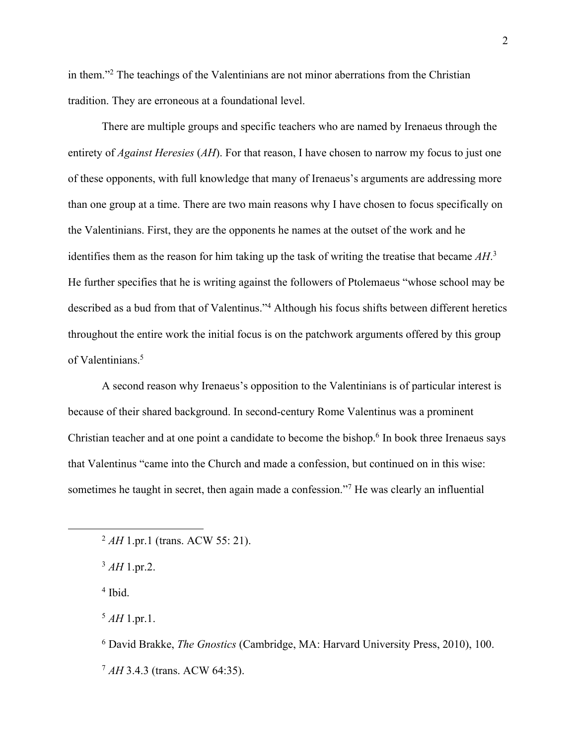in them."[2] The teachings of the Valentinians are not minor aberrations from the Christian tradition. They are erroneous at a foundational level.

There are multiple groups and specific teachers who are named by Irenaeus through the entirety of *Against Heresies* (*AH*). For that reason, I have chosen to narrow my focus to just one of these opponents, with full knowledge that many of Irenaeus's arguments are addressing more than one group at a time. There are two main reasons why I have chosen to focus specifically on the Valentinians. First, they are the opponents he names at the outset of the work and he identifies them as the reason for him taking up the task of writing the treatise that became *AH*.[3] He further specifies that he is writing against the followers of Ptolemaeus "whose school may be described as a bud from that of Valentinus."[4] Although his focus shifts between different heretics throughout the entire work the initial focus is on the patchwork arguments offered by this group of Valentinians.[5]

A second reason why Irenaeus's opposition to the Valentinians is of particular interest is because of their shared background. In second-century Rome Valentinus was a prominent Christian teacher and at one point a candidate to become the bishop.[6] In book three Irenaeus says that Valentinus "came into the Church and made a confession, but continued on in this wise: sometimes he taught in secret, then again made a confession."[7] He was clearly an influential

---

[2] *AH* 1.pr.1 (trans. ACW 55: 21).

[3] *AH* 1.pr.2.

[4] Ibid.

[5] *AH* 1.pr.1.

[6] David Brakke, *The Gnostics* (Cambridge, MA: Harvard University Press, 2010), 100.

[7] *AH* 3.4.3 (trans. ACW 64:35).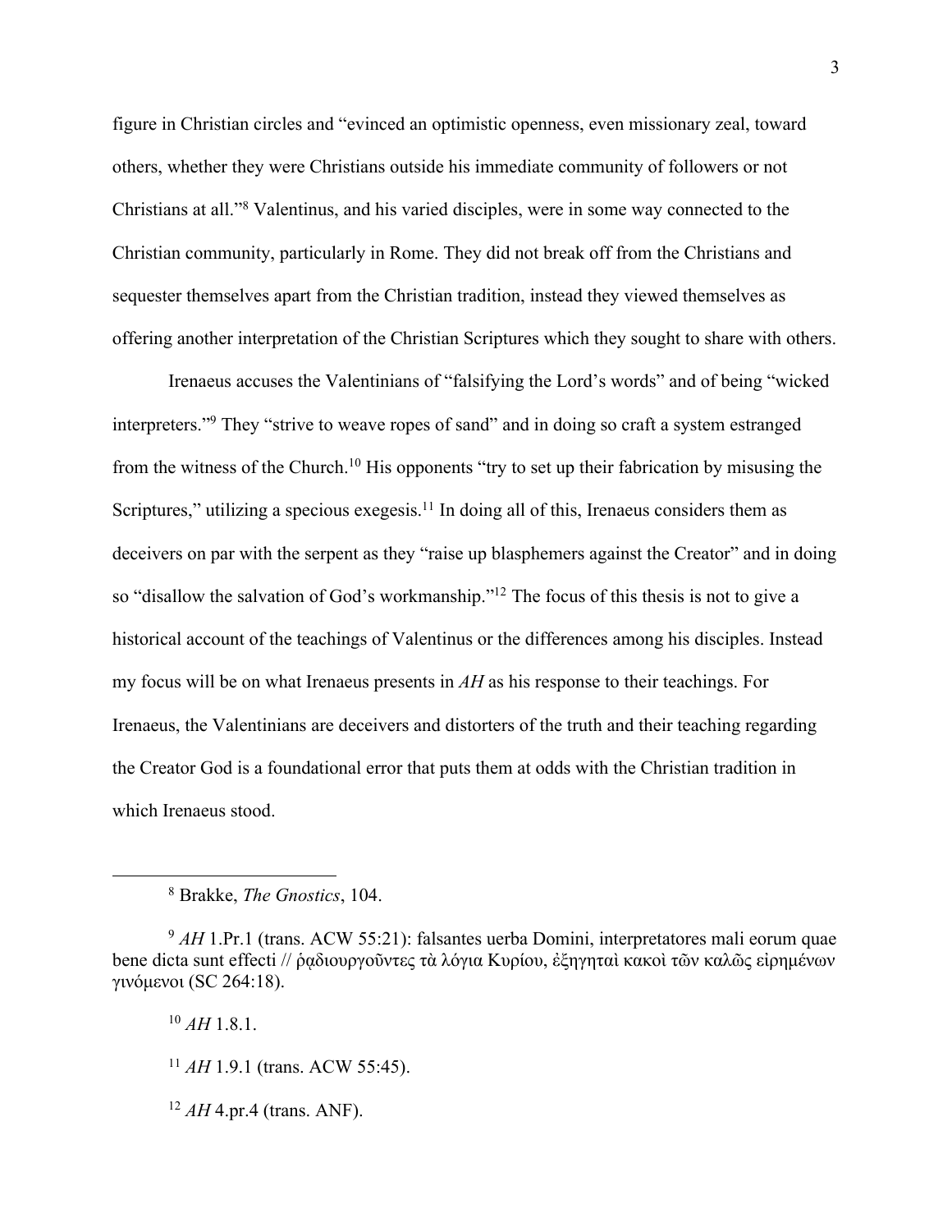figure in Christian circles and "evinced an optimistic openness, even missionary zeal, toward others, whether they were Christians outside his immediate community of followers or not Christians at all."[8] Valentinus, and his varied disciples, were in some way connected to the Christian community, particularly in Rome. They did not break off from the Christians and sequester themselves apart from the Christian tradition, instead they viewed themselves as offering another interpretation of the Christian Scriptures which they sought to share with others.

Irenaeus accuses the Valentinians of "falsifying the Lord's words" and of being "wicked interpreters."[9] They "strive to weave ropes of sand" and in doing so craft a system estranged from the witness of the Church.[10] His opponents "try to set up their fabrication by misusing the Scriptures," utilizing a specious exegesis.[11] In doing all of this, Irenaeus considers them as deceivers on par with the serpent as they "raise up blasphemers against the Creator" and in doing so "disallow the salvation of God's workmanship."[12] The focus of this thesis is not to give a historical account of the teachings of Valentinus or the differences among his disciples. Instead my focus will be on what Irenaeus presents in *AH* as his response to their teachings. For Irenaeus, the Valentinians are deceivers and distorters of the truth and their teaching regarding the Creator God is a foundational error that puts them at odds with the Christian tradition in which Irenaeus stood.

---

[8] Brakke, *The Gnostics*, 104.

[9] *AH* 1.Pr.1 (trans. ACW 55:21): falsantes uerba Domini, interpretatores mali eorum quae bene dicta sunt effecti // ῥᾳδιουργοῦντες τὰ λόγια Κυρίου, ἐξηγηταὶ κακοὶ τῶν καλῶς εἰρημένων γινόμενοι (SC 264:18).

[10] *AH* 1.8.1.

[11] *AH* 1.9.1 (trans. ACW 55:45).

[12] *AH* 4.pr.4 (trans. ANF).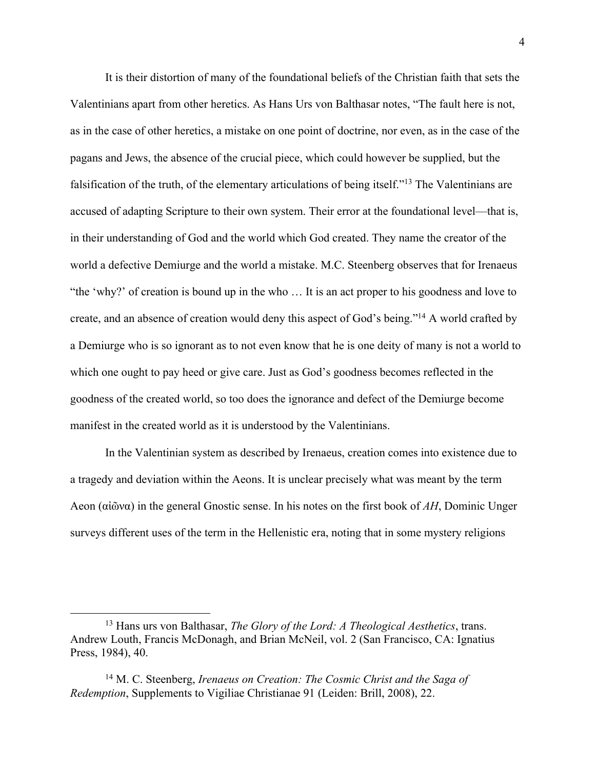It is their distortion of many of the foundational beliefs of the Christian faith that sets the Valentinians apart from other heretics. As Hans Urs von Balthasar notes, "The fault here is not, as in the case of other heretics, a mistake on one point of doctrine, nor even, as in the case of the pagans and Jews, the absence of the crucial piece, which could however be supplied, but the falsification of the truth, of the elementary articulations of being itself."[13] The Valentinians are accused of adapting Scripture to their own system. Their error at the foundational level—that is, in their understanding of God and the world which God created. They name the creator of the world a defective Demiurge and the world a mistake. M.C. Steenberg observes that for Irenaeus "the 'why?' of creation is bound up in the who … It is an act proper to his goodness and love to create, and an absence of creation would deny this aspect of God's being."[14] A world crafted by a Demiurge who is so ignorant as to not even know that he is one deity of many is not a world to which one ought to pay heed or give care. Just as God's goodness becomes reflected in the goodness of the created world, so too does the ignorance and defect of the Demiurge become manifest in the created world as it is understood by the Valentinians.

In the Valentinian system as described by Irenaeus, creation comes into existence due to a tragedy and deviation within the Aeons. It is unclear precisely what was meant by the term Aeon (αἰῶνα) in the general Gnostic sense. In his notes on the first book of *AH*, Dominic Unger surveys different uses of the term in the Hellenistic era, noting that in some mystery religions

---

[13] Hans urs von Balthasar, *The Glory of the Lord: A Theological Aesthetics*, trans. Andrew Louth, Francis McDonagh, and Brian McNeil, vol. 2 (San Francisco, CA: Ignatius Press, 1984), 40.

[14] M. C. Steenberg, *Irenaeus on Creation: The Cosmic Christ and the Saga of Redemption*, Supplements to Vigiliae Christianae 91 (Leiden: Brill, 2008), 22.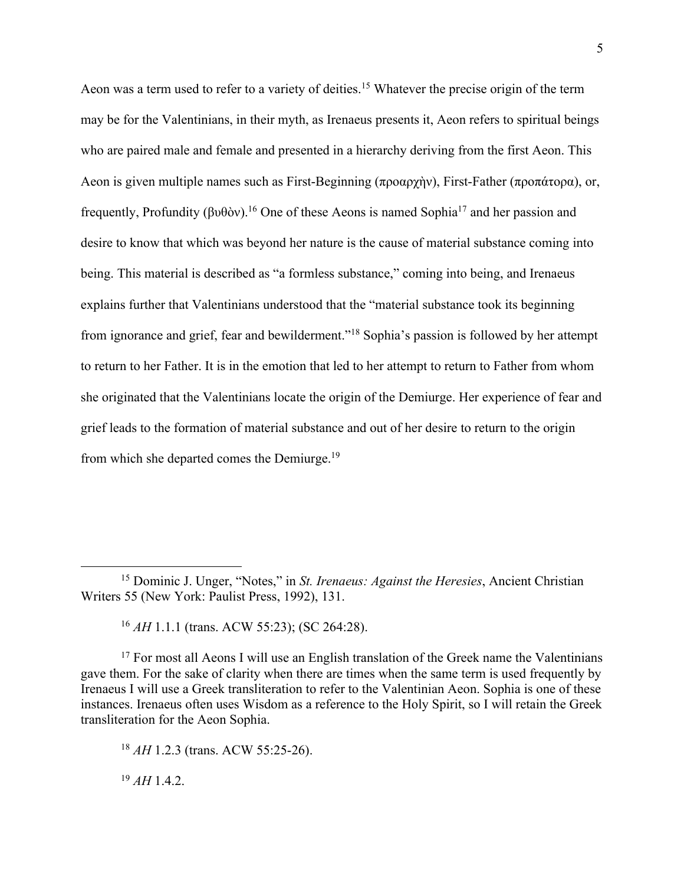Aeon was a term used to refer to a variety of deities.[15] Whatever the precise origin of the term may be for the Valentinians, in their myth, as Irenaeus presents it, Aeon refers to spiritual beings who are paired male and female and presented in a hierarchy deriving from the first Aeon. This Aeon is given multiple names such as First-Beginning (προαρχὴν), First-Father (προπάτορα), or, frequently, Profundity (βυθὸν).[16] One of these Aeons is named Sophia[17] and her passion and desire to know that which was beyond her nature is the cause of material substance coming into being. This material is described as "a formless substance," coming into being, and Irenaeus explains further that Valentinians understood that the "material substance took its beginning from ignorance and grief, fear and bewilderment."[18] Sophia's passion is followed by her attempt to return to her Father. It is in the emotion that led to her attempt to return to Father from whom she originated that the Valentinians locate the origin of the Demiurge. Her experience of fear and grief leads to the formation of material substance and out of her desire to return to the origin from which she departed comes the Demiurge.[19]

---

[15] Dominic J. Unger, "Notes," in *St. Irenaeus: Against the Heresies*, Ancient Christian Writers 55 (New York: Paulist Press, 1992), 131.

[16] *AH* 1.1.1 (trans. ACW 55:23); (SC 264:28).

[17] For most all Aeons I will use an English translation of the Greek name the Valentinians gave them. For the sake of clarity when there are times when the same term is used frequently by Irenaeus I will use a Greek transliteration to refer to the Valentinian Aeon. Sophia is one of these instances. Irenaeus often uses Wisdom as a reference to the Holy Spirit, so I will retain the Greek transliteration for the Aeon Sophia.

[18] *AH* 1.2.3 (trans. ACW 55:25-26).

[19] *AH* 1.4.2.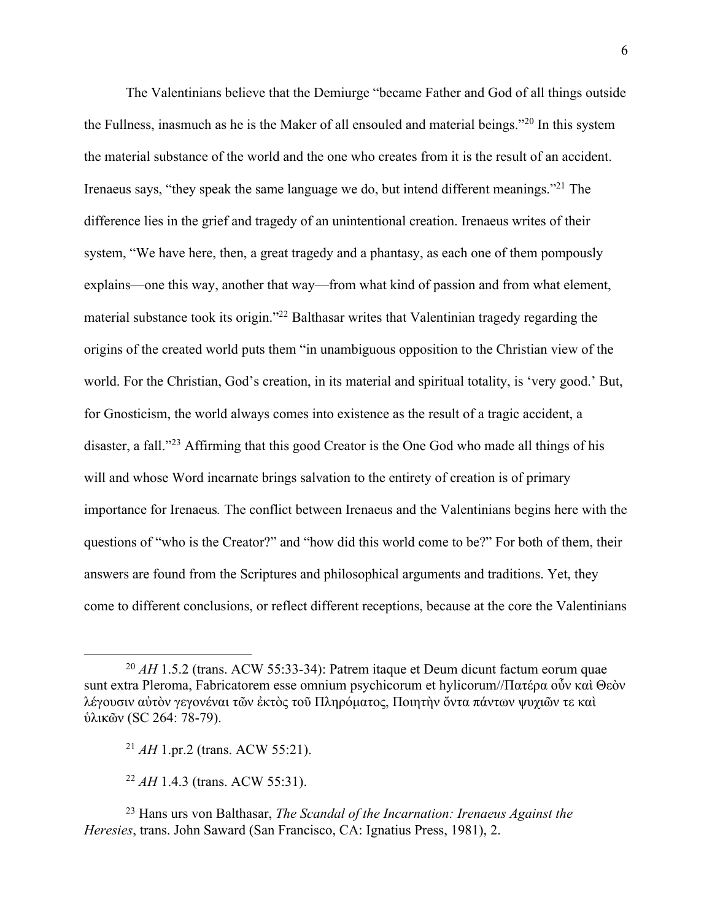The Valentinians believe that the Demiurge "became Father and God of all things outside the Fullness, inasmuch as he is the Maker of all ensouled and material beings."[20] In this system the material substance of the world and the one who creates from it is the result of an accident. Irenaeus says, "they speak the same language we do, but intend different meanings."[21] The difference lies in the grief and tragedy of an unintentional creation. Irenaeus writes of their system, "We have here, then, a great tragedy and a phantasy, as each one of them pompously explains—one this way, another that way—from what kind of passion and from what element, material substance took its origin."[22] Balthasar writes that Valentinian tragedy regarding the origins of the created world puts them "in unambiguous opposition to the Christian view of the world. For the Christian, God's creation, in its material and spiritual totality, is 'very good.' But, for Gnosticism, the world always comes into existence as the result of a tragic accident, a disaster, a fall."[23] Affirming that this good Creator is the One God who made all things of his will and whose Word incarnate brings salvation to the entirety of creation is of primary importance for Irenaeus. The conflict between Irenaeus and the Valentinians begins here with the questions of "who is the Creator?" and "how did this world come to be?" For both of them, their answers are found from the Scriptures and philosophical arguments and traditions. Yet, they come to different conclusions, or reflect different receptions, because at the core the Valentinians

---

[20] *AH* 1.5.2 (trans. ACW 55:33-34): Patrem itaque et Deum dicunt factum eorum quae sunt extra Pleroma, Fabricatorem esse omnium psychicorum et hylicorum//Πατέρα οὖν καὶ Θεὸν λέγουσιν αὐτὸν γεγονέναι τῶν ἐκτὸς τοῦ Πληρόματος, Ποιητὴν ὄντα πάντων ψυχιῶν τε καὶ ὑλικῶν (SC 264: 78-79).

[21] *AH* 1.pr.2 (trans. ACW 55:21).

[22] *AH* 1.4.3 (trans. ACW 55:31).

[23] Hans urs von Balthasar, *The Scandal of the Incarnation: Irenaeus Against the Heresies*, trans. John Saward (San Francisco, CA: Ignatius Press, 1981), 2.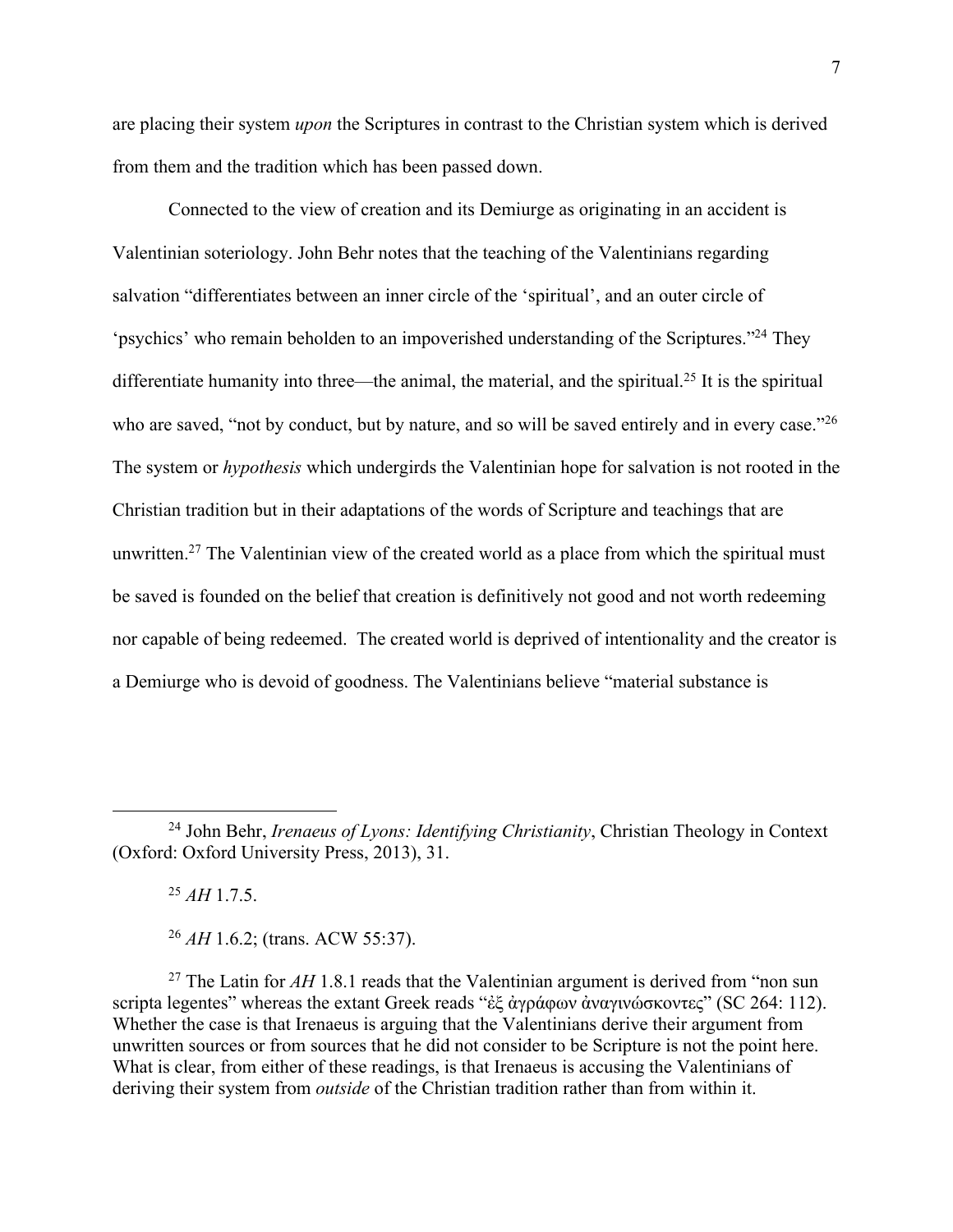are placing their system *upon* the Scriptures in contrast to the Christian system which is derived from them and the tradition which has been passed down.

Connected to the view of creation and its Demiurge as originating in an accident is Valentinian soteriology. John Behr notes that the teaching of the Valentinians regarding salvation "differentiates between an inner circle of the 'spiritual', and an outer circle of 'psychics' who remain beholden to an impoverished understanding of the Scriptures."[24] They differentiate humanity into three—the animal, the material, and the spiritual.[25] It is the spiritual who are saved, "not by conduct, but by nature, and so will be saved entirely and in every case."[26] The system or *hypothesis* which undergirds the Valentinian hope for salvation is not rooted in the Christian tradition but in their adaptations of the words of Scripture and teachings that are unwritten.[27] The Valentinian view of the created world as a place from which the spiritual must be saved is founded on the belief that creation is definitively not good and not worth redeeming nor capable of being redeemed. The created world is deprived of intentionality and the creator is a Demiurge who is devoid of goodness. The Valentinians believe "material substance is

---

[24] John Behr, *Irenaeus of Lyons: Identifying Christianity*, Christian Theology in Context (Oxford: Oxford University Press, 2013), 31.

[25] *AH* 1.7.5.

[26] *AH* 1.6.2; (trans. ACW 55:37).

[27] The Latin for *AH* 1.8.1 reads that the Valentinian argument is derived from "non sun scripta legentes" whereas the extant Greek reads "ἐξ ἀγράφων ἀναγινώσκοντες" (SC 264: 112). Whether the case is that Irenaeus is arguing that the Valentinians derive their argument from unwritten sources or from sources that he did not consider to be Scripture is not the point here. What is clear, from either of these readings, is that Irenaeus is accusing the Valentinians of deriving their system from *outside* of the Christian tradition rather than from within it.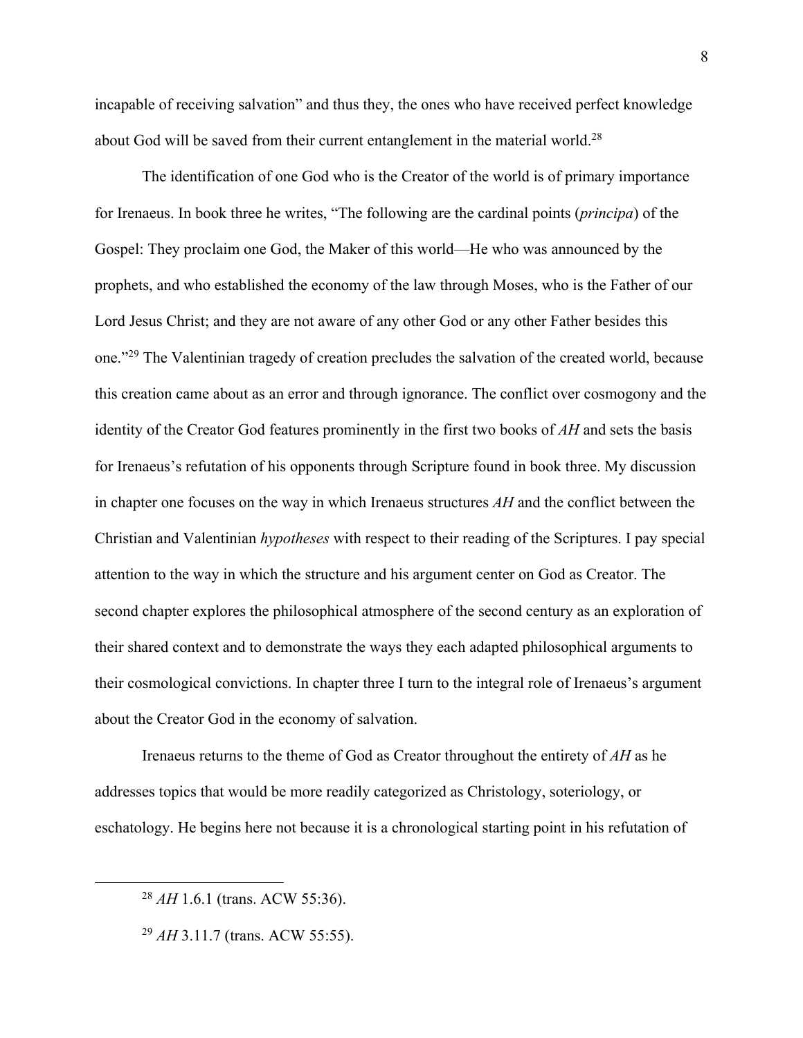incapable of receiving salvation" and thus they, the ones who have received perfect knowledge about God will be saved from their current entanglement in the material world.[28]

The identification of one God who is the Creator of the world is of primary importance for Irenaeus. In book three he writes, "The following are the cardinal points (*principa*) of the Gospel: They proclaim one God, the Maker of this world—He who was announced by the prophets, and who established the economy of the law through Moses, who is the Father of our Lord Jesus Christ; and they are not aware of any other God or any other Father besides this one."[29] The Valentinian tragedy of creation precludes the salvation of the created world, because this creation came about as an error and through ignorance. The conflict over cosmogony and the identity of the Creator God features prominently in the first two books of *AH* and sets the basis for Irenaeus's refutation of his opponents through Scripture found in book three. My discussion in chapter one focuses on the way in which Irenaeus structures *AH* and the conflict between the Christian and Valentinian *hypotheses* with respect to their reading of the Scriptures. I pay special attention to the way in which the structure and his argument center on God as Creator. The second chapter explores the philosophical atmosphere of the second century as an exploration of their shared context and to demonstrate the ways they each adapted philosophical arguments to their cosmological convictions. In chapter three I turn to the integral role of Irenaeus's argument about the Creator God in the economy of salvation.

Irenaeus returns to the theme of God as Creator throughout the entirety of *AH* as he addresses topics that would be more readily categorized as Christology, soteriology, or eschatology. He begins here not because it is a chronological starting point in his refutation of

[28] *AH* 1.6.1 (trans. ACW 55:36).

[29] *AH* 3.11.7 (trans. ACW 55:55).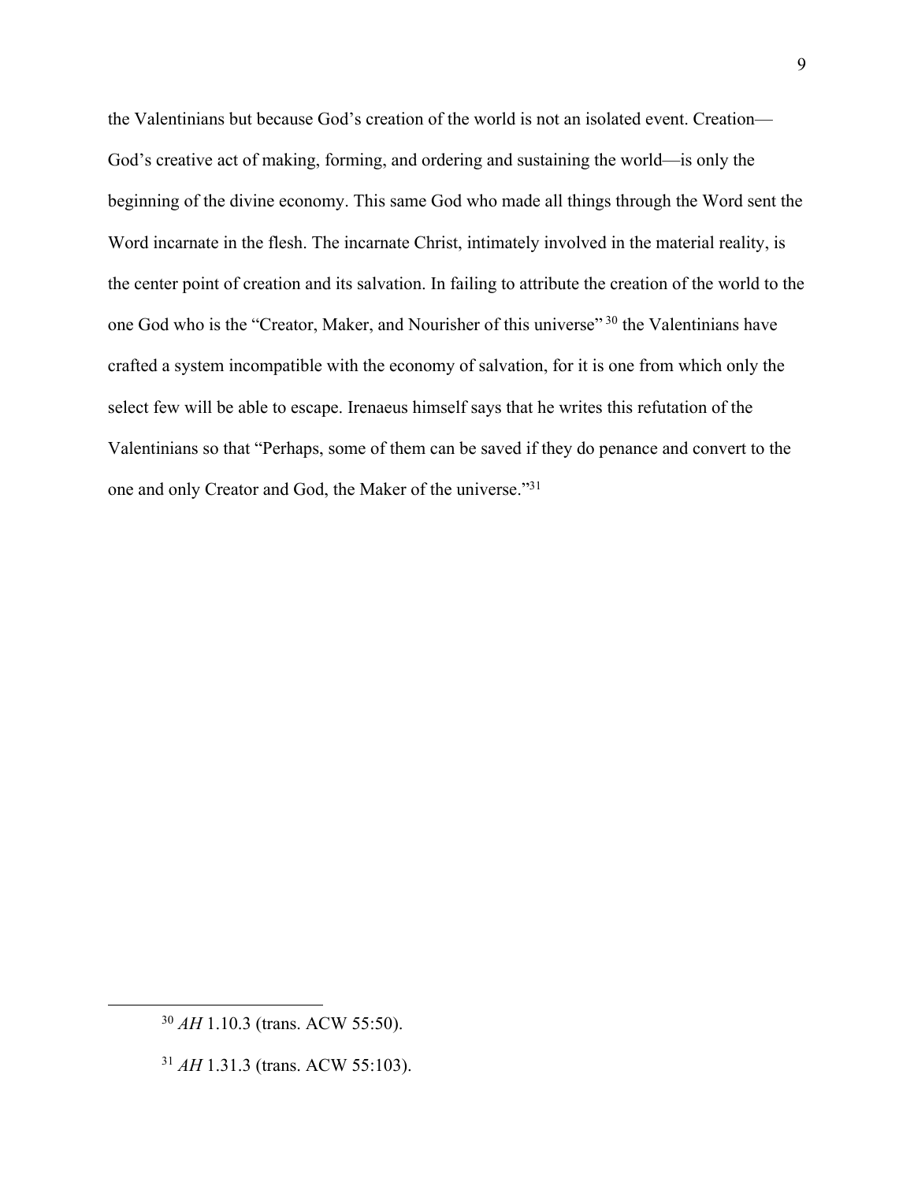the Valentinians but because God's creation of the world is not an isolated event. Creation—God's creative act of making, forming, and ordering and sustaining the world—is only the beginning of the divine economy. This same God who made all things through the Word sent the Word incarnate in the flesh. The incarnate Christ, intimately involved in the material reality, is the center point of creation and its salvation. In failing to attribute the creation of the world to the one God who is the "Creator, Maker, and Nourisher of this universe"[30] the Valentinians have crafted a system incompatible with the economy of salvation, for it is one from which only the select few will be able to escape. Irenaeus himself says that he writes this refutation of the Valentinians so that "Perhaps, some of them can be saved if they do penance and convert to the one and only Creator and God, the Maker of the universe."[31]

---

[30] *AH* 1.10.3 (trans. ACW 55:50).

[31] *AH* 1.31.3 (trans. ACW 55:103).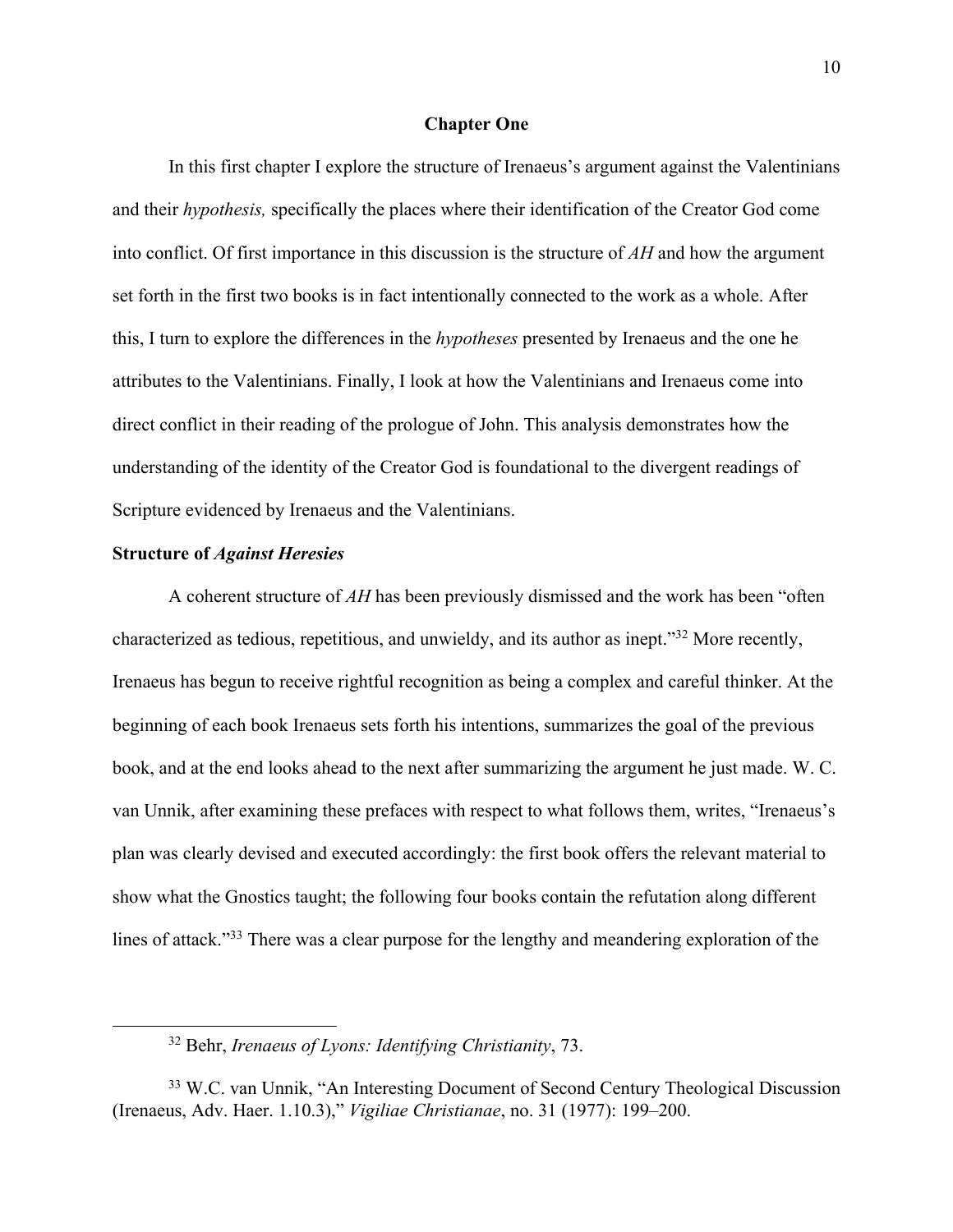## Chapter One

In this first chapter I explore the structure of Irenaeus's argument against the Valentinians and their *hypothesis,* specifically the places where their identification of the Creator God come into conflict. Of first importance in this discussion is the structure of *AH* and how the argument set forth in the first two books is in fact intentionally connected to the work as a whole. After this, I turn to explore the differences in the *hypotheses* presented by Irenaeus and the one he attributes to the Valentinians. Finally, I look at how the Valentinians and Irenaeus come into direct conflict in their reading of the prologue of John. This analysis demonstrates how the understanding of the identity of the Creator God is foundational to the divergent readings of Scripture evidenced by Irenaeus and the Valentinians.

### Structure of *Against Heresies*

A coherent structure of *AH* has been previously dismissed and the work has been "often characterized as tedious, repetitious, and unwieldy, and its author as inept."[32] More recently, Irenaeus has begun to receive rightful recognition as being a complex and careful thinker. At the beginning of each book Irenaeus sets forth his intentions, summarizes the goal of the previous book, and at the end looks ahead to the next after summarizing the argument he just made. W. C. van Unnik, after examining these prefaces with respect to what follows them, writes, "Irenaeus's plan was clearly devised and executed accordingly: the first book offers the relevant material to show what the Gnostics taught; the following four books contain the refutation along different lines of attack."[33] There was a clear purpose for the lengthy and meandering exploration of the

---

[32] Behr, *Irenaeus of Lyons: Identifying Christianity*, 73.

[33] W.C. van Unnik, "An Interesting Document of Second Century Theological Discussion (Irenaeus, Adv. Haer. 1.10.3)," *Vigiliae Christianae*, no. 31 (1977): 199–200.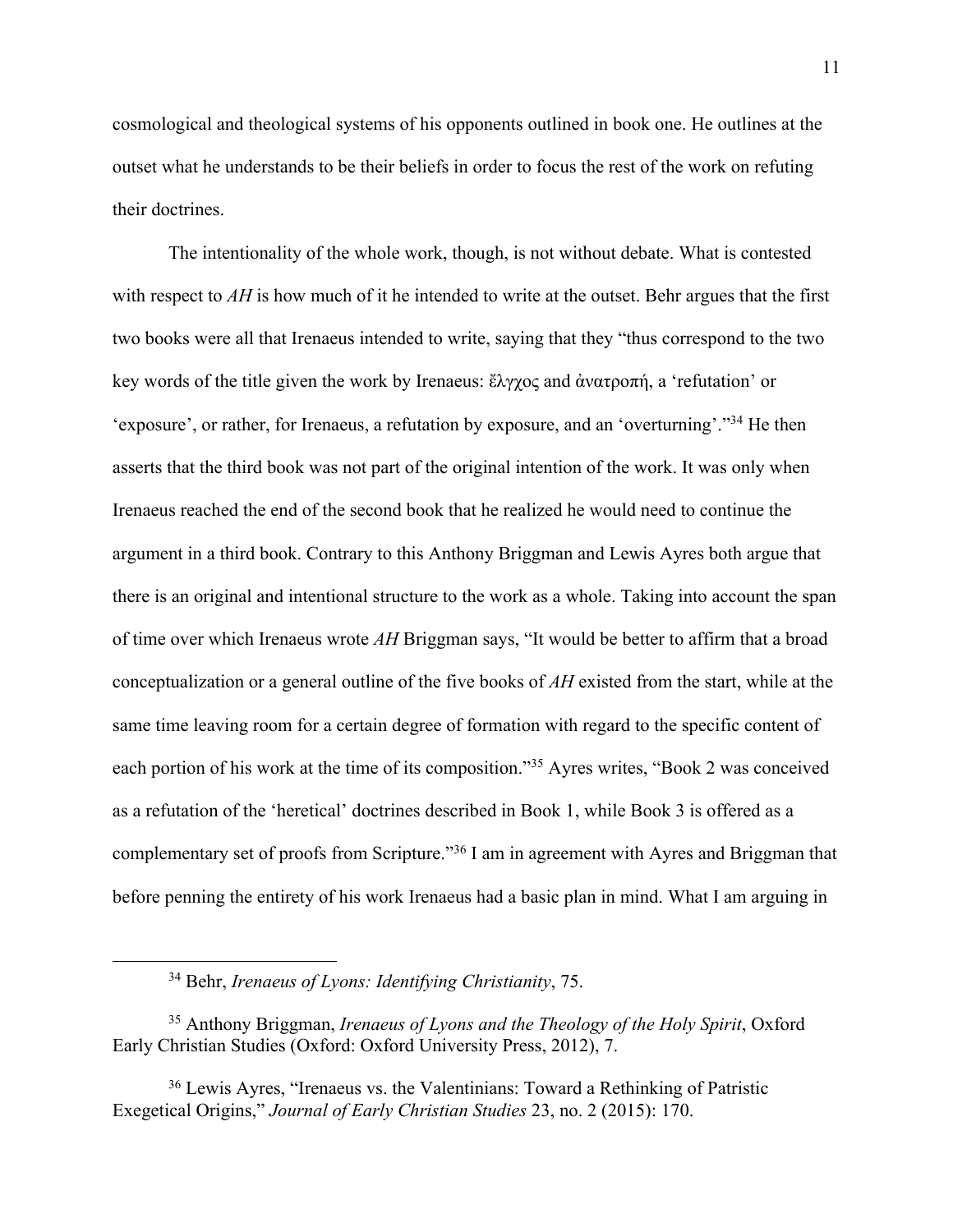cosmological and theological systems of his opponents outlined in book one. He outlines at the outset what he understands to be their beliefs in order to focus the rest of the work on refuting their doctrines.

The intentionality of the whole work, though, is not without debate. What is contested with respect to *AH* is how much of it he intended to write at the outset. Behr argues that the first two books were all that Irenaeus intended to write, saying that they "thus correspond to the two key words of the title given the work by Irenaeus: ἔλγχος and ἀνατροπή, a 'refutation' or 'exposure', or rather, for Irenaeus, a refutation by exposure, and an 'overturning'."[34] He then asserts that the third book was not part of the original intention of the work. It was only when Irenaeus reached the end of the second book that he realized he would need to continue the argument in a third book. Contrary to this Anthony Briggman and Lewis Ayres both argue that there is an original and intentional structure to the work as a whole. Taking into account the span of time over which Irenaeus wrote *AH* Briggman says, "It would be better to affirm that a broad conceptualization or a general outline of the five books of *AH* existed from the start, while at the same time leaving room for a certain degree of formation with regard to the specific content of each portion of his work at the time of its composition."[35] Ayres writes, "Book 2 was conceived as a refutation of the 'heretical' doctrines described in Book 1, while Book 3 is offered as a complementary set of proofs from Scripture."[36] I am in agreement with Ayres and Briggman that before penning the entirety of his work Irenaeus had a basic plan in mind. What I am arguing in

---

[34] Behr, *Irenaeus of Lyons: Identifying Christianity*, 75.

[35] Anthony Briggman, *Irenaeus of Lyons and the Theology of the Holy Spirit*, Oxford Early Christian Studies (Oxford: Oxford University Press, 2012), 7.

[36] Lewis Ayres, "Irenaeus vs. the Valentinians: Toward a Rethinking of Patristic Exegetical Origins," *Journal of Early Christian Studies* 23, no. 2 (2015): 170.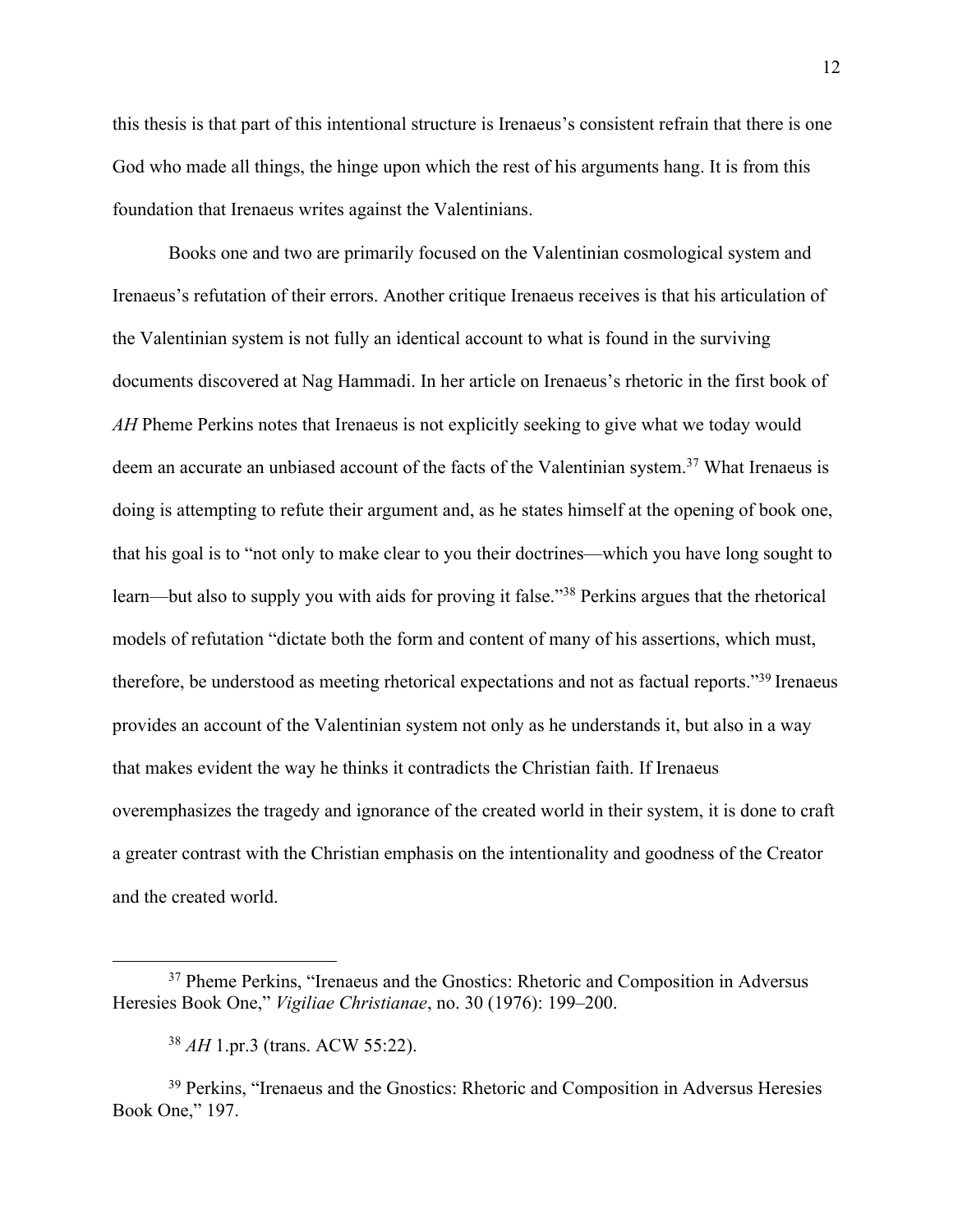this thesis is that part of this intentional structure is Irenaeus's consistent refrain that there is one God who made all things, the hinge upon which the rest of his arguments hang. It is from this foundation that Irenaeus writes against the Valentinians.

Books one and two are primarily focused on the Valentinian cosmological system and Irenaeus's refutation of their errors. Another critique Irenaeus receives is that his articulation of the Valentinian system is not fully an identical account to what is found in the surviving documents discovered at Nag Hammadi. In her article on Irenaeus's rhetoric in the first book of *AH* Pheme Perkins notes that Irenaeus is not explicitly seeking to give what we today would deem an accurate an unbiased account of the facts of the Valentinian system.[37] What Irenaeus is doing is attempting to refute their argument and, as he states himself at the opening of book one, that his goal is to "not only to make clear to you their doctrines—which you have long sought to learn—but also to supply you with aids for proving it false."[38] Perkins argues that the rhetorical models of refutation "dictate both the form and content of many of his assertions, which must, therefore, be understood as meeting rhetorical expectations and not as factual reports."[39] Irenaeus provides an account of the Valentinian system not only as he understands it, but also in a way that makes evident the way he thinks it contradicts the Christian faith. If Irenaeus overemphasizes the tragedy and ignorance of the created world in their system, it is done to craft a greater contrast with the Christian emphasis on the intentionality and goodness of the Creator and the created world.

---

[37] Pheme Perkins, "Irenaeus and the Gnostics: Rhetoric and Composition in Adversus Heresies Book One," *Vigiliae Christianae*, no. 30 (1976): 199–200.

[38] *AH* 1.pr.3 (trans. ACW 55:22).

[39] Perkins, "Irenaeus and the Gnostics: Rhetoric and Composition in Adversus Heresies Book One," 197.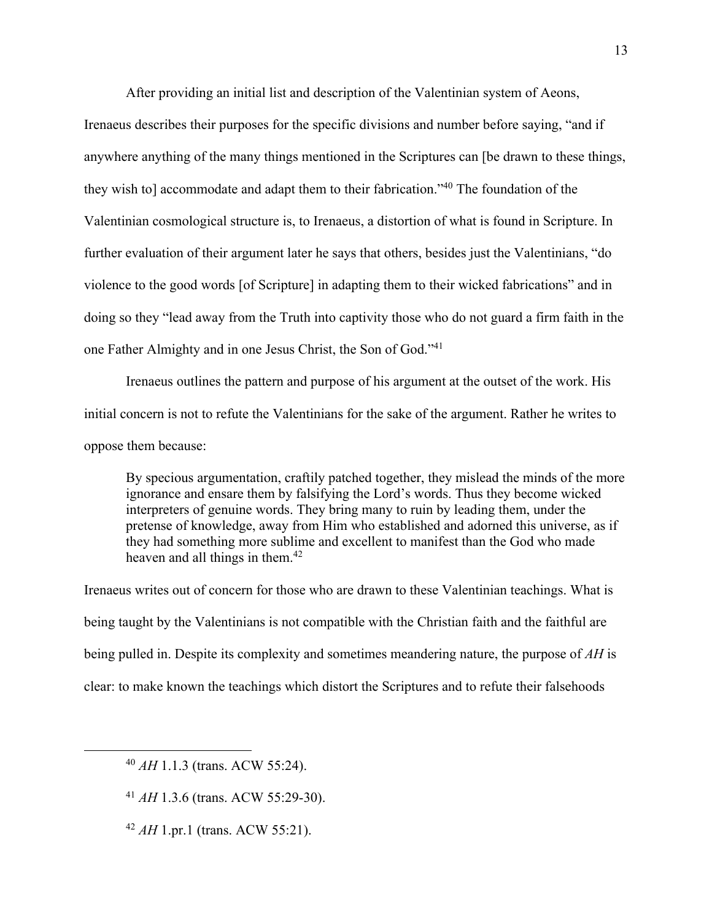After providing an initial list and description of the Valentinian system of Aeons, Irenaeus describes their purposes for the specific divisions and number before saying, "and if anywhere anything of the many things mentioned in the Scriptures can [be drawn to these things, they wish to] accommodate and adapt them to their fabrication."[40] The foundation of the Valentinian cosmological structure is, to Irenaeus, a distortion of what is found in Scripture. In further evaluation of their argument later he says that others, besides just the Valentinians, "do violence to the good words [of Scripture] in adapting them to their wicked fabrications" and in doing so they "lead away from the Truth into captivity those who do not guard a firm faith in the one Father Almighty and in one Jesus Christ, the Son of God."[41]

Irenaeus outlines the pattern and purpose of his argument at the outset of the work. His initial concern is not to refute the Valentinians for the sake of the argument. Rather he writes to oppose them because:

> By specious argumentation, craftily patched together, they mislead the minds of the more ignorance and ensare them by falsifying the Lord's words. Thus they become wicked interpreters of genuine words. They bring many to ruin by leading them, under the pretense of knowledge, away from Him who established and adorned this universe, as if they had something more sublime and excellent to manifest than the God who made heaven and all things in them.[42]

Irenaeus writes out of concern for those who are drawn to these Valentinian teachings. What is being taught by the Valentinians is not compatible with the Christian faith and the faithful are being pulled in. Despite its complexity and sometimes meandering nature, the purpose of *AH* is clear: to make known the teachings which distort the Scriptures and to refute their falsehoods

---

[40] *AH* 1.1.3 (trans. ACW 55:24).

[41] *AH* 1.3.6 (trans. ACW 55:29-30).

[42] *AH* 1.pr.1 (trans. ACW 55:21).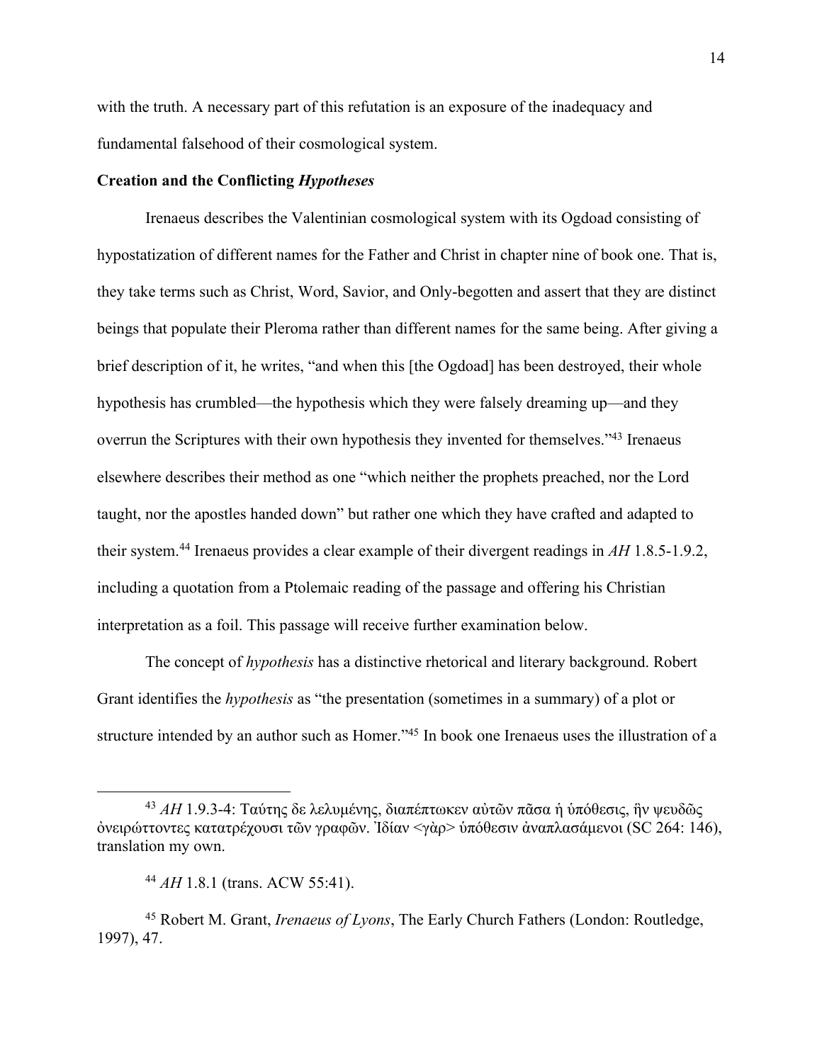with the truth. A necessary part of this refutation is an exposure of the inadequacy and fundamental falsehood of their cosmological system.

**Creation and the Conflicting *Hypotheses***

Irenaeus describes the Valentinian cosmological system with its Ogdoad consisting of hypostatization of different names for the Father and Christ in chapter nine of book one. That is, they take terms such as Christ, Word, Savior, and Only-begotten and assert that they are distinct beings that populate their Pleroma rather than different names for the same being. After giving a brief description of it, he writes, "and when this [the Ogdoad] has been destroyed, their whole hypothesis has crumbled—the hypothesis which they were falsely dreaming up—and they overrun the Scriptures with their own hypothesis they invented for themselves."[43] Irenaeus elsewhere describes their method as one "which neither the prophets preached, nor the Lord taught, nor the apostles handed down" but rather one which they have crafted and adapted to their system.[44] Irenaeus provides a clear example of their divergent readings in *AH* 1.8.5-1.9.2, including a quotation from a Ptolemaic reading of the passage and offering his Christian interpretation as a foil. This passage will receive further examination below.

The concept of *hypothesis* has a distinctive rhetorical and literary background. Robert Grant identifies the *hypothesis* as "the presentation (sometimes in a summary) of a plot or structure intended by an author such as Homer."[45] In book one Irenaeus uses the illustration of a

---

[43] *AH* 1.9.3-4: Ταύτης δε λελυμένης, διαπέπτωκεν αὐτῶν πᾶσα ἡ ὑπόθεσις, ἣν ψευδῶς ὀνειρώττοντες κατατρέχουσι τῶν γραφῶν. Ἰδίαν <γὰρ> ὑπόθεσιν ἀναπλασάμενοι (SC 264: 146), translation my own.

[44] *AH* 1.8.1 (trans. ACW 55:41).

[45] Robert M. Grant, *Irenaeus of Lyons*, The Early Church Fathers (London: Routledge, 1997), 47.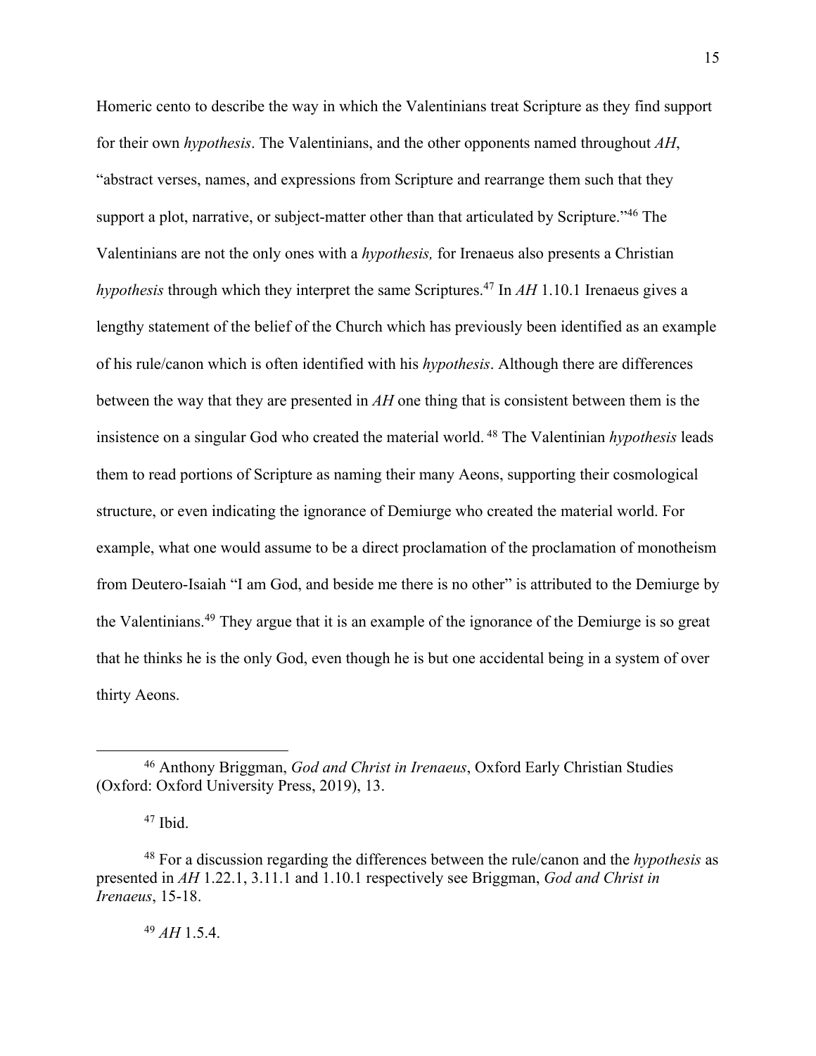Homeric cento to describe the way in which the Valentinians treat Scripture as they find support for their own *hypothesis*. The Valentinians, and the other opponents named throughout *AH*, "abstract verses, names, and expressions from Scripture and rearrange them such that they support a plot, narrative, or subject-matter other than that articulated by Scripture."[46] The Valentinians are not the only ones with a *hypothesis,* for Irenaeus also presents a Christian *hypothesis* through which they interpret the same Scriptures.[47] In *AH* 1.10.1 Irenaeus gives a lengthy statement of the belief of the Church which has previously been identified as an example of his rule/canon which is often identified with his *hypothesis*. Although there are differences between the way that they are presented in *AH* one thing that is consistent between them is the insistence on a singular God who created the material world.[48] The Valentinian *hypothesis* leads them to read portions of Scripture as naming their many Aeons, supporting their cosmological structure, or even indicating the ignorance of Demiurge who created the material world. For example, what one would assume to be a direct proclamation of the proclamation of monotheism from Deutero-Isaiah "I am God, and beside me there is no other" is attributed to the Demiurge by the Valentinians.[49] They argue that it is an example of the ignorance of the Demiurge is so great that he thinks he is the only God, even though he is but one accidental being in a system of over thirty Aeons.

---

[46] Anthony Briggman, *God and Christ in Irenaeus*, Oxford Early Christian Studies (Oxford: Oxford University Press, 2019), 13.

[47] Ibid.

[48] For a discussion regarding the differences between the rule/canon and the *hypothesis* as presented in *AH* 1.22.1, 3.11.1 and 1.10.1 respectively see Briggman, *God and Christ in Irenaeus*, 15-18.

[49] *AH* 1.5.4.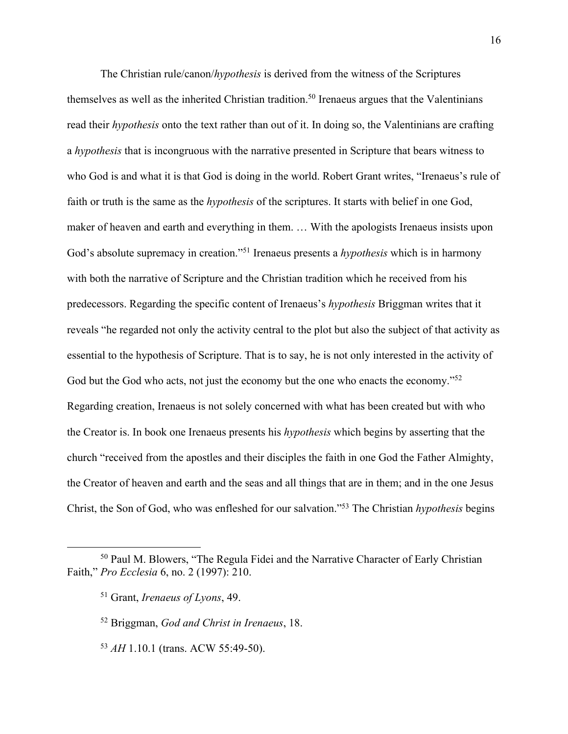The Christian rule/canon/*hypothesis* is derived from the witness of the Scriptures themselves as well as the inherited Christian tradition.[50] Irenaeus argues that the Valentinians read their *hypothesis* onto the text rather than out of it. In doing so, the Valentinians are crafting a *hypothesis* that is incongruous with the narrative presented in Scripture that bears witness to who God is and what it is that God is doing in the world. Robert Grant writes, "Irenaeus's rule of faith or truth is the same as the *hypothesis* of the scriptures. It starts with belief in one God, maker of heaven and earth and everything in them. … With the apologists Irenaeus insists upon God's absolute supremacy in creation."[51] Irenaeus presents a *hypothesis* which is in harmony with both the narrative of Scripture and the Christian tradition which he received from his predecessors. Regarding the specific content of Irenaeus's *hypothesis* Briggman writes that it reveals "he regarded not only the activity central to the plot but also the subject of that activity as essential to the hypothesis of Scripture. That is to say, he is not only interested in the activity of God but the God who acts, not just the economy but the one who enacts the economy."[52] Regarding creation, Irenaeus is not solely concerned with what has been created but with who the Creator is. In book one Irenaeus presents his *hypothesis* which begins by asserting that the church "received from the apostles and their disciples the faith in one God the Father Almighty, the Creator of heaven and earth and the seas and all things that are in them; and in the one Jesus Christ, the Son of God, who was enfleshed for our salvation."[53] The Christian *hypothesis* begins

[50] Paul M. Blowers, "The Regula Fidei and the Narrative Character of Early Christian Faith," *Pro Ecclesia* 6, no. 2 (1997): 210.

[51] Grant, *Irenaeus of Lyons*, 49.

[52] Briggman, *God and Christ in Irenaeus*, 18.

[53] *AH* 1.10.1 (trans. ACW 55:49-50).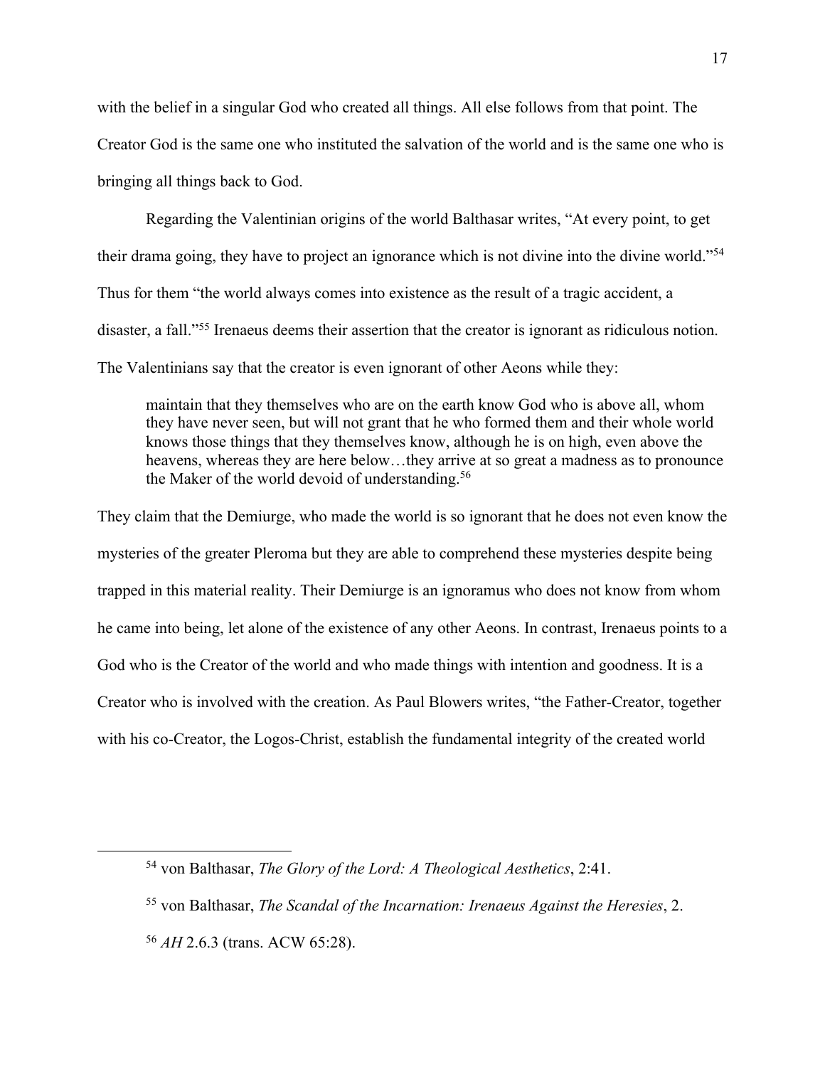with the belief in a singular God who created all things. All else follows from that point. The Creator God is the same one who instituted the salvation of the world and is the same one who is bringing all things back to God.

Regarding the Valentinian origins of the world Balthasar writes, “At every point, to get their drama going, they have to project an ignorance which is not divine into the divine world.”[54] Thus for them “the world always comes into existence as the result of a tragic accident, a disaster, a fall.”[55] Irenaeus deems their assertion that the creator is ignorant as ridiculous notion. The Valentinians say that the creator is even ignorant of other Aeons while they:

> maintain that they themselves who are on the earth know God who is above all, whom they have never seen, but will not grant that he who formed them and their whole world knows those things that they themselves know, although he is on high, even above the heavens, whereas they are here below…they arrive at so great a madness as to pronounce the Maker of the world devoid of understanding.[56]

They claim that the Demiurge, who made the world is so ignorant that he does not even know the mysteries of the greater Pleroma but they are able to comprehend these mysteries despite being trapped in this material reality. Their Demiurge is an ignoramus who does not know from whom he came into being, let alone of the existence of any other Aeons. In contrast, Irenaeus points to a God who is the Creator of the world and who made things with intention and goodness. It is a Creator who is involved with the creation. As Paul Blowers writes, “the Father-Creator, together with his co-Creator, the Logos-Christ, establish the fundamental integrity of the created world

---

[54] von Balthasar, *The Glory of the Lord: A Theological Aesthetics*, 2:41.

[55] von Balthasar, *The Scandal of the Incarnation: Irenaeus Against the Heresies*, 2.

[56] *AH* 2.6.3 (trans. ACW 65:28).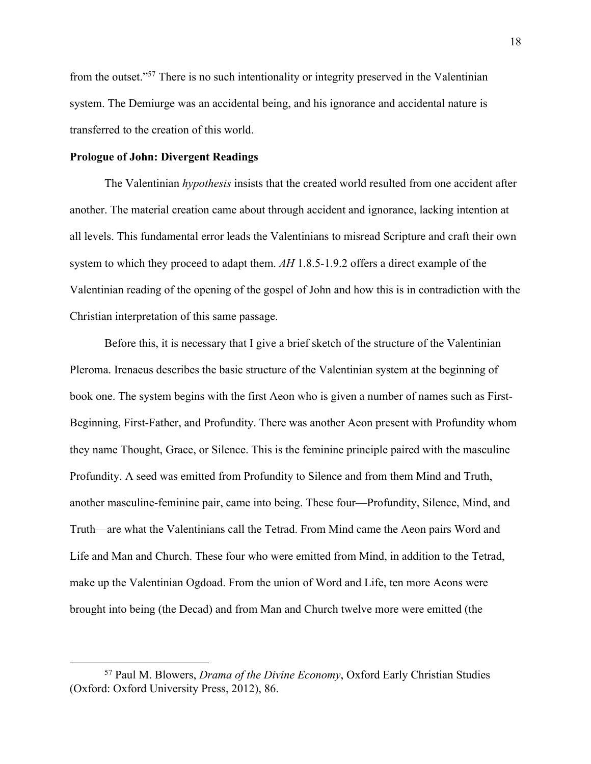from the outset."[57] There is no such intentionality or integrity preserved in the Valentinian system. The Demiurge was an accidental being, and his ignorance and accidental nature is transferred to the creation of this world.

**Prologue of John: Divergent Readings**

The Valentinian *hypothesis* insists that the created world resulted from one accident after another. The material creation came about through accident and ignorance, lacking intention at all levels. This fundamental error leads the Valentinians to misread Scripture and craft their own system to which they proceed to adapt them. *AH* 1.8.5-1.9.2 offers a direct example of the Valentinian reading of the opening of the gospel of John and how this is in contradiction with the Christian interpretation of this same passage.

Before this, it is necessary that I give a brief sketch of the structure of the Valentinian Pleroma. Irenaeus describes the basic structure of the Valentinian system at the beginning of book one. The system begins with the first Aeon who is given a number of names such as First-Beginning, First-Father, and Profundity. There was another Aeon present with Profundity whom they name Thought, Grace, or Silence. This is the feminine principle paired with the masculine Profundity. A seed was emitted from Profundity to Silence and from them Mind and Truth, another masculine-feminine pair, came into being. These four—Profundity, Silence, Mind, and Truth—are what the Valentinians call the Tetrad. From Mind came the Aeon pairs Word and Life and Man and Church. These four who were emitted from Mind, in addition to the Tetrad, make up the Valentinian Ogdoad. From the union of Word and Life, ten more Aeons were brought into being (the Decad) and from Man and Church twelve more were emitted (the

[57] Paul M. Blowers, *Drama of the Divine Economy*, Oxford Early Christian Studies (Oxford: Oxford University Press, 2012), 86.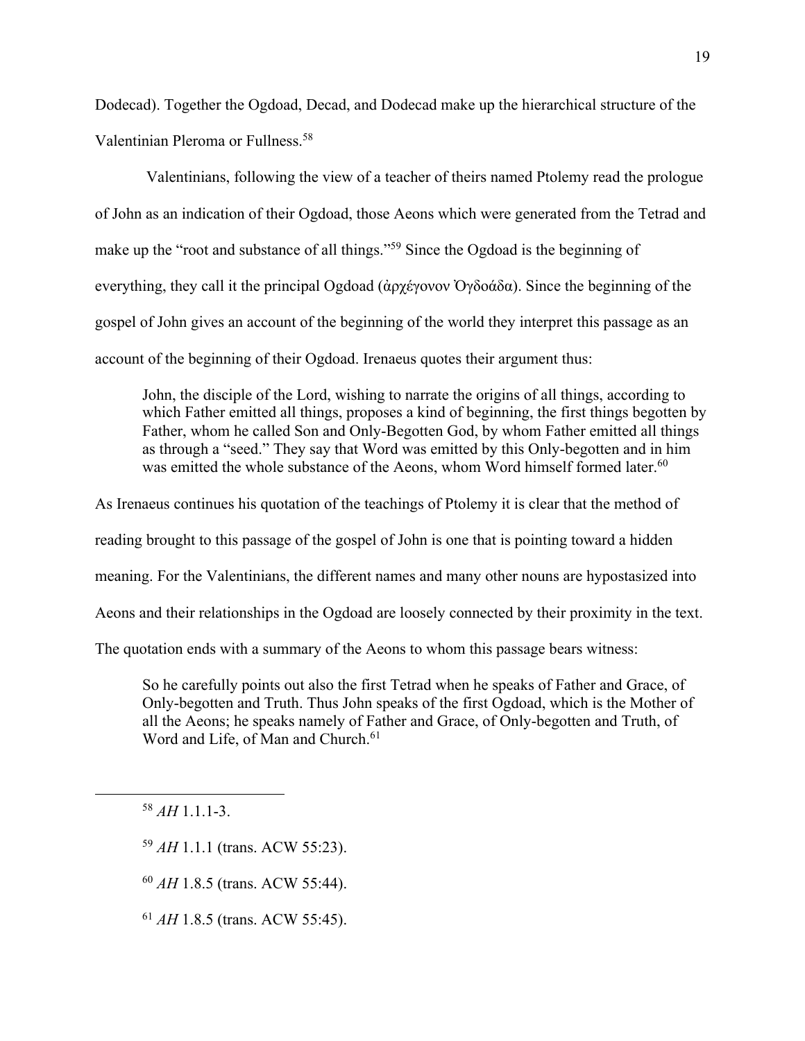Dodecad). Together the Ogdoad, Decad, and Dodecad make up the hierarchical structure of the Valentinian Pleroma or Fullness.[58]

Valentinians, following the view of a teacher of theirs named Ptolemy read the prologue of John as an indication of their Ogdoad, those Aeons which were generated from the Tetrad and make up the "root and substance of all things."[59] Since the Ogdoad is the beginning of everything, they call it the principal Ogdoad (ἀρχέγονον Ὀγδοάδα). Since the beginning of the gospel of John gives an account of the beginning of the world they interpret this passage as an account of the beginning of their Ogdoad. Irenaeus quotes their argument thus:

> John, the disciple of the Lord, wishing to narrate the origins of all things, according to which Father emitted all things, proposes a kind of beginning, the first things begotten by Father, whom he called Son and Only-Begotten God, by whom Father emitted all things as through a "seed." They say that Word was emitted by this Only-begotten and in him was emitted the whole substance of the Aeons, whom Word himself formed later.[60]

As Irenaeus continues his quotation of the teachings of Ptolemy it is clear that the method of reading brought to this passage of the gospel of John is one that is pointing toward a hidden meaning. For the Valentinians, the different names and many other nouns are hypostasized into Aeons and their relationships in the Ogdoad are loosely connected by their proximity in the text. The quotation ends with a summary of the Aeons to whom this passage bears witness:

> So he carefully points out also the first Tetrad when he speaks of Father and Grace, of Only-begotten and Truth. Thus John speaks of the first Ogdoad, which is the Mother of all the Aeons; he speaks namely of Father and Grace, of Only-begotten and Truth, of Word and Life, of Man and Church.[61]

---

[58] *AH* 1.1.1-3.

[59] *AH* 1.1.1 (trans. ACW 55:23).

[60] *AH* 1.8.5 (trans. ACW 55:44).

[61] *AH* 1.8.5 (trans. ACW 55:45).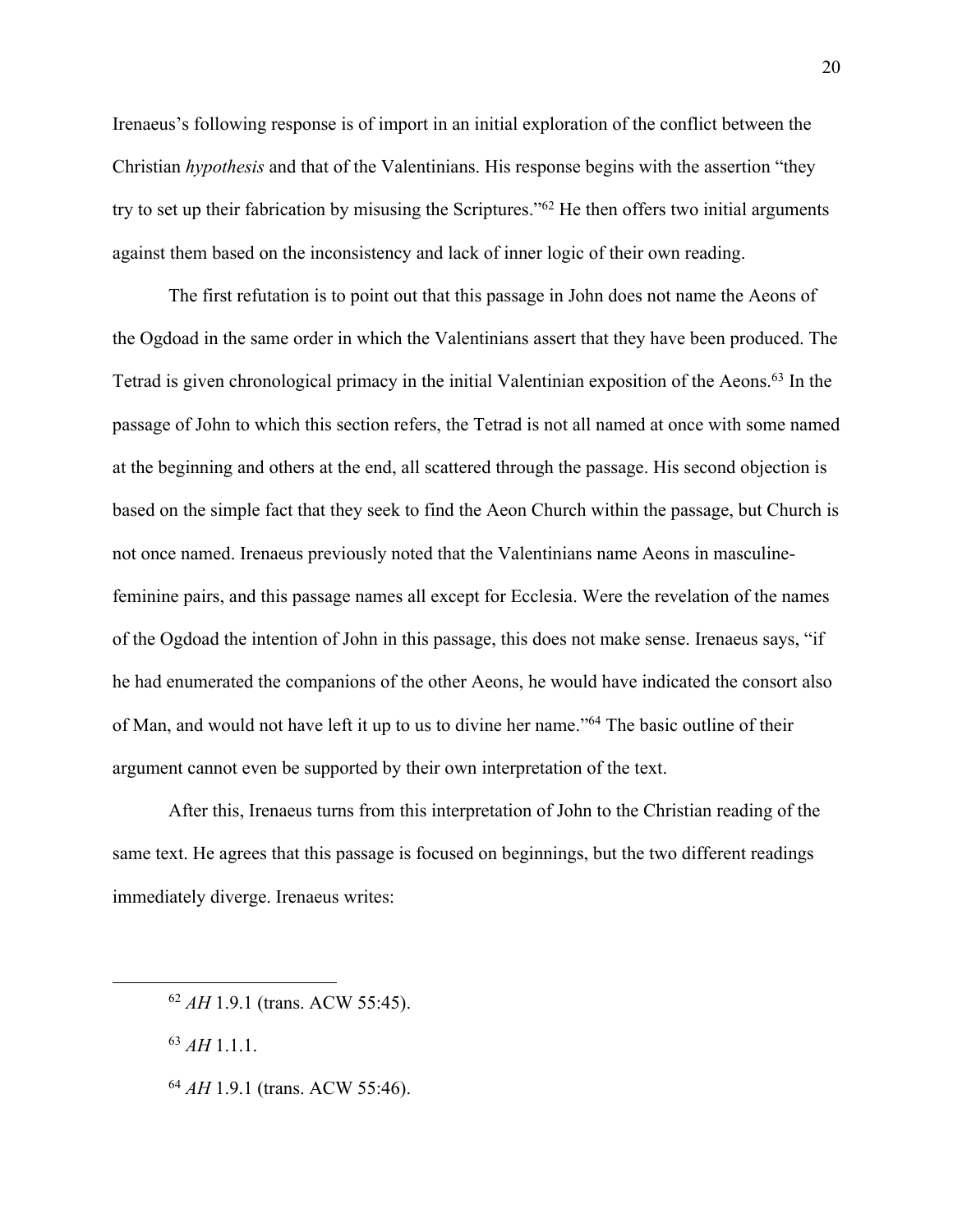Irenaeus's following response is of import in an initial exploration of the conflict between the Christian *hypothesis* and that of the Valentinians. His response begins with the assertion "they try to set up their fabrication by misusing the Scriptures."[62] He then offers two initial arguments against them based on the inconsistency and lack of inner logic of their own reading.

The first refutation is to point out that this passage in John does not name the Aeons of the Ogdoad in the same order in which the Valentinians assert that they have been produced. The Tetrad is given chronological primacy in the initial Valentinian exposition of the Aeons.[63] In the passage of John to which this section refers, the Tetrad is not all named at once with some named at the beginning and others at the end, all scattered through the passage. His second objection is based on the simple fact that they seek to find the Aeon Church within the passage, but Church is not once named. Irenaeus previously noted that the Valentinians name Aeons in masculine-feminine pairs, and this passage names all except for Ecclesia. Were the revelation of the names of the Ogdoad the intention of John in this passage, this does not make sense. Irenaeus says, "if he had enumerated the companions of the other Aeons, he would have indicated the consort also of Man, and would not have left it up to us to divine her name."[64] The basic outline of their argument cannot even be supported by their own interpretation of the text.

After this, Irenaeus turns from this interpretation of John to the Christian reading of the same text. He agrees that this passage is focused on beginnings, but the two different readings immediately diverge. Irenaeus writes:

---

[62] *AH* 1.9.1 (trans. ACW 55:45).

[63] *AH* 1.1.1.

[64] *AH* 1.9.1 (trans. ACW 55:46).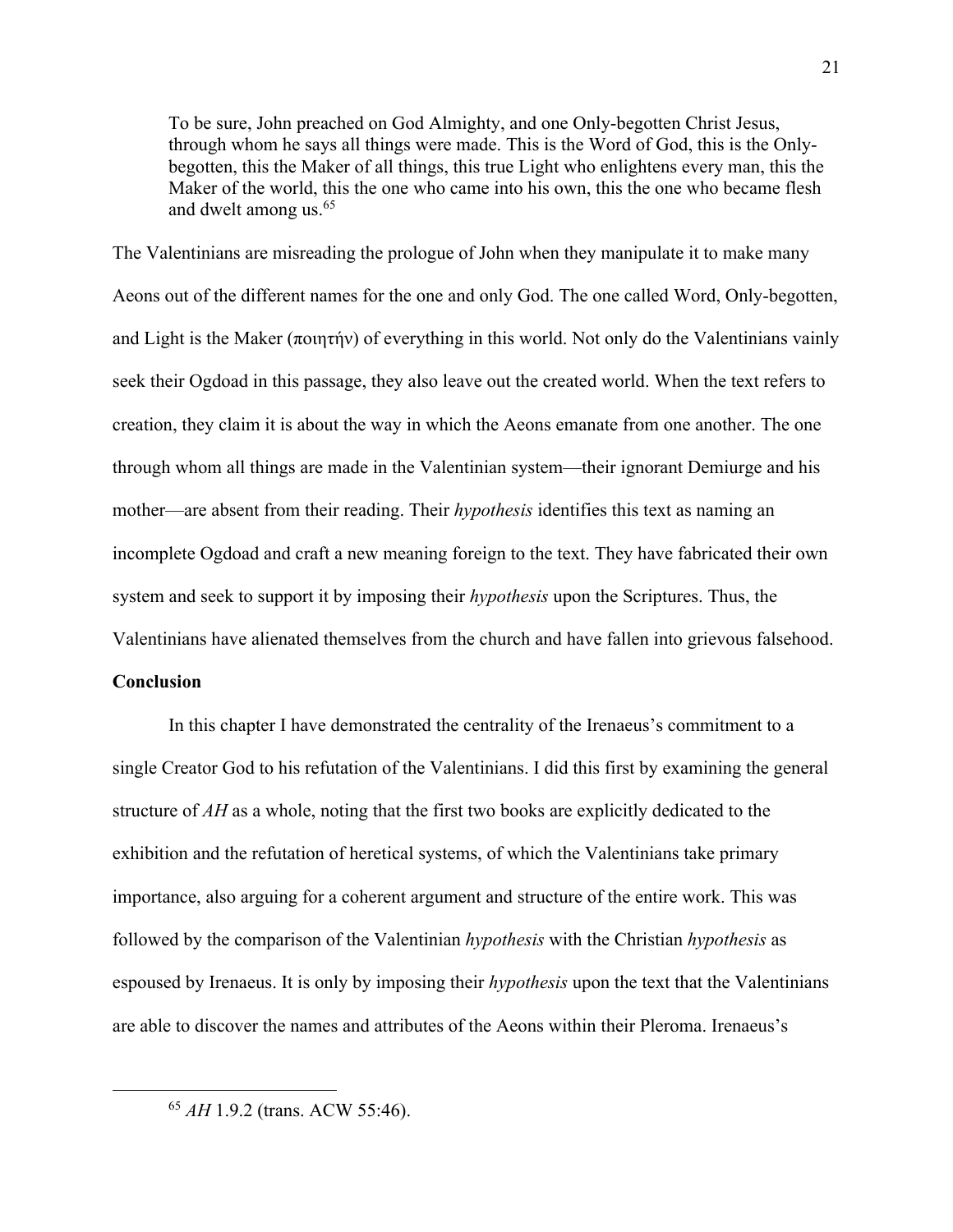> To be sure, John preached on God Almighty, and one Only-begotten Christ Jesus, through whom he says all things were made. This is the Word of God, this is the Only-begotten, this the Maker of all things, this true Light who enlightens every man, this the Maker of the world, this the one who came into his own, this the one who became flesh and dwelt among us.[65]

The Valentinians are misreading the prologue of John when they manipulate it to make many Aeons out of the different names for the one and only God. The one called Word, Only-begotten, and Light is the Maker (ποιητήν) of everything in this world. Not only do the Valentinians vainly seek their Ogdoad in this passage, they also leave out the created world. When the text refers to creation, they claim it is about the way in which the Aeons emanate from one another. The one through whom all things are made in the Valentinian system—their ignorant Demiurge and his mother—are absent from their reading. Their *hypothesis* identifies this text as naming an incomplete Ogdoad and craft a new meaning foreign to the text. They have fabricated their own system and seek to support it by imposing their *hypothesis* upon the Scriptures. Thus, the Valentinians have alienated themselves from the church and have fallen into grievous falsehood.

**Conclusion**

In this chapter I have demonstrated the centrality of the Irenaeus's commitment to a single Creator God to his refutation of the Valentinians. I did this first by examining the general structure of *AH* as a whole, noting that the first two books are explicitly dedicated to the exhibition and the refutation of heretical systems, of which the Valentinians take primary importance, also arguing for a coherent argument and structure of the entire work. This was followed by the comparison of the Valentinian *hypothesis* with the Christian *hypothesis* as espoused by Irenaeus. It is only by imposing their *hypothesis* upon the text that the Valentinians are able to discover the names and attributes of the Aeons within their Pleroma. Irenaeus's

[65] *AH* 1.9.2 (trans. ACW 55:46).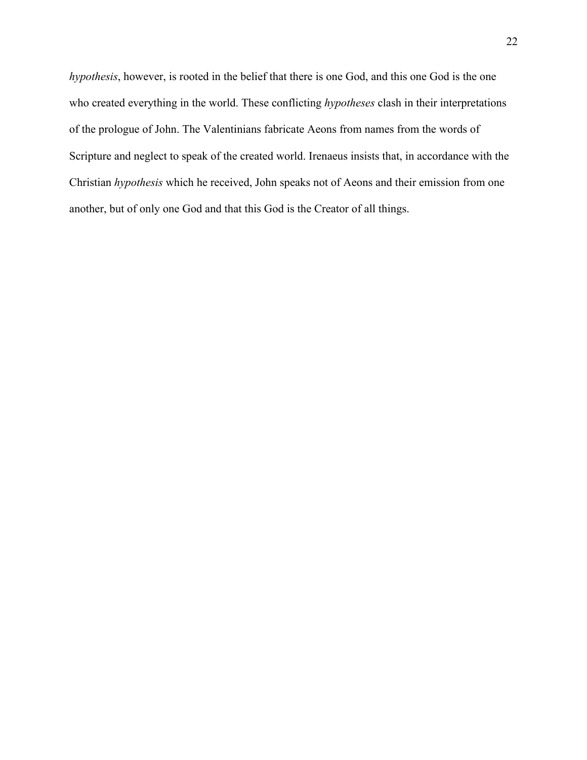*hypothesis*, however, is rooted in the belief that there is one God, and this one God is the one who created everything in the world. These conflicting *hypotheses* clash in their interpretations of the prologue of John. The Valentinians fabricate Aeons from names from the words of Scripture and neglect to speak of the created world. Irenaeus insists that, in accordance with the Christian *hypothesis* which he received, John speaks not of Aeons and their emission from one another, but of only one God and that this God is the Creator of all things.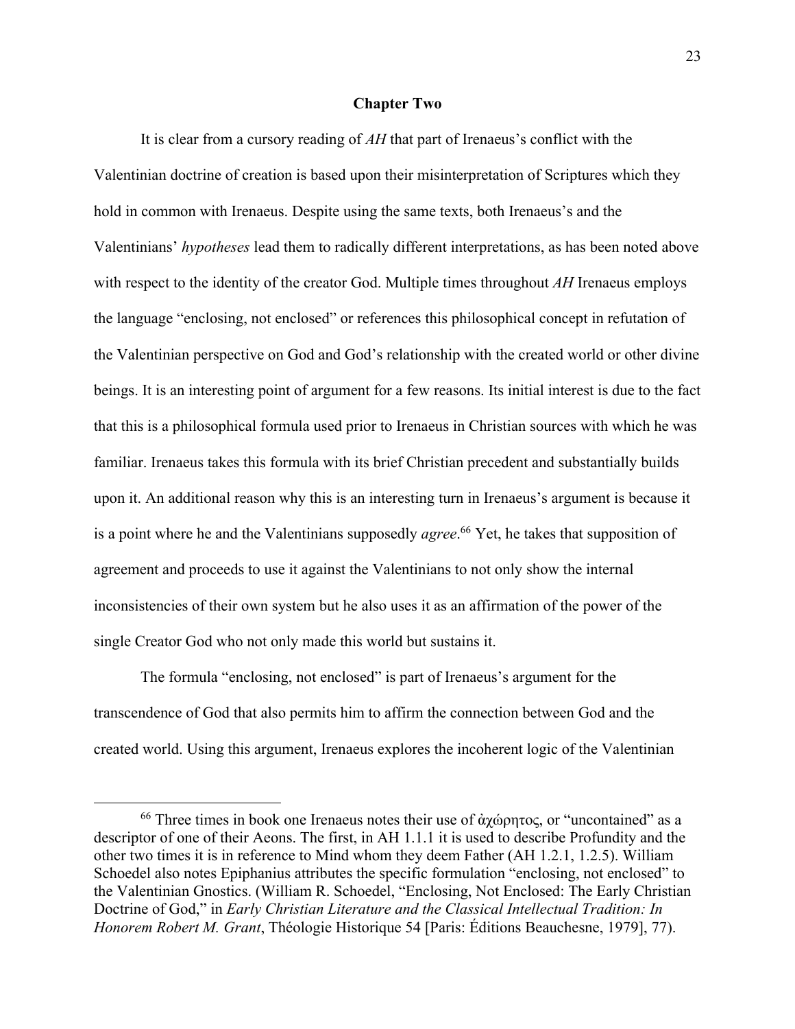## Chapter Two

It is clear from a cursory reading of *AH* that part of Irenaeus's conflict with the Valentinian doctrine of creation is based upon their misinterpretation of Scriptures which they hold in common with Irenaeus. Despite using the same texts, both Irenaeus's and the Valentinians' *hypotheses* lead them to radically different interpretations, as has been noted above with respect to the identity of the creator God. Multiple times throughout *AH* Irenaeus employs the language "enclosing, not enclosed" or references this philosophical concept in refutation of the Valentinian perspective on God and God's relationship with the created world or other divine beings. It is an interesting point of argument for a few reasons. Its initial interest is due to the fact that this is a philosophical formula used prior to Irenaeus in Christian sources with which he was familiar. Irenaeus takes this formula with its brief Christian precedent and substantially builds upon it. An additional reason why this is an interesting turn in Irenaeus's argument is because it is a point where he and the Valentinians supposedly *agree*.[66] Yet, he takes that supposition of agreement and proceeds to use it against the Valentinians to not only show the internal inconsistencies of their own system but he also uses it as an affirmation of the power of the single Creator God who not only made this world but sustains it.

The formula "enclosing, not enclosed" is part of Irenaeus's argument for the transcendence of God that also permits him to affirm the connection between God and the created world. Using this argument, Irenaeus explores the incoherent logic of the Valentinian

---

[66] Three times in book one Irenaeus notes their use of ἀχώρητος, or "uncontained" as a descriptor of one of their Aeons. The first, in AH 1.1.1 it is used to describe Profundity and the other two times it is in reference to Mind whom they deem Father (AH 1.2.1, 1.2.5). William Schoedel also notes Epiphanius attributes the specific formulation "enclosing, not enclosed" to the Valentinian Gnostics. (William R. Schoedel, "Enclosing, Not Enclosed: The Early Christian Doctrine of God," in *Early Christian Literature and the Classical Intellectual Tradition: In Honorem Robert M. Grant*, Théologie Historique 54 [Paris: Éditions Beauchesne, 1979], 77).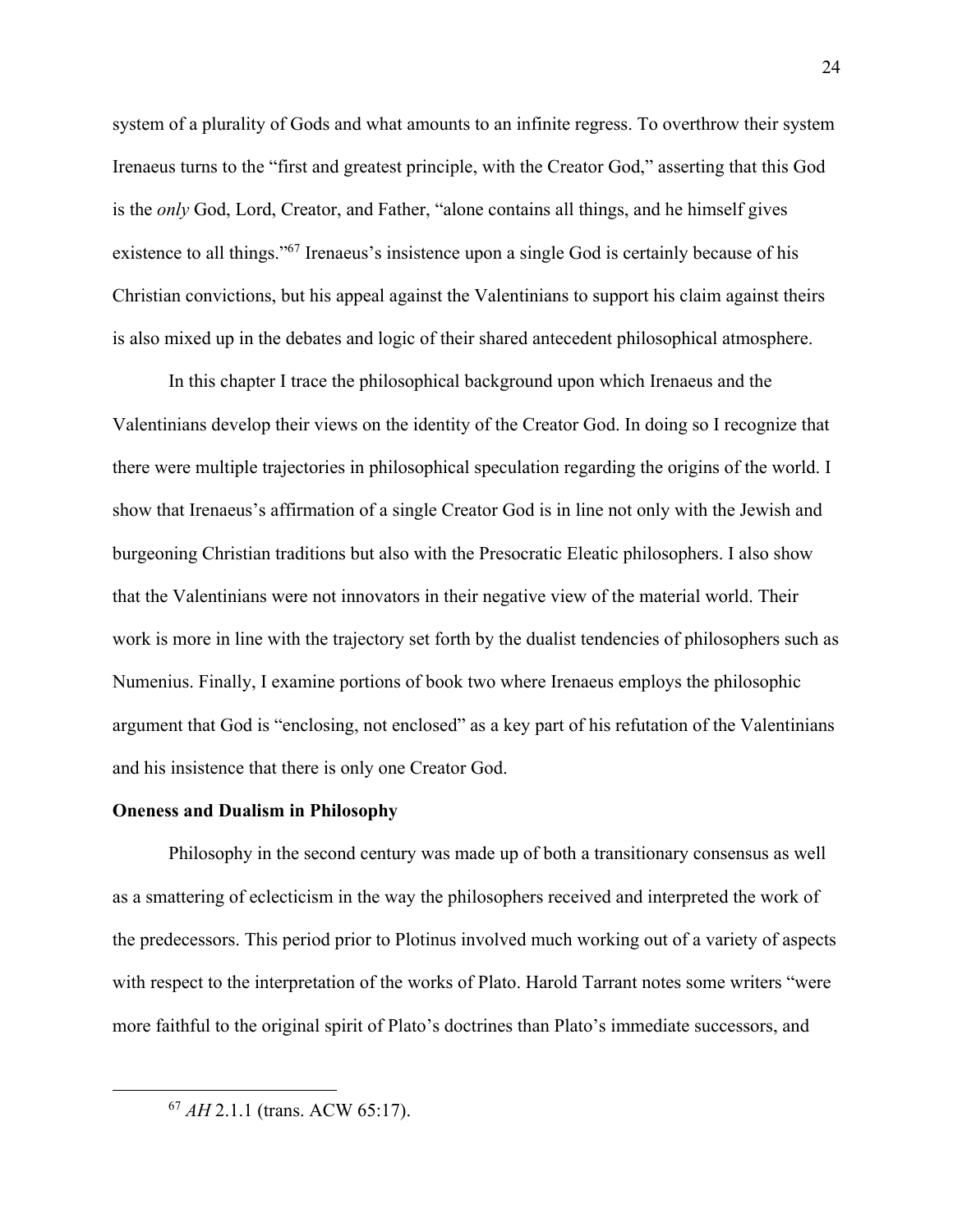system of a plurality of Gods and what amounts to an infinite regress. To overthrow their system Irenaeus turns to the "first and greatest principle, with the Creator God," asserting that this God is the *only* God, Lord, Creator, and Father, "alone contains all things, and he himself gives existence to all things."[67] Irenaeus's insistence upon a single God is certainly because of his Christian convictions, but his appeal against the Valentinians to support his claim against theirs is also mixed up in the debates and logic of their shared antecedent philosophical atmosphere.

In this chapter I trace the philosophical background upon which Irenaeus and the Valentinians develop their views on the identity of the Creator God. In doing so I recognize that there were multiple trajectories in philosophical speculation regarding the origins of the world. I show that Irenaeus's affirmation of a single Creator God is in line not only with the Jewish and burgeoning Christian traditions but also with the Presocratic Eleatic philosophers. I also show that the Valentinians were not innovators in their negative view of the material world. Their work is more in line with the trajectory set forth by the dualist tendencies of philosophers such as Numenius. Finally, I examine portions of book two where Irenaeus employs the philosophic argument that God is "enclosing, not enclosed" as a key part of his refutation of the Valentinians and his insistence that there is only one Creator God.

**Oneness and Dualism in Philosophy**

Philosophy in the second century was made up of both a transitionary consensus as well as a smattering of eclecticism in the way the philosophers received and interpreted the work of the predecessors. This period prior to Plotinus involved much working out of a variety of aspects with respect to the interpretation of the works of Plato. Harold Tarrant notes some writers "were more faithful to the original spirit of Plato's doctrines than Plato's immediate successors, and

[67] *AH* 2.1.1 (trans. ACW 65:17).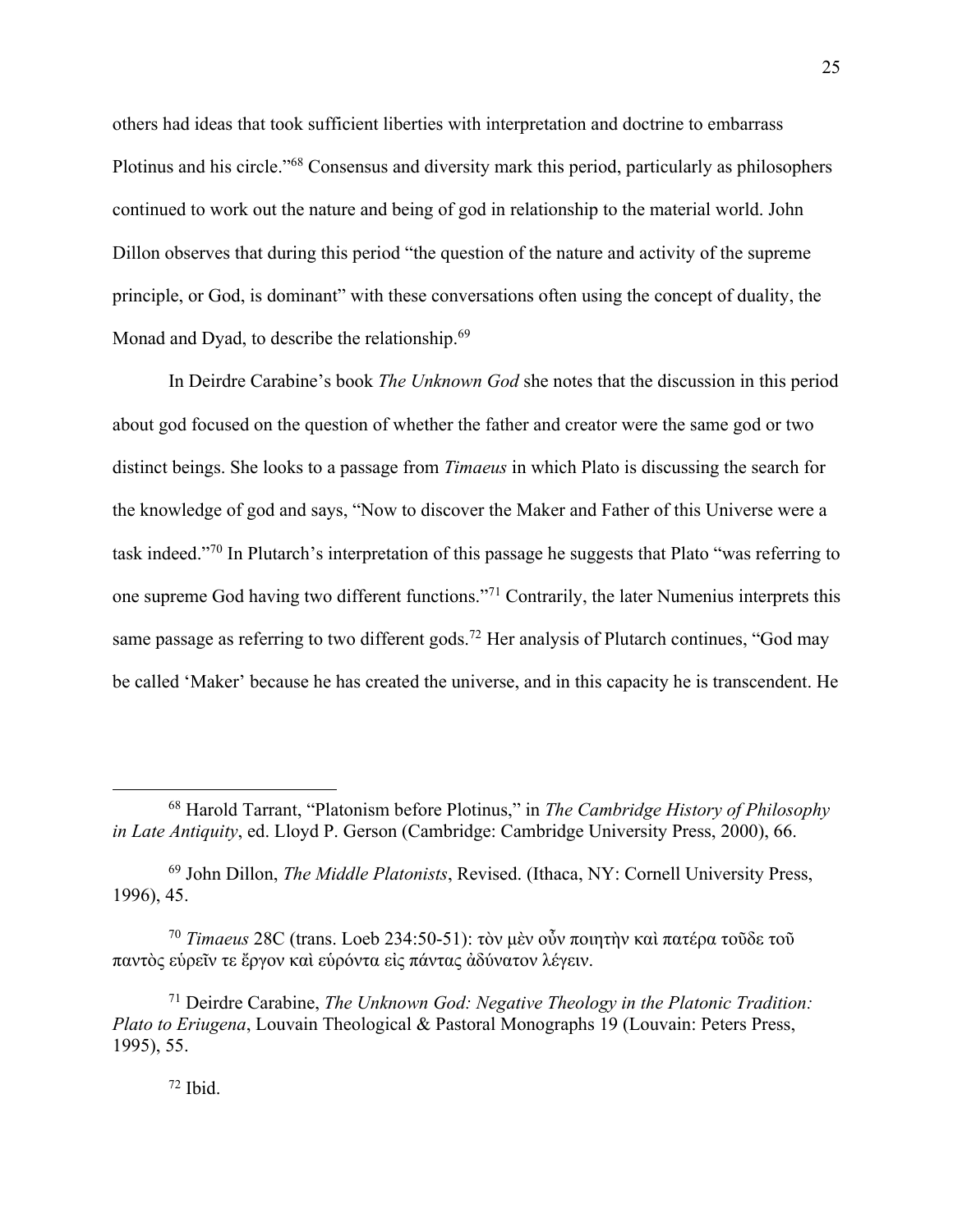others had ideas that took sufficient liberties with interpretation and doctrine to embarrass Plotinus and his circle."[68] Consensus and diversity mark this period, particularly as philosophers continued to work out the nature and being of god in relationship to the material world. John Dillon observes that during this period "the question of the nature and activity of the supreme principle, or God, is dominant" with these conversations often using the concept of duality, the Monad and Dyad, to describe the relationship.[69]

In Deirdre Carabine's book *The Unknown God* she notes that the discussion in this period about god focused on the question of whether the father and creator were the same god or two distinct beings. She looks to a passage from *Timaeus* in which Plato is discussing the search for the knowledge of god and says, "Now to discover the Maker and Father of this Universe were a task indeed."[70] In Plutarch's interpretation of this passage he suggests that Plato "was referring to one supreme God having two different functions."[71] Contrarily, the later Numenius interprets this same passage as referring to two different gods.[72] Her analysis of Plutarch continues, "God may be called 'Maker' because he has created the universe, and in this capacity he is transcendent. He

---

[68] Harold Tarrant, "Platonism before Plotinus," in *The Cambridge History of Philosophy in Late Antiquity*, ed. Lloyd P. Gerson (Cambridge: Cambridge University Press, 2000), 66.

[69] John Dillon, *The Middle Platonists*, Revised. (Ithaca, NY: Cornell University Press, 1996), 45.

[70] *Timaeus* 28C (trans. Loeb 234:50-51): τὸν μὲν οὖν ποιητὴν καὶ πατέρα τοῦδε τοῦ παντὸς εὑρεῖν τε ἔργον καὶ εὑρόντα εἰς πάντας ἀδύνατον λέγειν.

[71] Deirdre Carabine, *The Unknown God: Negative Theology in the Platonic Tradition: Plato to Eriugena*, Louvain Theological & Pastoral Monographs 19 (Louvain: Peters Press, 1995), 55.

[72] Ibid.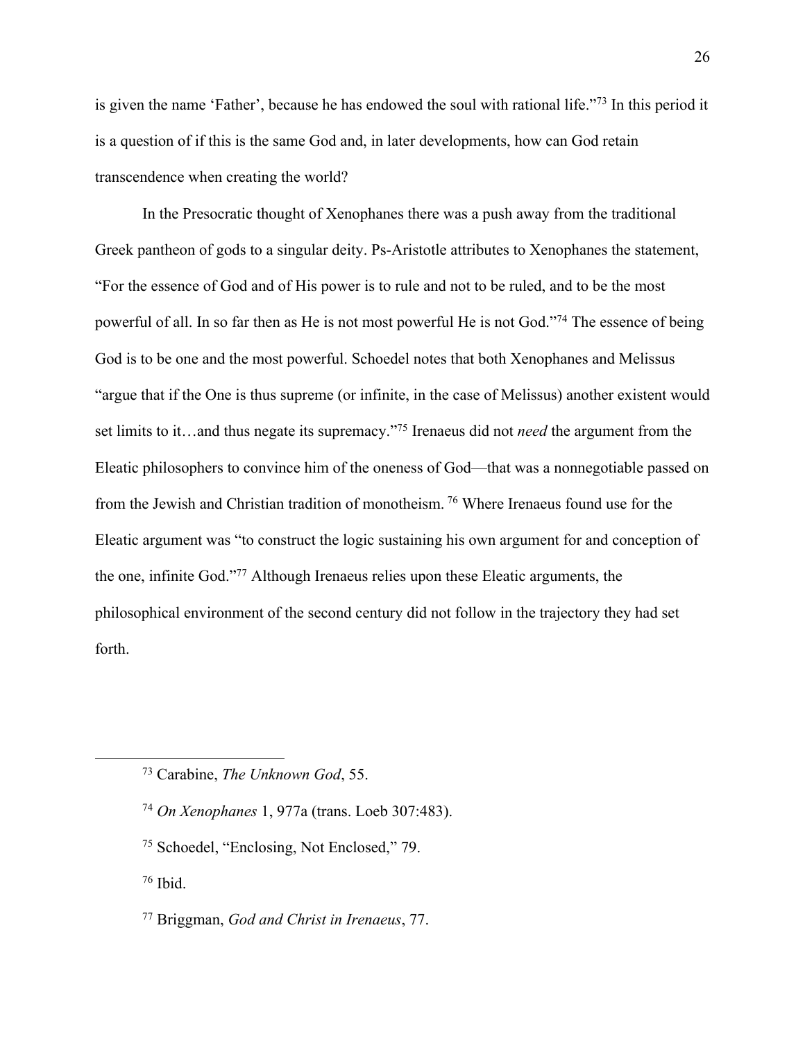is given the name 'Father', because he has endowed the soul with rational life."[73] In this period it is a question of if this is the same God and, in later developments, how can God retain transcendence when creating the world?

In the Presocratic thought of Xenophanes there was a push away from the traditional Greek pantheon of gods to a singular deity. Ps-Aristotle attributes to Xenophanes the statement, "For the essence of God and of His power is to rule and not to be ruled, and to be the most powerful of all. In so far then as He is not most powerful He is not God."[74] The essence of being God is to be one and the most powerful. Schoedel notes that both Xenophanes and Melissus "argue that if the One is thus supreme (or infinite, in the case of Melissus) another existent would set limits to it…and thus negate its supremacy."[75] Irenaeus did not *need* the argument from the Eleatic philosophers to convince him of the oneness of God—that was a nonnegotiable passed on from the Jewish and Christian tradition of monotheism.[76] Where Irenaeus found use for the Eleatic argument was "to construct the logic sustaining his own argument for and conception of the one, infinite God."[77] Although Irenaeus relies upon these Eleatic arguments, the philosophical environment of the second century did not follow in the trajectory they had set forth.

---

[73] Carabine, *The Unknown God*, 55.

[74] *On Xenophanes* 1, 977a (trans. Loeb 307:483).

[75] Schoedel, "Enclosing, Not Enclosed," 79.

[76] Ibid.

[77] Briggman, *God and Christ in Irenaeus*, 77.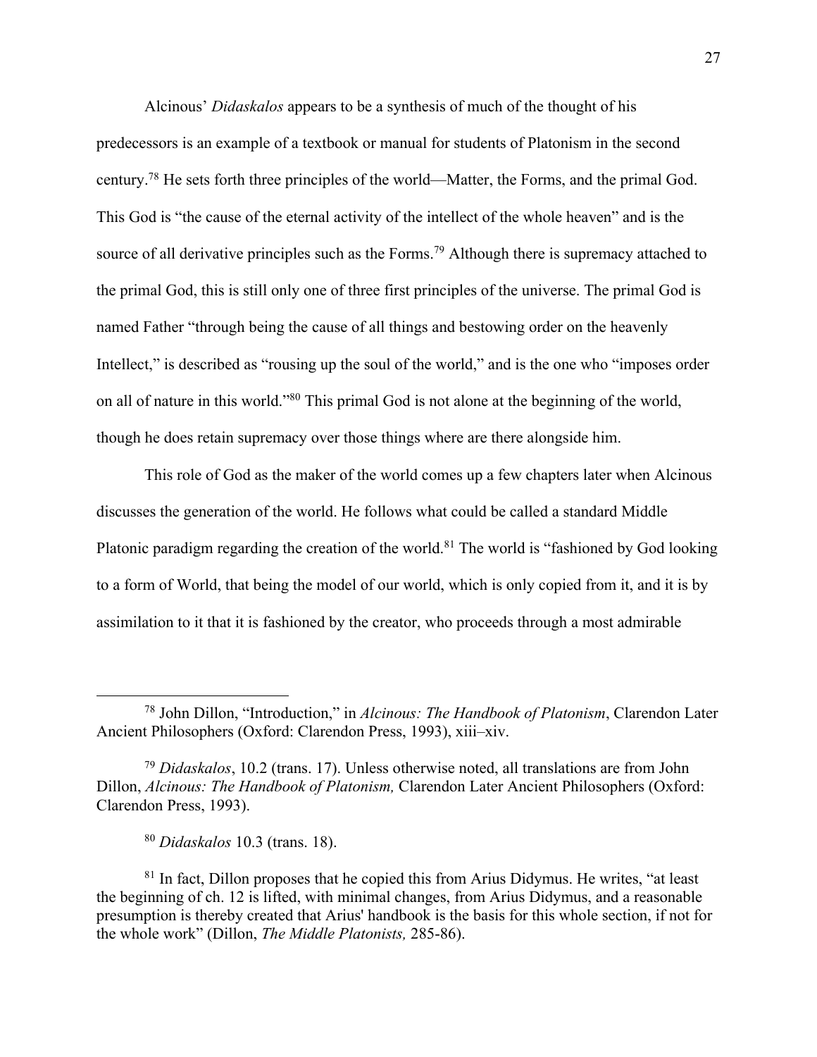Alcinous' *Didaskalos* appears to be a synthesis of much of the thought of his predecessors is an example of a textbook or manual for students of Platonism in the second century.[78] He sets forth three principles of the world—Matter, the Forms, and the primal God. This God is "the cause of the eternal activity of the intellect of the whole heaven" and is the source of all derivative principles such as the Forms.[79] Although there is supremacy attached to the primal God, this is still only one of three first principles of the universe. The primal God is named Father "through being the cause of all things and bestowing order on the heavenly Intellect," is described as "rousing up the soul of the world," and is the one who "imposes order on all of nature in this world."[80] This primal God is not alone at the beginning of the world, though he does retain supremacy over those things where are there alongside him.

This role of God as the maker of the world comes up a few chapters later when Alcinous discusses the generation of the world. He follows what could be called a standard Middle Platonic paradigm regarding the creation of the world.[81] The world is "fashioned by God looking to a form of World, that being the model of our world, which is only copied from it, and it is by assimilation to it that it is fashioned by the creator, who proceeds through a most admirable

---

[78] John Dillon, "Introduction," in *Alcinous: The Handbook of Platonism*, Clarendon Later Ancient Philosophers (Oxford: Clarendon Press, 1993), xiii–xiv.

[79] *Didaskalos*, 10.2 (trans. 17). Unless otherwise noted, all translations are from John Dillon, *Alcinous: The Handbook of Platonism,* Clarendon Later Ancient Philosophers (Oxford: Clarendon Press, 1993).

[80] *Didaskalos* 10.3 (trans. 18).

[81] In fact, Dillon proposes that he copied this from Arius Didymus. He writes, "at least the beginning of ch. 12 is lifted, with minimal changes, from Arius Didymus, and a reasonable presumption is thereby created that Arius' handbook is the basis for this whole section, if not for the whole work" (Dillon, *The Middle Platonists,* 285-86).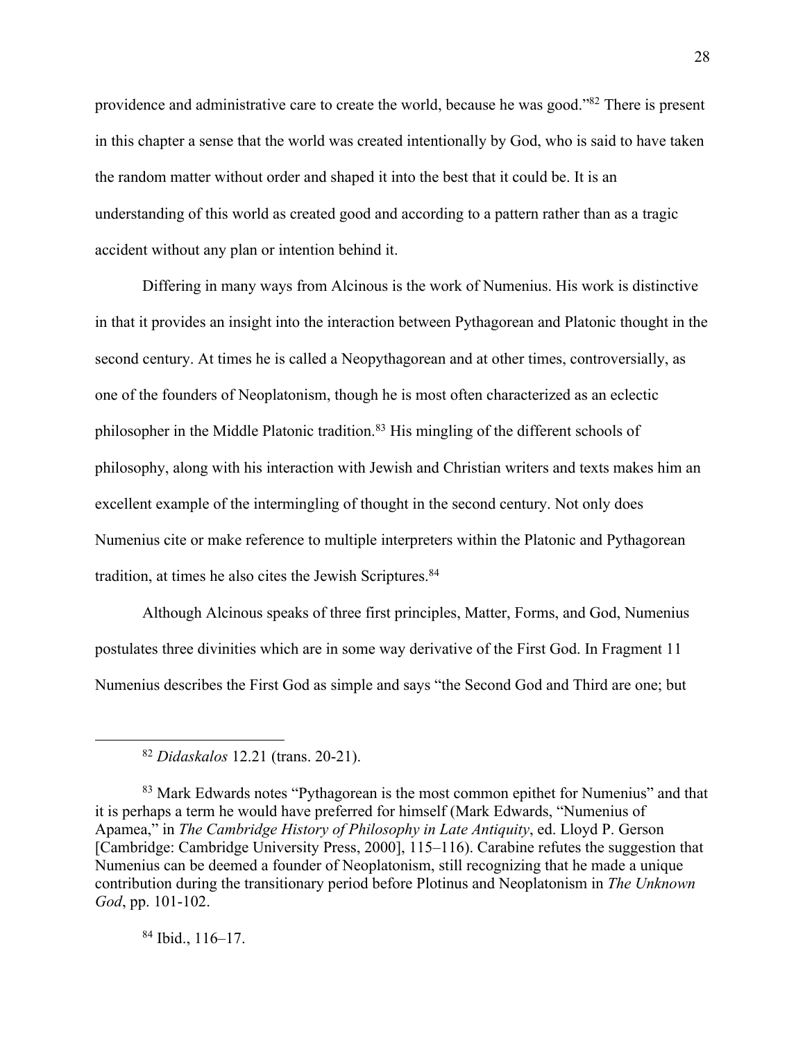providence and administrative care to create the world, because he was good."[82] There is present in this chapter a sense that the world was created intentionally by God, who is said to have taken the random matter without order and shaped it into the best that it could be. It is an understanding of this world as created good and according to a pattern rather than as a tragic accident without any plan or intention behind it.

Differing in many ways from Alcinous is the work of Numenius. His work is distinctive in that it provides an insight into the interaction between Pythagorean and Platonic thought in the second century. At times he is called a Neopythagorean and at other times, controversially, as one of the founders of Neoplatonism, though he is most often characterized as an eclectic philosopher in the Middle Platonic tradition.[83] His mingling of the different schools of philosophy, along with his interaction with Jewish and Christian writers and texts makes him an excellent example of the intermingling of thought in the second century. Not only does Numenius cite or make reference to multiple interpreters within the Platonic and Pythagorean tradition, at times he also cites the Jewish Scriptures.[84]

Although Alcinous speaks of three first principles, Matter, Forms, and God, Numenius postulates three divinities which are in some way derivative of the First God. In Fragment 11 Numenius describes the First God as simple and says "the Second God and Third are one; but

---

[82] *Didaskalos* 12.21 (trans. 20-21).

[83] Mark Edwards notes "Pythagorean is the most common epithet for Numenius" and that it is perhaps a term he would have preferred for himself (Mark Edwards, "Numenius of Apamea," in *The Cambridge History of Philosophy in Late Antiquity*, ed. Lloyd P. Gerson [Cambridge: Cambridge University Press, 2000], 115–116). Carabine refutes the suggestion that Numenius can be deemed a founder of Neoplatonism, still recognizing that he made a unique contribution during the transitionary period before Plotinus and Neoplatonism in *The Unknown God*, pp. 101-102.

[84] Ibid., 116–17.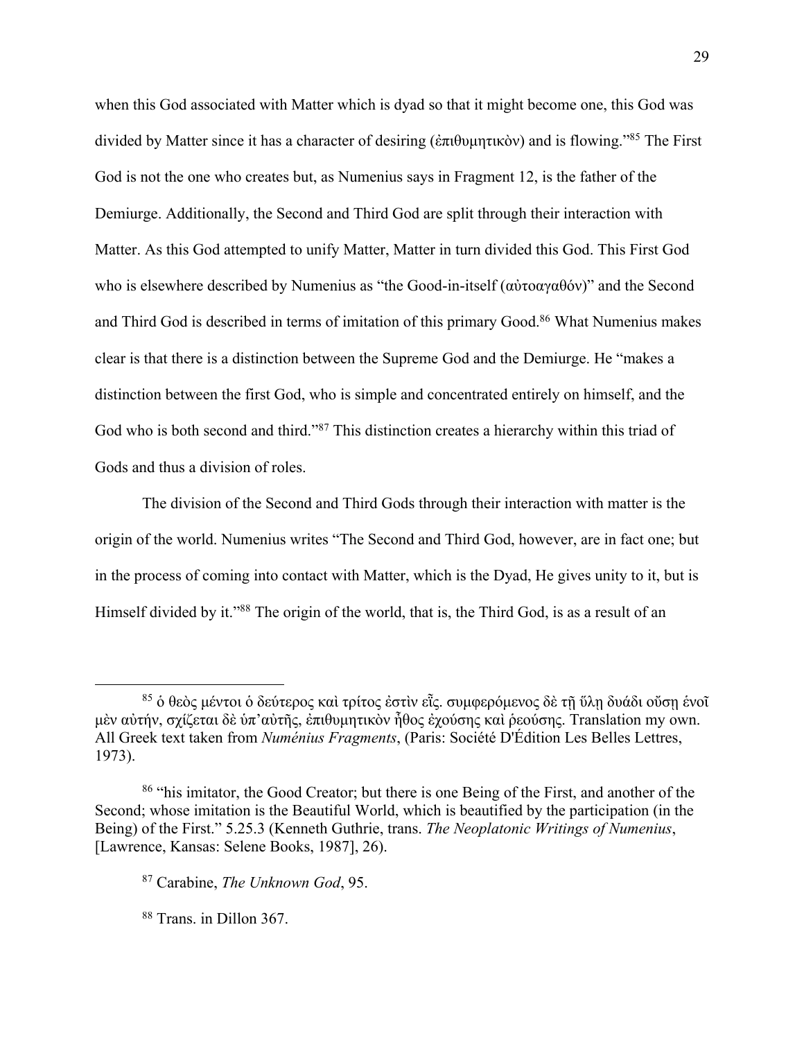when this God associated with Matter which is dyad so that it might become one, this God was divided by Matter since it has a character of desiring (ἐπιθυμητικὸν) and is flowing."[85] The First God is not the one who creates but, as Numenius says in Fragment 12, is the father of the Demiurge. Additionally, the Second and Third God are split through their interaction with Matter. As this God attempted to unify Matter, Matter in turn divided this God. This First God who is elsewhere described by Numenius as "the Good-in-itself (αὐτοαγαθόν)" and the Second and Third God is described in terms of imitation of this primary Good.[86] What Numenius makes clear is that there is a distinction between the Supreme God and the Demiurge. He "makes a distinction between the first God, who is simple and concentrated entirely on himself, and the God who is both second and third."[87] This distinction creates a hierarchy within this triad of Gods and thus a division of roles.

The division of the Second and Third Gods through their interaction with matter is the origin of the world. Numenius writes "The Second and Third God, however, are in fact one; but in the process of coming into contact with Matter, which is the Dyad, He gives unity to it, but is Himself divided by it."[88] The origin of the world, that is, the Third God, is as a result of an

---

[85] ὁ θεὸς μέντοι ὁ δεύτερος καὶ τρίτος ἐστὶν εἷς. συμφερόμενος δὲ τῇ ὕλῃ δυάδι οὔσῃ ἑνοῖ μὲν αὐτήν, σχίζεται δὲ ὑπ᾽αὐτῆς, ἐπιθυμητικὸν ἦθος ἐχούσης καὶ ῥεούσης. Translation my own. All Greek text taken from *Numénius Fragments*, (Paris: Société D'Édition Les Belles Lettres, 1973).

[86] "his imitator, the Good Creator; but there is one Being of the First, and another of the Second; whose imitation is the Beautiful World, which is beautified by the participation (in the Being) of the First." 5.25.3 (Kenneth Guthrie, trans. *The Neoplatonic Writings of Numenius*, [Lawrence, Kansas: Selene Books, 1987], 26).

[87] Carabine, *The Unknown God*, 95.

[88] Trans. in Dillon 367.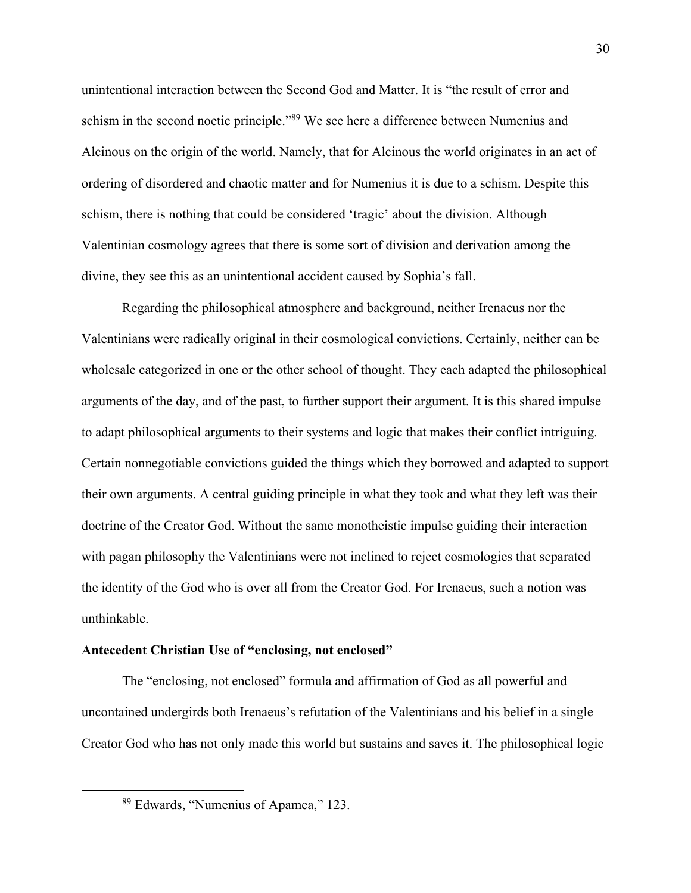unintentional interaction between the Second God and Matter. It is "the result of error and schism in the second noetic principle."[89] We see here a difference between Numenius and Alcinous on the origin of the world. Namely, that for Alcinous the world originates in an act of ordering of disordered and chaotic matter and for Numenius it is due to a schism. Despite this schism, there is nothing that could be considered 'tragic' about the division. Although Valentinian cosmology agrees that there is some sort of division and derivation among the divine, they see this as an unintentional accident caused by Sophia's fall.

Regarding the philosophical atmosphere and background, neither Irenaeus nor the Valentinians were radically original in their cosmological convictions. Certainly, neither can be wholesale categorized in one or the other school of thought. They each adapted the philosophical arguments of the day, and of the past, to further support their argument. It is this shared impulse to adapt philosophical arguments to their systems and logic that makes their conflict intriguing. Certain nonnegotiable convictions guided the things which they borrowed and adapted to support their own arguments. A central guiding principle in what they took and what they left was their doctrine of the Creator God. Without the same monotheistic impulse guiding their interaction with pagan philosophy the Valentinians were not inclined to reject cosmologies that separated the identity of the God who is over all from the Creator God. For Irenaeus, such a notion was unthinkable.

**Antecedent Christian Use of "enclosing, not enclosed"**

The "enclosing, not enclosed" formula and affirmation of God as all powerful and uncontained undergirds both Irenaeus's refutation of the Valentinians and his belief in a single Creator God who has not only made this world but sustains and saves it. The philosophical logic

[89] Edwards, "Numenius of Apamea," 123.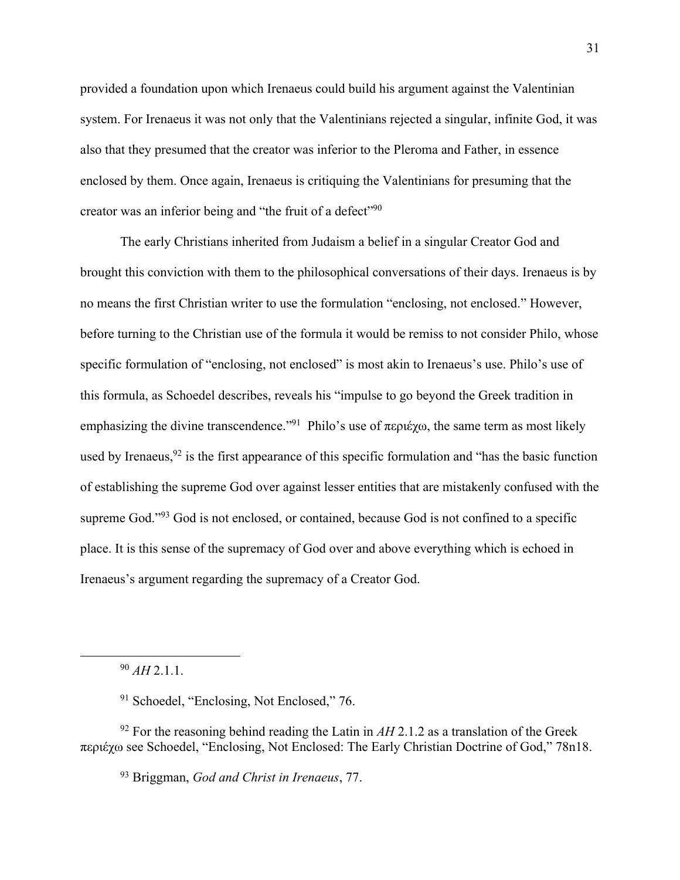provided a foundation upon which Irenaeus could build his argument against the Valentinian system. For Irenaeus it was not only that the Valentinians rejected a singular, infinite God, it was also that they presumed that the creator was inferior to the Pleroma and Father, in essence enclosed by them. Once again, Irenaeus is critiquing the Valentinians for presuming that the creator was an inferior being and "the fruit of a defect"[90]

The early Christians inherited from Judaism a belief in a singular Creator God and brought this conviction with them to the philosophical conversations of their days. Irenaeus is by no means the first Christian writer to use the formulation "enclosing, not enclosed." However, before turning to the Christian use of the formula it would be remiss to not consider Philo, whose specific formulation of "enclosing, not enclosed" is most akin to Irenaeus's use. Philo's use of this formula, as Schoedel describes, reveals his "impulse to go beyond the Greek tradition in emphasizing the divine transcendence."[91] Philo's use of περιέχω, the same term as most likely used by Irenaeus,[92] is the first appearance of this specific formulation and "has the basic function of establishing the supreme God over against lesser entities that are mistakenly confused with the supreme God."[93] God is not enclosed, or contained, because God is not confined to a specific place. It is this sense of the supremacy of God over and above everything which is echoed in Irenaeus's argument regarding the supremacy of a Creator God.

---

[90] *AH* 2.1.1.

[91] Schoedel, "Enclosing, Not Enclosed," 76.

[92] For the reasoning behind reading the Latin in *AH* 2.1.2 as a translation of the Greek περιέχω see Schoedel, "Enclosing, Not Enclosed: The Early Christian Doctrine of God," 78n18.

[93] Briggman, *God and Christ in Irenaeus*, 77.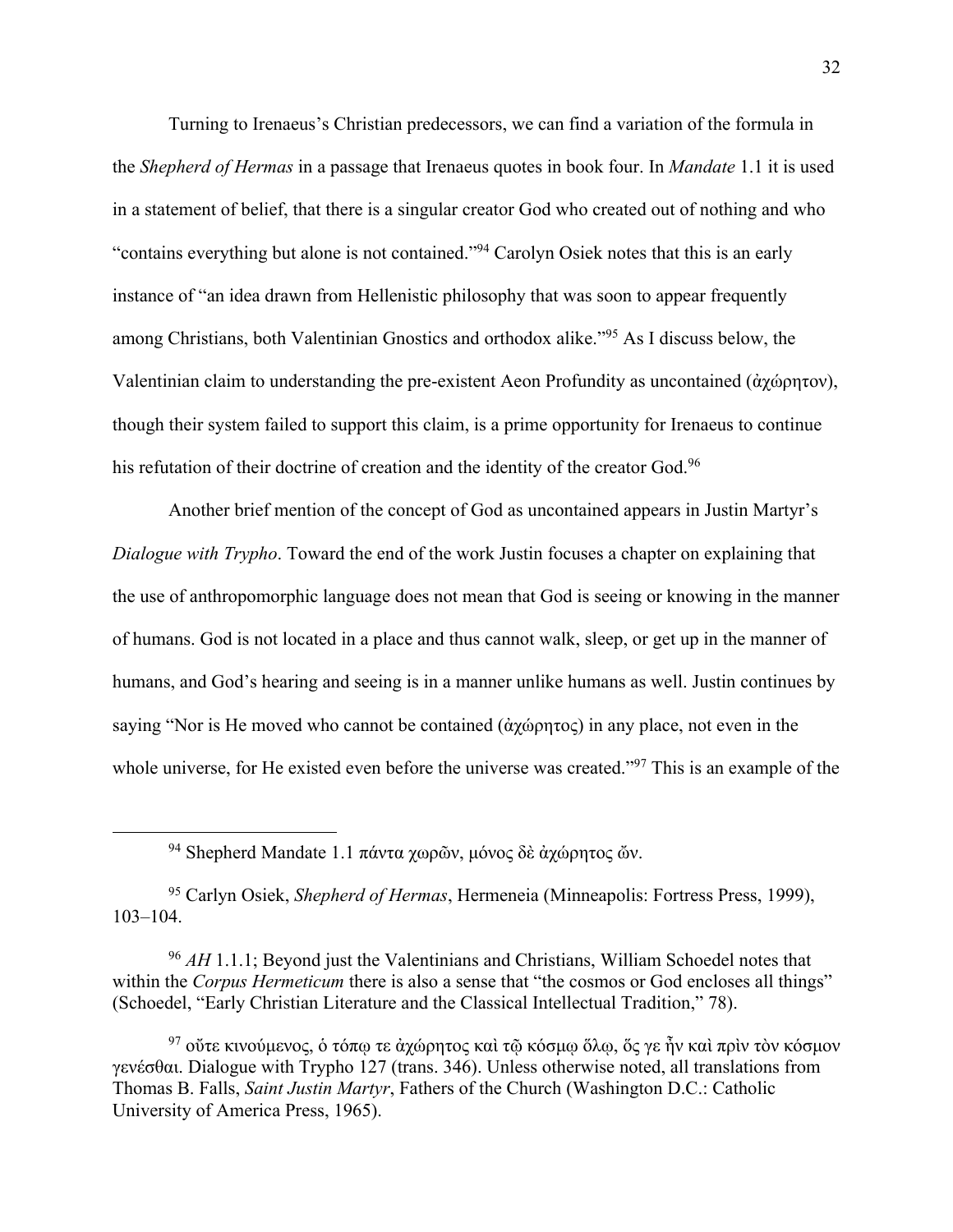Turning to Irenaeus's Christian predecessors, we can find a variation of the formula in the *Shepherd of Hermas* in a passage that Irenaeus quotes in book four. In *Mandate* 1.1 it is used in a statement of belief, that there is a singular creator God who created out of nothing and who "contains everything but alone is not contained."[94] Carolyn Osiek notes that this is an early instance of "an idea drawn from Hellenistic philosophy that was soon to appear frequently among Christians, both Valentinian Gnostics and orthodox alike."[95] As I discuss below, the Valentinian claim to understanding the pre-existent Aeon Profundity as uncontained (ἀχώρητον), though their system failed to support this claim, is a prime opportunity for Irenaeus to continue his refutation of their doctrine of creation and the identity of the creator God.[96]

Another brief mention of the concept of God as uncontained appears in Justin Martyr's *Dialogue with Trypho*. Toward the end of the work Justin focuses a chapter on explaining that the use of anthropomorphic language does not mean that God is seeing or knowing in the manner of humans. God is not located in a place and thus cannot walk, sleep, or get up in the manner of humans, and God's hearing and seeing is in a manner unlike humans as well. Justin continues by saying "Nor is He moved who cannot be contained (ἀχώρητος) in any place, not even in the whole universe, for He existed even before the universe was created."[97] This is an example of the

---

[94] Shepherd Mandate 1.1 πάντα χωρῶν, μόνος δὲ ἀχώρητος ὤν.

[95] Carlyn Osiek, *Shepherd of Hermas*, Hermeneia (Minneapolis: Fortress Press, 1999), 103–104.

[96] *AH* 1.1.1; Beyond just the Valentinians and Christians, William Schoedel notes that within the *Corpus Hermeticum* there is also a sense that "the cosmos or God encloses all things" (Schoedel, "Early Christian Literature and the Classical Intellectual Tradition," 78).

[97] οὔτε κινούμενος, ὁ τόπῳ τε ἀχώρητος καὶ τῷ κόσμῳ ὅλῳ, ὅς γε ἦν καὶ πρὶν τὸν κόσμον γενέσθαι. Dialogue with Trypho 127 (trans. 346). Unless otherwise noted, all translations from Thomas B. Falls, *Saint Justin Martyr*, Fathers of the Church (Washington D.C.: Catholic University of America Press, 1965).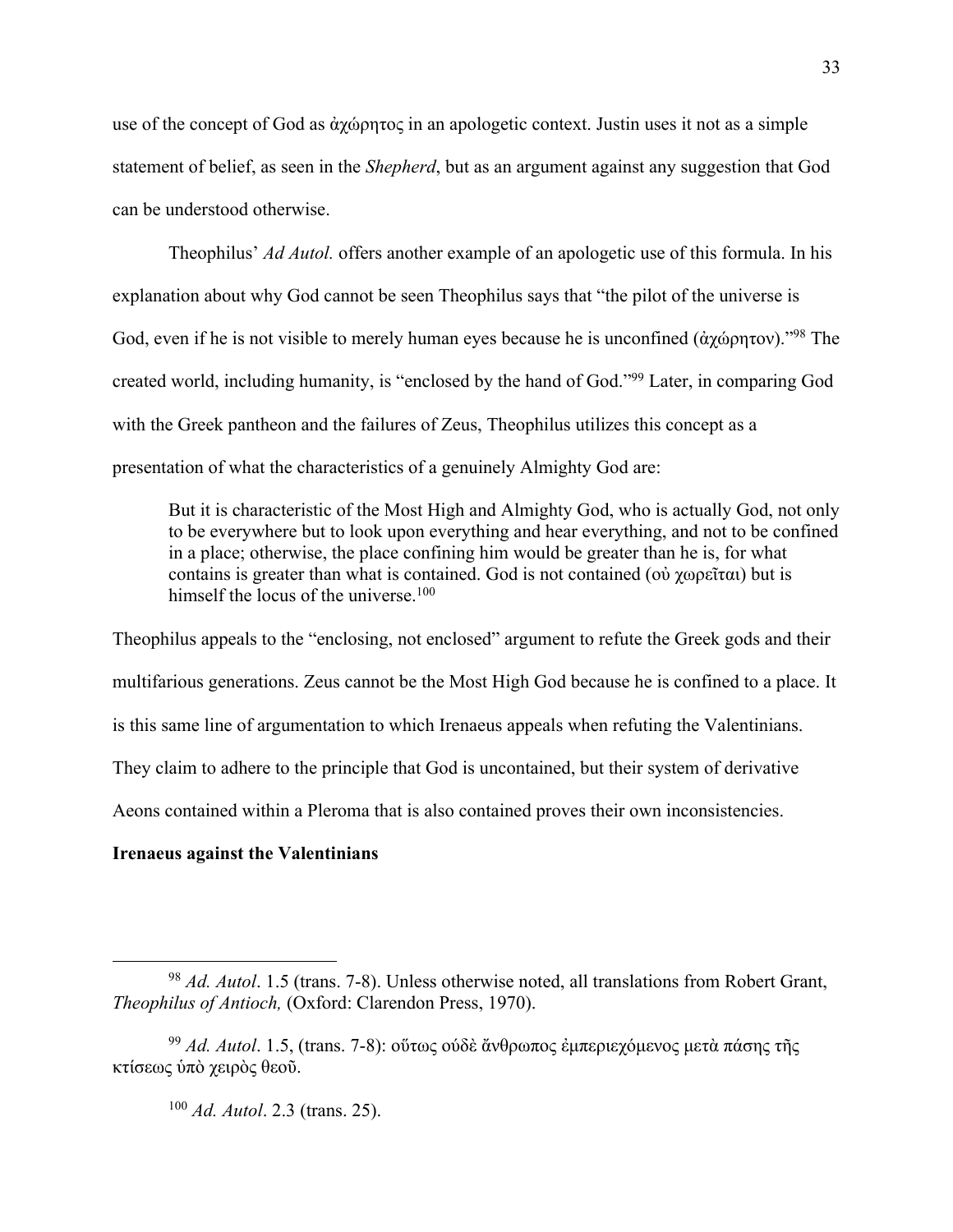use of the concept of God as ἀχώρητος in an apologetic context. Justin uses it not as a simple statement of belief, as seen in the *Shepherd*, but as an argument against any suggestion that God can be understood otherwise.

Theophilus' *Ad Autol.* offers another example of an apologetic use of this formula. In his explanation about why God cannot be seen Theophilus says that "the pilot of the universe is God, even if he is not visible to merely human eyes because he is unconfined (ἀχώρητον)."[98] The created world, including humanity, is "enclosed by the hand of God."[99] Later, in comparing God with the Greek pantheon and the failures of Zeus, Theophilus utilizes this concept as a presentation of what the characteristics of a genuinely Almighty God are:

> But it is characteristic of the Most High and Almighty God, who is actually God, not only to be everywhere but to look upon everything and hear everything, and not to be confined in a place; otherwise, the place confining him would be greater than he is, for what contains is greater than what is contained. God is not contained (οὐ χωρεῖται) but is himself the locus of the universe.[100]

Theophilus appeals to the "enclosing, not enclosed" argument to refute the Greek gods and their multifarious generations. Zeus cannot be the Most High God because he is confined to a place. It is this same line of argumentation to which Irenaeus appeals when refuting the Valentinians. They claim to adhere to the principle that God is uncontained, but their system of derivative Aeons contained within a Pleroma that is also contained proves their own inconsistencies.

**Irenaeus against the Valentinians**

---

[98] *Ad. Autol*. 1.5 (trans. 7-8). Unless otherwise noted, all translations from Robert Grant, *Theophilus of Antioch,* (Oxford: Clarendon Press, 1970).

[99] *Ad. Autol*. 1.5, (trans. 7-8): οὕτως ούδὲ ἄνθρωπος ἐμπεριεχόμενος μετὰ πάσης τῆς κτίσεως ὑπὸ χειρὸς θεοῦ.

[100] *Ad. Autol*. 2.3 (trans. 25).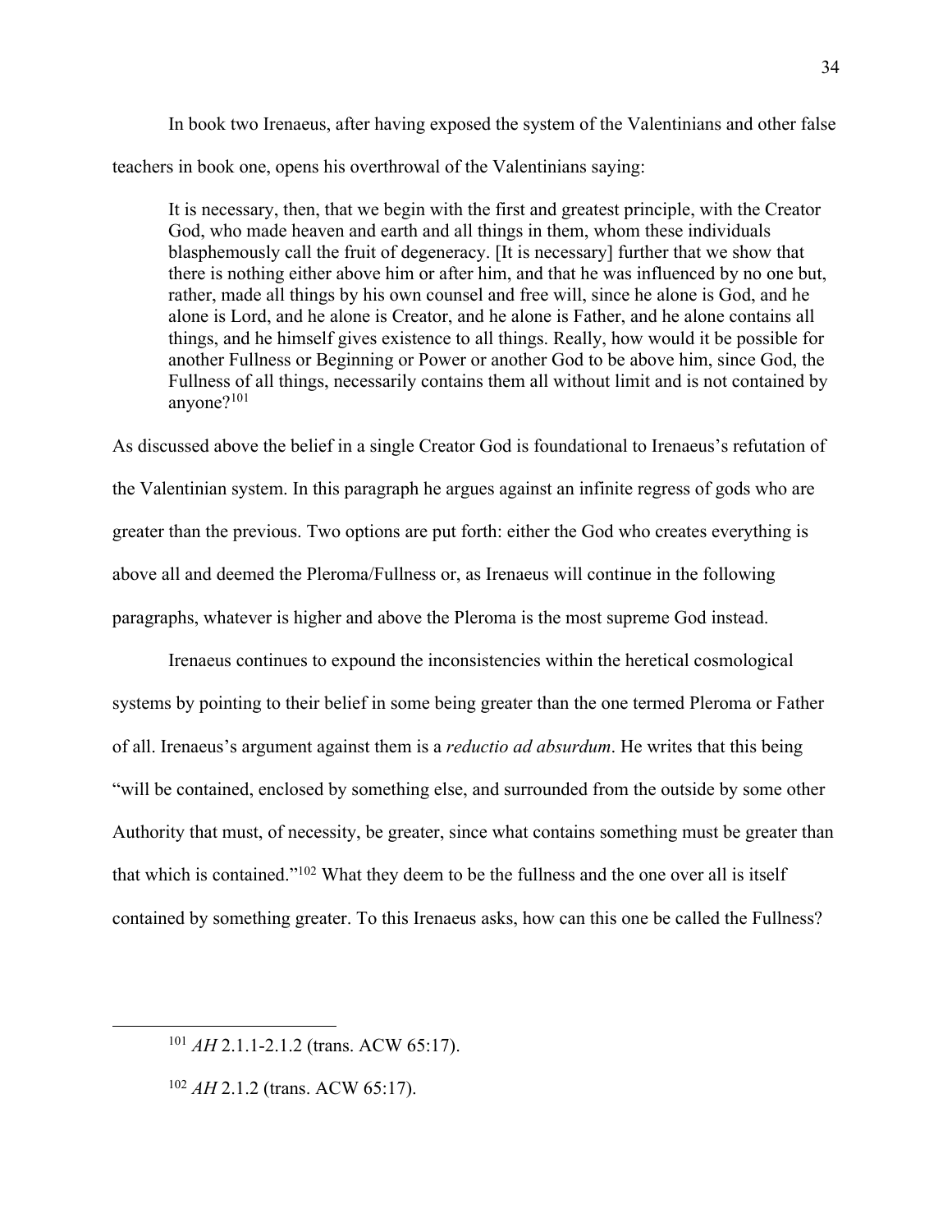In book two Irenaeus, after having exposed the system of the Valentinians and other false teachers in book one, opens his overthrowal of the Valentinians saying:

> It is necessary, then, that we begin with the first and greatest principle, with the Creator God, who made heaven and earth and all things in them, whom these individuals blasphemously call the fruit of degeneracy. [It is necessary] further that we show that there is nothing either above him or after him, and that he was influenced by no one but, rather, made all things by his own counsel and free will, since he alone is God, and he alone is Lord, and he alone is Creator, and he alone is Father, and he alone contains all things, and he himself gives existence to all things. Really, how would it be possible for another Fullness or Beginning or Power or another God to be above him, since God, the Fullness of all things, necessarily contains them all without limit and is not contained by anyone?[101]

As discussed above the belief in a single Creator God is foundational to Irenaeus's refutation of the Valentinian system. In this paragraph he argues against an infinite regress of gods who are greater than the previous. Two options are put forth: either the God who creates everything is above all and deemed the Pleroma/Fullness or, as Irenaeus will continue in the following paragraphs, whatever is higher and above the Pleroma is the most supreme God instead.

Irenaeus continues to expound the inconsistencies within the heretical cosmological systems by pointing to their belief in some being greater than the one termed Pleroma or Father of all. Irenaeus's argument against them is a *reductio ad absurdum*. He writes that this being "will be contained, enclosed by something else, and surrounded from the outside by some other Authority that must, of necessity, be greater, since what contains something must be greater than that which is contained."[102] What they deem to be the fullness and the one over all is itself contained by something greater. To this Irenaeus asks, how can this one be called the Fullness?

---

[101] *AH* 2.1.1-2.1.2 (trans. ACW 65:17).

[102] *AH* 2.1.2 (trans. ACW 65:17).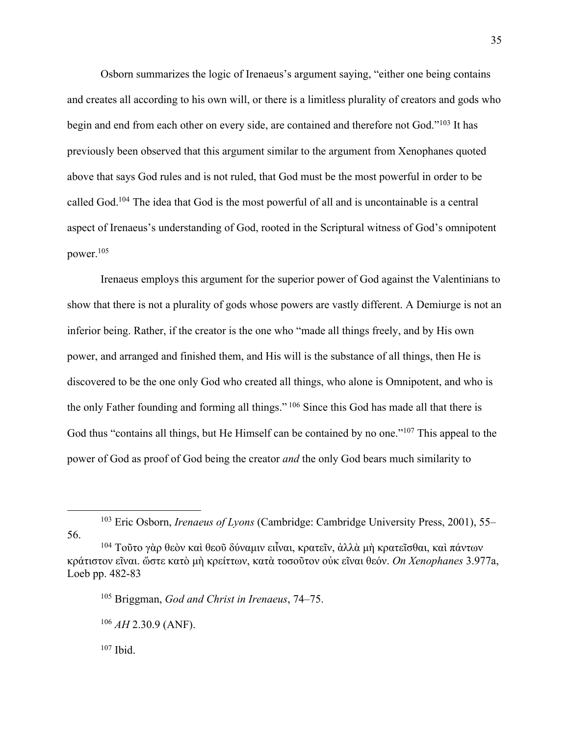Osborn summarizes the logic of Irenaeus's argument saying, "either one being contains and creates all according to his own will, or there is a limitless plurality of creators and gods who begin and end from each other on every side, are contained and therefore not God."[103] It has previously been observed that this argument similar to the argument from Xenophanes quoted above that says God rules and is not ruled, that God must be the most powerful in order to be called God.[104] The idea that God is the most powerful of all and is uncontainable is a central aspect of Irenaeus's understanding of God, rooted in the Scriptural witness of God's omnipotent power.[105]

Irenaeus employs this argument for the superior power of God against the Valentinians to show that there is not a plurality of gods whose powers are vastly different. A Demiurge is not an inferior being. Rather, if the creator is the one who "made all things freely, and by His own power, and arranged and finished them, and His will is the substance of all things, then He is discovered to be the one only God who created all things, who alone is Omnipotent, and who is the only Father founding and forming all things." [106] Since this God has made all that there is God thus "contains all things, but He Himself can be contained by no one."[107] This appeal to the power of God as proof of God being the creator *and* the only God bears much similarity to

---

[103] Eric Osborn, *Irenaeus of Lyons* (Cambridge: Cambridge University Press, 2001), 55–56.

[104] Τοῦτο γὰρ θεὸν καὶ θεοῦ δύναμιν εἶναι, κρατεῖν, ἀλλὰ μὴ κρατεῖσθαι, καὶ πάντων κράτιστον εἶναι. ὥστε κατὸ μὴ κρείττων, κατὰ τοσοῦτον οὐκ εἶναι θεόν. *On Xenophanes* 3.977a, Loeb pp. 482-83

[105] Briggman, *God and Christ in Irenaeus*, 74–75.

[106] *AH* 2.30.9 (ANF).

[107] Ibid.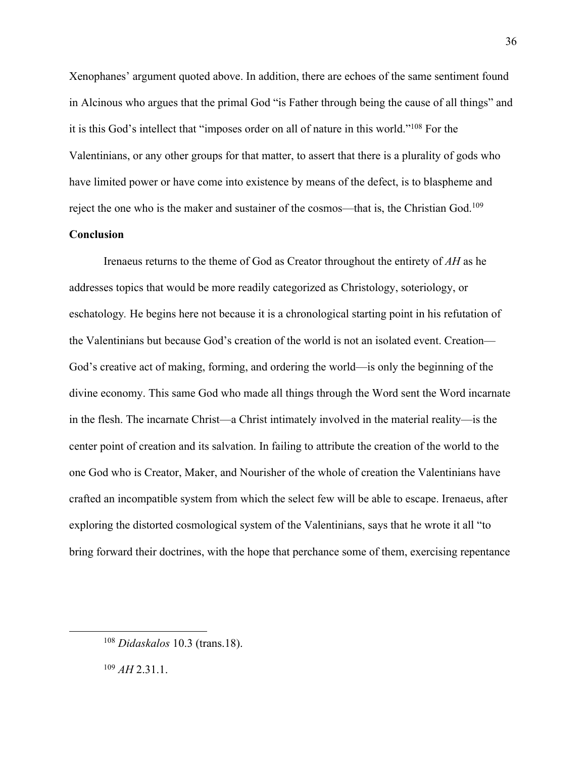Xenophanes' argument quoted above. In addition, there are echoes of the same sentiment found in Alcinous who argues that the primal God "is Father through being the cause of all things" and it is this God's intellect that "imposes order on all of nature in this world."[108] For the Valentinians, or any other groups for that matter, to assert that there is a plurality of gods who have limited power or have come into existence by means of the defect, is to blaspheme and reject the one who is the maker and sustainer of the cosmos—that is, the Christian God.[109]

## Conclusion

Irenaeus returns to the theme of God as Creator throughout the entirety of *AH* as he addresses topics that would be more readily categorized as Christology, soteriology, or eschatology. He begins here not because it is a chronological starting point in his refutation of the Valentinians but because God's creation of the world is not an isolated event. Creation—God's creative act of making, forming, and ordering the world—is only the beginning of the divine economy. This same God who made all things through the Word sent the Word incarnate in the flesh. The incarnate Christ—a Christ intimately involved in the material reality—is the center point of creation and its salvation. In failing to attribute the creation of the world to the one God who is Creator, Maker, and Nourisher of the whole of creation the Valentinians have crafted an incompatible system from which the select few will be able to escape. Irenaeus, after exploring the distorted cosmological system of the Valentinians, says that he wrote it all "to bring forward their doctrines, with the hope that perchance some of them, exercising repentance

---

[108] *Didaskalos* 10.3 (trans.18).

[109] *AH* 2.31.1.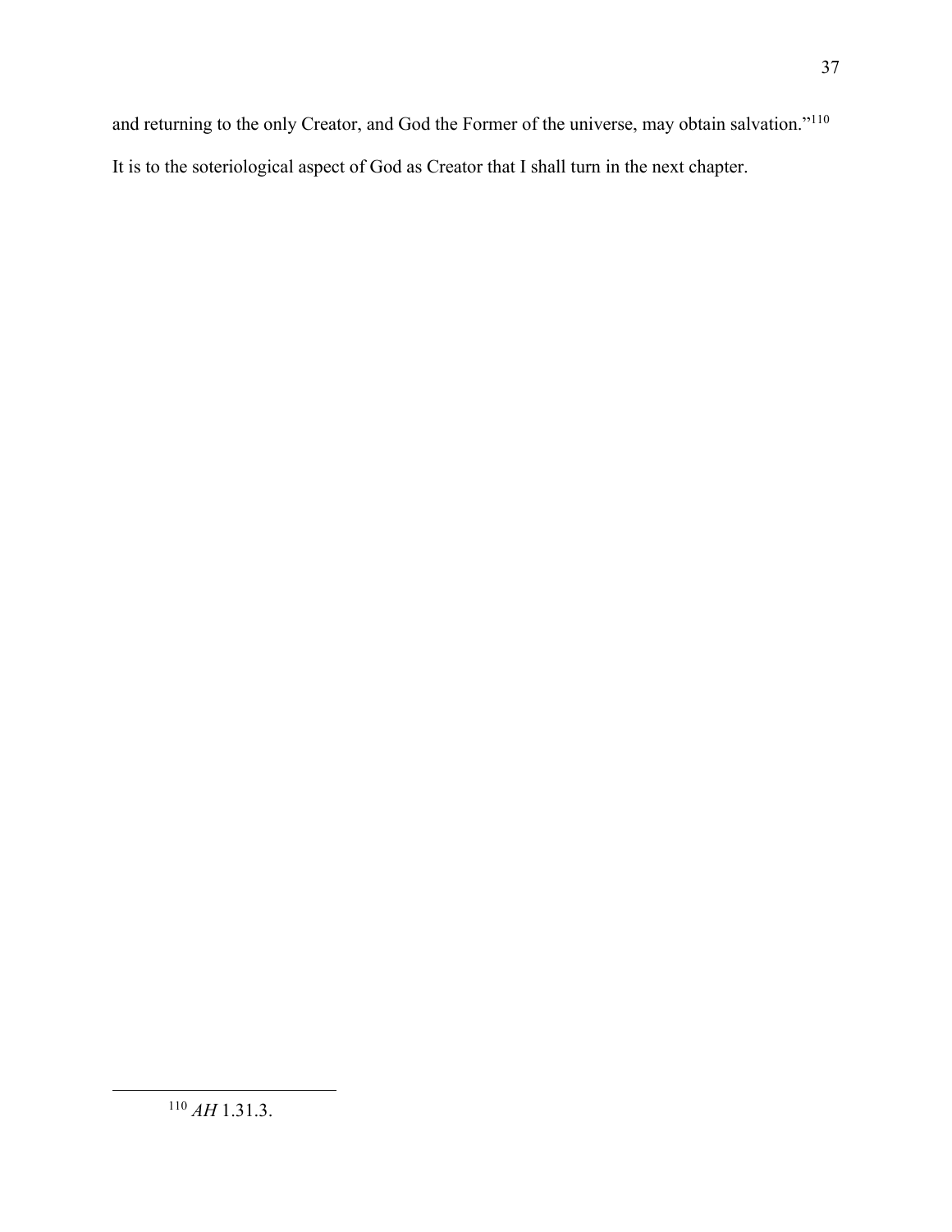and returning to the only Creator, and God the Former of the universe, may obtain salvation."[110] It is to the soteriological aspect of God as Creator that I shall turn in the next chapter.

[110] *AH* 1.31.3.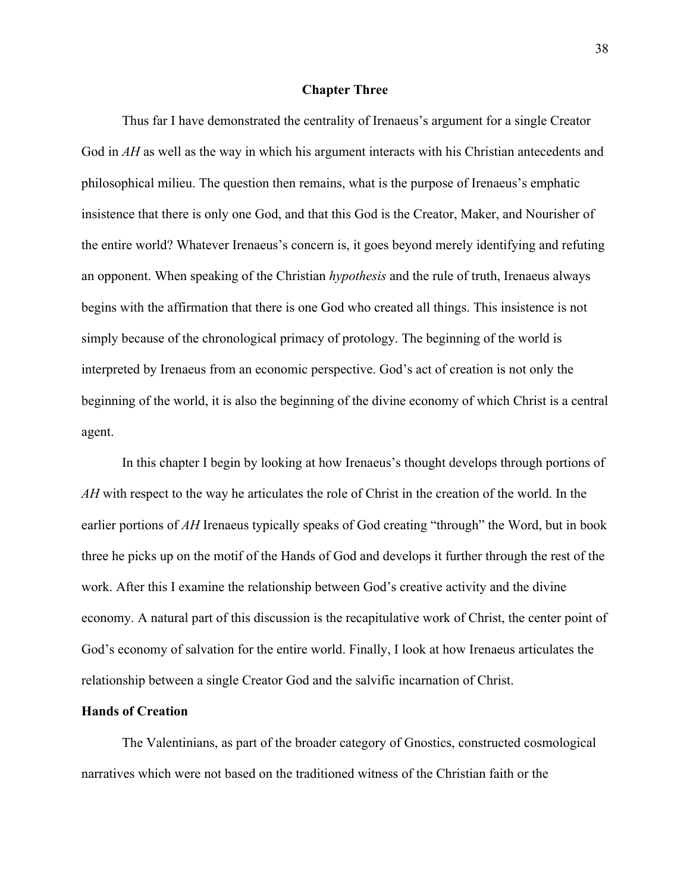# Chapter Three

Thus far I have demonstrated the centrality of Irenaeus's argument for a single Creator God in *AH* as well as the way in which his argument interacts with his Christian antecedents and philosophical milieu. The question then remains, what is the purpose of Irenaeus's emphatic insistence that there is only one God, and that this God is the Creator, Maker, and Nourisher of the entire world? Whatever Irenaeus's concern is, it goes beyond merely identifying and refuting an opponent. When speaking of the Christian *hypothesis* and the rule of truth, Irenaeus always begins with the affirmation that there is one God who created all things. This insistence is not simply because of the chronological primacy of protology. The beginning of the world is interpreted by Irenaeus from an economic perspective. God's act of creation is not only the beginning of the world, it is also the beginning of the divine economy of which Christ is a central agent.

In this chapter I begin by looking at how Irenaeus's thought develops through portions of *AH* with respect to the way he articulates the role of Christ in the creation of the world. In the earlier portions of *AH* Irenaeus typically speaks of God creating "through" the Word, but in book three he picks up on the motif of the Hands of God and develops it further through the rest of the work. After this I examine the relationship between God's creative activity and the divine economy. A natural part of this discussion is the recapitulative work of Christ, the center point of God's economy of salvation for the entire world. Finally, I look at how Irenaeus articulates the relationship between a single Creator God and the salvific incarnation of Christ.

## Hands of Creation

The Valentinians, as part of the broader category of Gnostics, constructed cosmological narratives which were not based on the traditioned witness of the Christian faith or the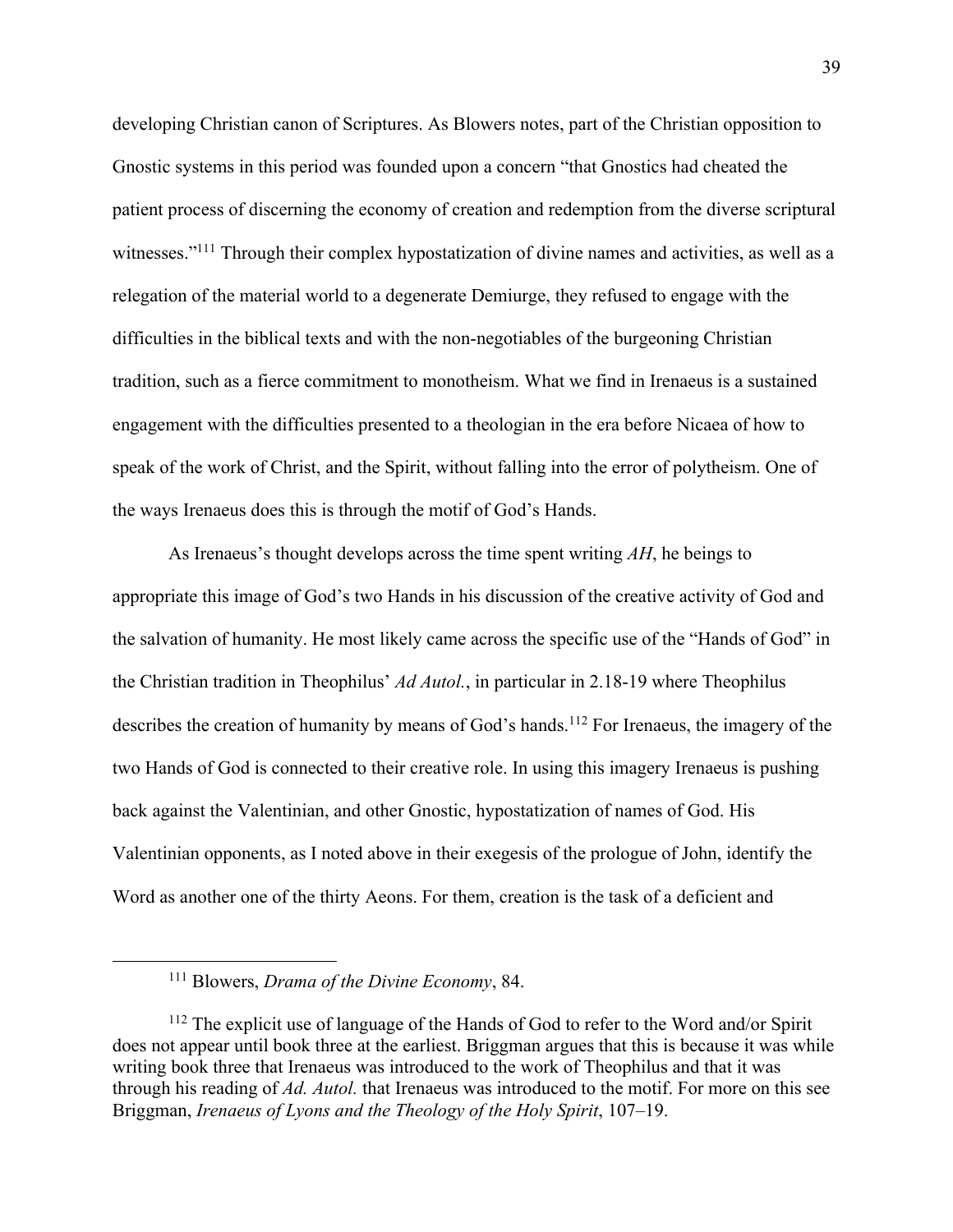developing Christian canon of Scriptures. As Blowers notes, part of the Christian opposition to Gnostic systems in this period was founded upon a concern "that Gnostics had cheated the patient process of discerning the economy of creation and redemption from the diverse scriptural witnesses."[111] Through their complex hypostatization of divine names and activities, as well as a relegation of the material world to a degenerate Demiurge, they refused to engage with the difficulties in the biblical texts and with the non-negotiables of the burgeoning Christian tradition, such as a fierce commitment to monotheism. What we find in Irenaeus is a sustained engagement with the difficulties presented to a theologian in the era before Nicaea of how to speak of the work of Christ, and the Spirit, without falling into the error of polytheism. One of the ways Irenaeus does this is through the motif of God's Hands.

As Irenaeus's thought develops across the time spent writing *AH*, he beings to appropriate this image of God's two Hands in his discussion of the creative activity of God and the salvation of humanity. He most likely came across the specific use of the "Hands of God" in the Christian tradition in Theophilus' *Ad Autol.*, in particular in 2.18-19 where Theophilus describes the creation of humanity by means of God's hands.[112] For Irenaeus, the imagery of the two Hands of God is connected to their creative role. In using this imagery Irenaeus is pushing back against the Valentinian, and other Gnostic, hypostatization of names of God. His Valentinian opponents, as I noted above in their exegesis of the prologue of John, identify the Word as another one of the thirty Aeons. For them, creation is the task of a deficient and

---

[111] Blowers, *Drama of the Divine Economy*, 84.

[112] The explicit use of language of the Hands of God to refer to the Word and/or Spirit does not appear until book three at the earliest. Briggman argues that this is because it was while writing book three that Irenaeus was introduced to the work of Theophilus and that it was through his reading of *Ad. Autol.* that Irenaeus was introduced to the motif. For more on this see Briggman, *Irenaeus of Lyons and the Theology of the Holy Spirit*, 107–19.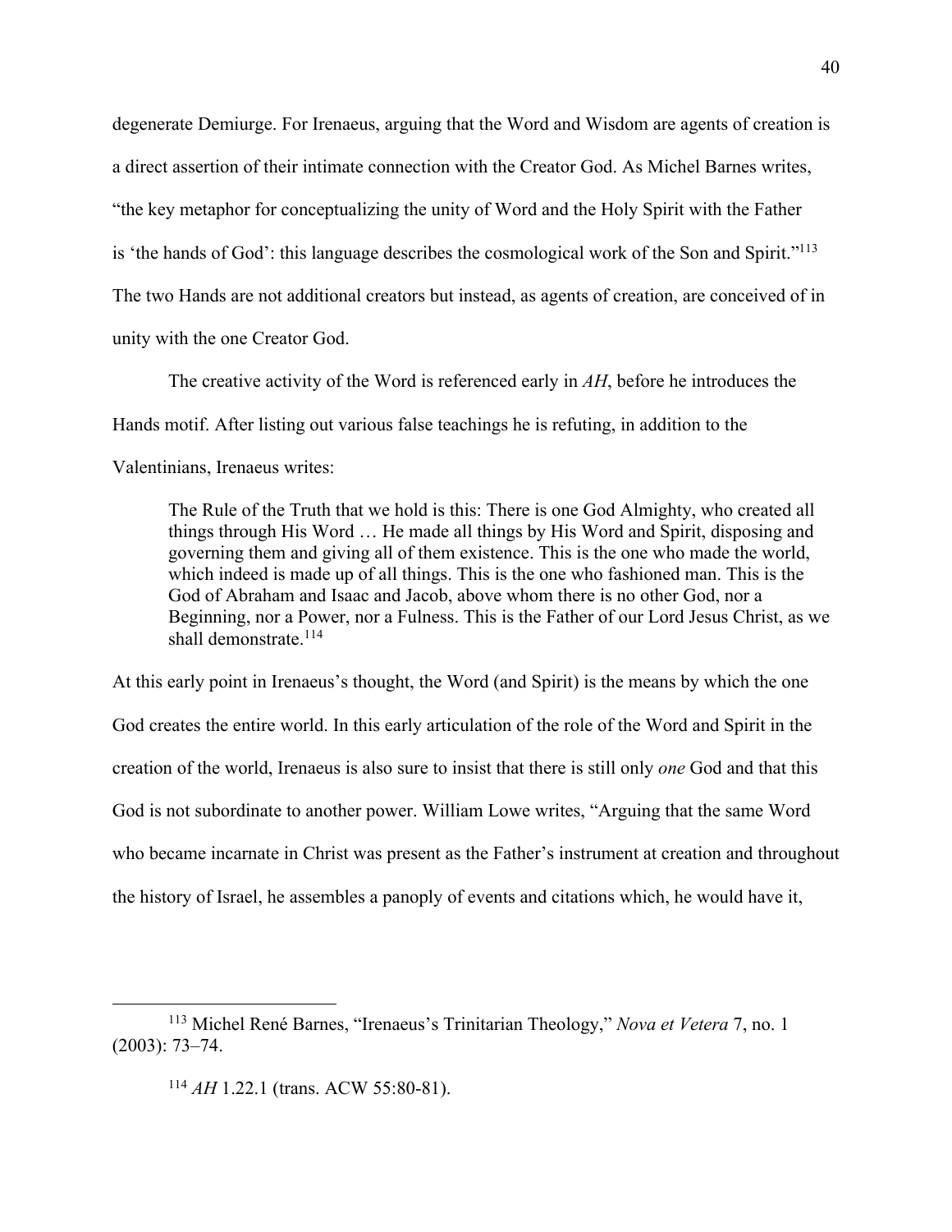degenerate Demiurge. For Irenaeus, arguing that the Word and Wisdom are agents of creation is a direct assertion of their intimate connection with the Creator God. As Michel Barnes writes, "the key metaphor for conceptualizing the unity of Word and the Holy Spirit with the Father is 'the hands of God': this language describes the cosmological work of the Son and Spirit."[113] The two Hands are not additional creators but instead, as agents of creation, are conceived of in unity with the one Creator God.

The creative activity of the Word is referenced early in *AH*, before he introduces the Hands motif. After listing out various false teachings he is refuting, in addition to the Valentinians, Irenaeus writes:

> The Rule of the Truth that we hold is this: There is one God Almighty, who created all things through His Word … He made all things by His Word and Spirit, disposing and governing them and giving all of them existence. This is the one who made the world, which indeed is made up of all things. This is the one who fashioned man. This is the God of Abraham and Isaac and Jacob, above whom there is no other God, nor a Beginning, nor a Power, nor a Fulness. This is the Father of our Lord Jesus Christ, as we shall demonstrate.[114]

At this early point in Irenaeus's thought, the Word (and Spirit) is the means by which the one God creates the entire world. In this early articulation of the role of the Word and Spirit in the creation of the world, Irenaeus is also sure to insist that there is still only *one* God and that this God is not subordinate to another power. William Lowe writes, "Arguing that the same Word who became incarnate in Christ was present as the Father's instrument at creation and throughout the history of Israel, he assembles a panoply of events and citations which, he would have it,

---

[113] Michel René Barnes, "Irenaeus's Trinitarian Theology," *Nova et Vetera* 7, no. 1 (2003): 73–74.

[114] *AH* 1.22.1 (trans. ACW 55:80-81).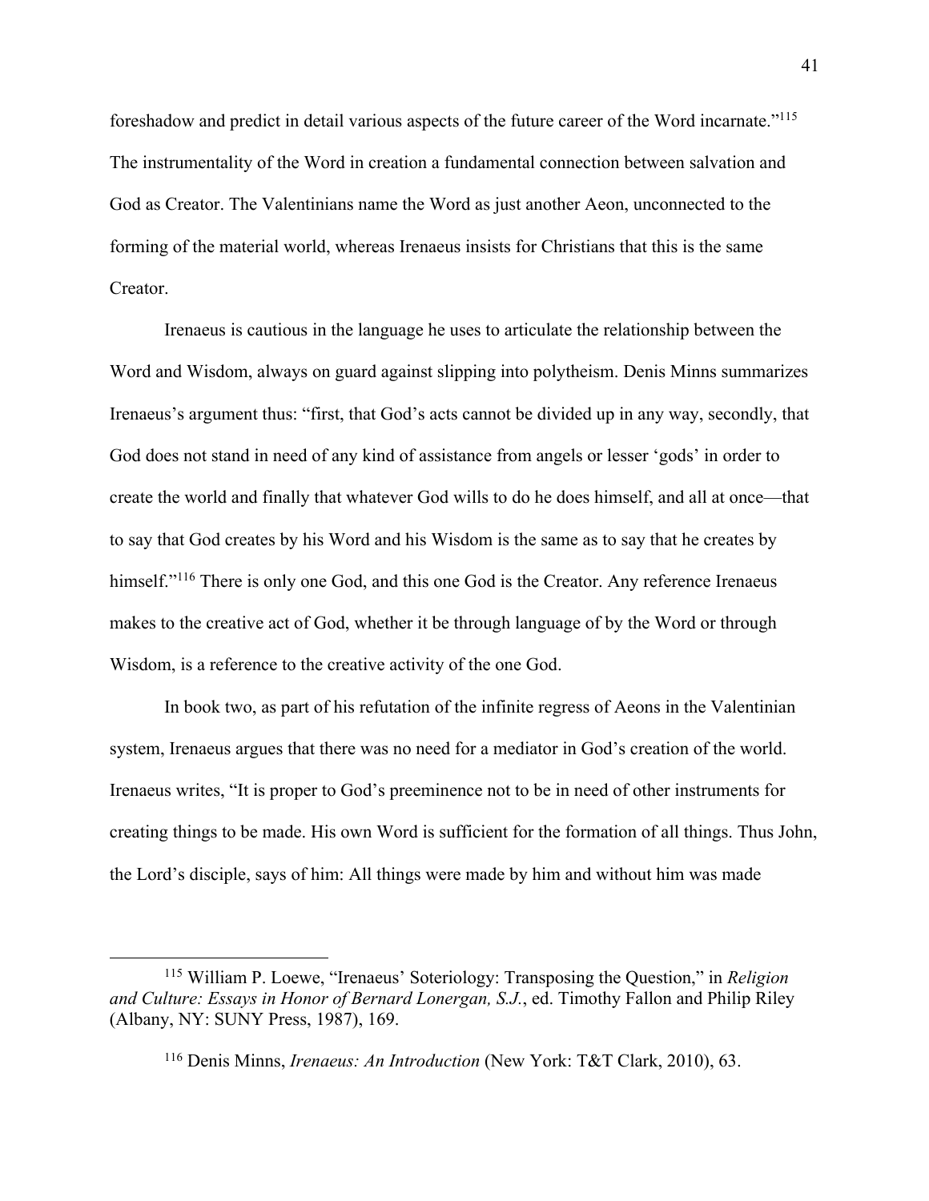foreshadow and predict in detail various aspects of the future career of the Word incarnate."[115] The instrumentality of the Word in creation a fundamental connection between salvation and God as Creator. The Valentinians name the Word as just another Aeon, unconnected to the forming of the material world, whereas Irenaeus insists for Christians that this is the same Creator.

Irenaeus is cautious in the language he uses to articulate the relationship between the Word and Wisdom, always on guard against slipping into polytheism. Denis Minns summarizes Irenaeus's argument thus: "first, that God's acts cannot be divided up in any way, secondly, that God does not stand in need of any kind of assistance from angels or lesser 'gods' in order to create the world and finally that whatever God wills to do he does himself, and all at once—that to say that God creates by his Word and his Wisdom is the same as to say that he creates by himself."[116] There is only one God, and this one God is the Creator. Any reference Irenaeus makes to the creative act of God, whether it be through language of by the Word or through Wisdom, is a reference to the creative activity of the one God.

In book two, as part of his refutation of the infinite regress of Aeons in the Valentinian system, Irenaeus argues that there was no need for a mediator in God's creation of the world. Irenaeus writes, "It is proper to God's preeminence not to be in need of other instruments for creating things to be made. His own Word is sufficient for the formation of all things. Thus John, the Lord's disciple, says of him: All things were made by him and without him was made

---

[115] William P. Loewe, "Irenaeus' Soteriology: Transposing the Question," in *Religion and Culture: Essays in Honor of Bernard Lonergan, S.J.*, ed. Timothy Fallon and Philip Riley (Albany, NY: SUNY Press, 1987), 169.

[116] Denis Minns, *Irenaeus: An Introduction* (New York: T&T Clark, 2010), 63.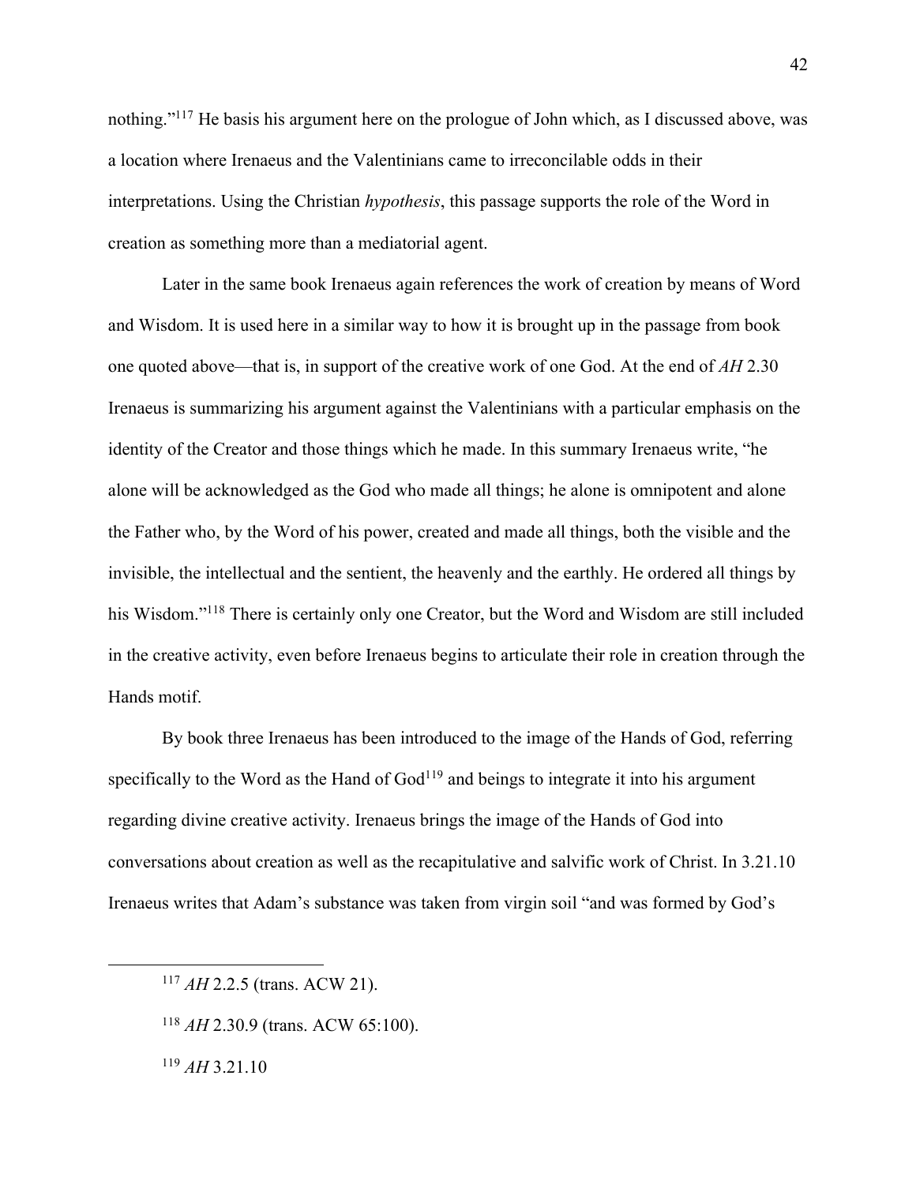nothing."[117] He basis his argument here on the prologue of John which, as I discussed above, was a location where Irenaeus and the Valentinians came to irreconcilable odds in their interpretations. Using the Christian *hypothesis*, this passage supports the role of the Word in creation as something more than a mediatorial agent.

Later in the same book Irenaeus again references the work of creation by means of Word and Wisdom. It is used here in a similar way to how it is brought up in the passage from book one quoted above—that is, in support of the creative work of one God. At the end of *AH* 2.30 Irenaeus is summarizing his argument against the Valentinians with a particular emphasis on the identity of the Creator and those things which he made. In this summary Irenaeus write, "he alone will be acknowledged as the God who made all things; he alone is omnipotent and alone the Father who, by the Word of his power, created and made all things, both the visible and the invisible, the intellectual and the sentient, the heavenly and the earthly. He ordered all things by his Wisdom."[118] There is certainly only one Creator, but the Word and Wisdom are still included in the creative activity, even before Irenaeus begins to articulate their role in creation through the Hands motif.

By book three Irenaeus has been introduced to the image of the Hands of God, referring specifically to the Word as the Hand of God[119] and beings to integrate it into his argument regarding divine creative activity. Irenaeus brings the image of the Hands of God into conversations about creation as well as the recapitulative and salvific work of Christ. In 3.21.10 Irenaeus writes that Adam's substance was taken from virgin soil "and was formed by God's

---

[117] *AH* 2.2.5 (trans. ACW 21).

[118] *AH* 2.30.9 (trans. ACW 65:100).

[119] *AH* 3.21.10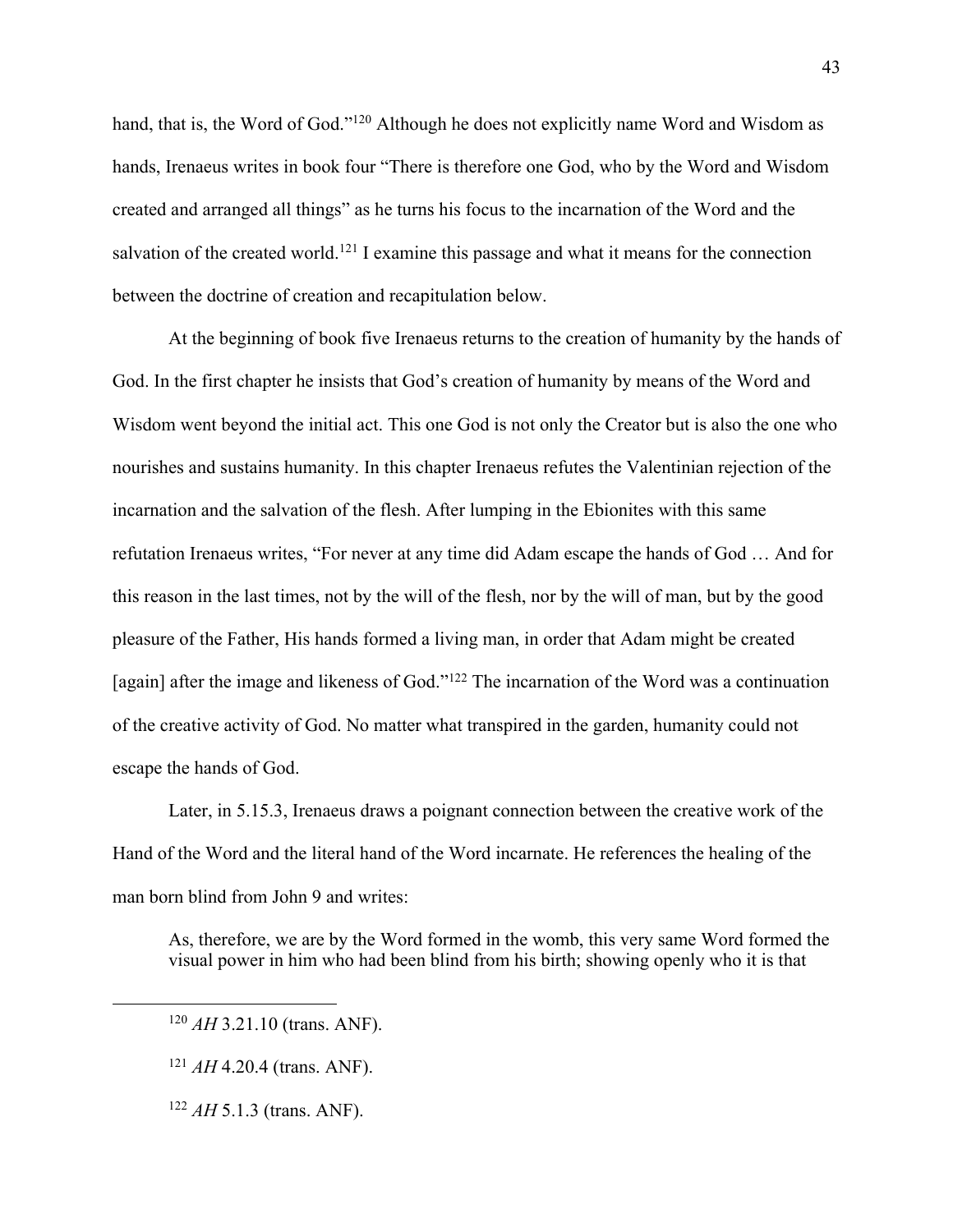hand, that is, the Word of God."[120] Although he does not explicitly name Word and Wisdom as hands, Irenaeus writes in book four "There is therefore one God, who by the Word and Wisdom created and arranged all things" as he turns his focus to the incarnation of the Word and the salvation of the created world.[121] I examine this passage and what it means for the connection between the doctrine of creation and recapitulation below.

At the beginning of book five Irenaeus returns to the creation of humanity by the hands of God. In the first chapter he insists that God's creation of humanity by means of the Word and Wisdom went beyond the initial act. This one God is not only the Creator but is also the one who nourishes and sustains humanity. In this chapter Irenaeus refutes the Valentinian rejection of the incarnation and the salvation of the flesh. After lumping in the Ebionites with this same refutation Irenaeus writes, "For never at any time did Adam escape the hands of God … And for this reason in the last times, not by the will of the flesh, nor by the will of man, but by the good pleasure of the Father, His hands formed a living man, in order that Adam might be created [again] after the image and likeness of God."[122] The incarnation of the Word was a continuation of the creative activity of God. No matter what transpired in the garden, humanity could not escape the hands of God.

Later, in 5.15.3, Irenaeus draws a poignant connection between the creative work of the Hand of the Word and the literal hand of the Word incarnate. He references the healing of the man born blind from John 9 and writes:

> As, therefore, we are by the Word formed in the womb, this very same Word formed the visual power in him who had been blind from his birth; showing openly who it is that

---

[120] *AH* 3.21.10 (trans. ANF).

[121] *AH* 4.20.4 (trans. ANF).

[122] *AH* 5.1.3 (trans. ANF).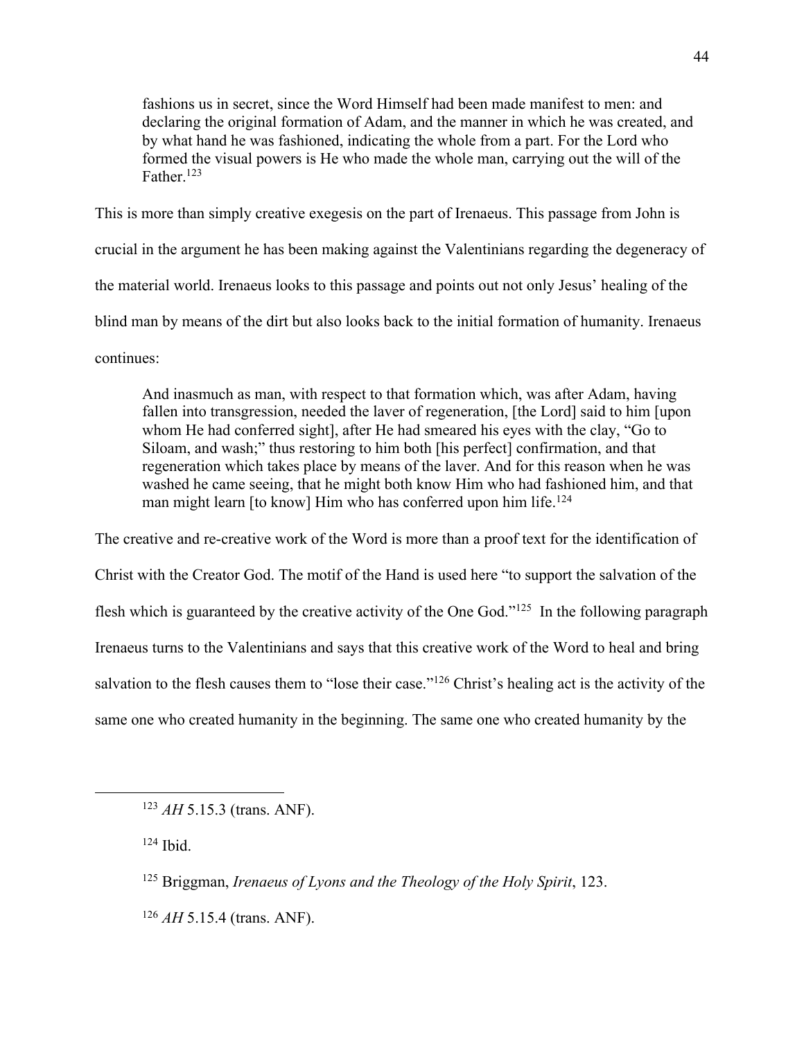> fashions us in secret, since the Word Himself had been made manifest to men: and declaring the original formation of Adam, and the manner in which he was created, and by what hand he was fashioned, indicating the whole from a part. For the Lord who formed the visual powers is He who made the whole man, carrying out the will of the Father.[123]

This is more than simply creative exegesis on the part of Irenaeus. This passage from John is crucial in the argument he has been making against the Valentinians regarding the degeneracy of the material world. Irenaeus looks to this passage and points out not only Jesus' healing of the blind man by means of the dirt but also looks back to the initial formation of humanity. Irenaeus continues:

> And inasmuch as man, with respect to that formation which, was after Adam, having fallen into transgression, needed the laver of regeneration, [the Lord] said to him [upon whom He had conferred sight], after He had smeared his eyes with the clay, "Go to Siloam, and wash;" thus restoring to him both [his perfect] confirmation, and that regeneration which takes place by means of the laver. And for this reason when he was washed he came seeing, that he might both know Him who had fashioned him, and that man might learn [to know] Him who has conferred upon him life.[124]

The creative and re-creative work of the Word is more than a proof text for the identification of Christ with the Creator God. The motif of the Hand is used here "to support the salvation of the flesh which is guaranteed by the creative activity of the One God."[125] In the following paragraph Irenaeus turns to the Valentinians and says that this creative work of the Word to heal and bring salvation to the flesh causes them to "lose their case."[126] Christ's healing act is the activity of the same one who created humanity in the beginning. The same one who created humanity by the

---

[123] *AH* 5.15.3 (trans. ANF).

[124] Ibid.

[125] Briggman, *Irenaeus of Lyons and the Theology of the Holy Spirit*, 123.

[126] *AH* 5.15.4 (trans. ANF).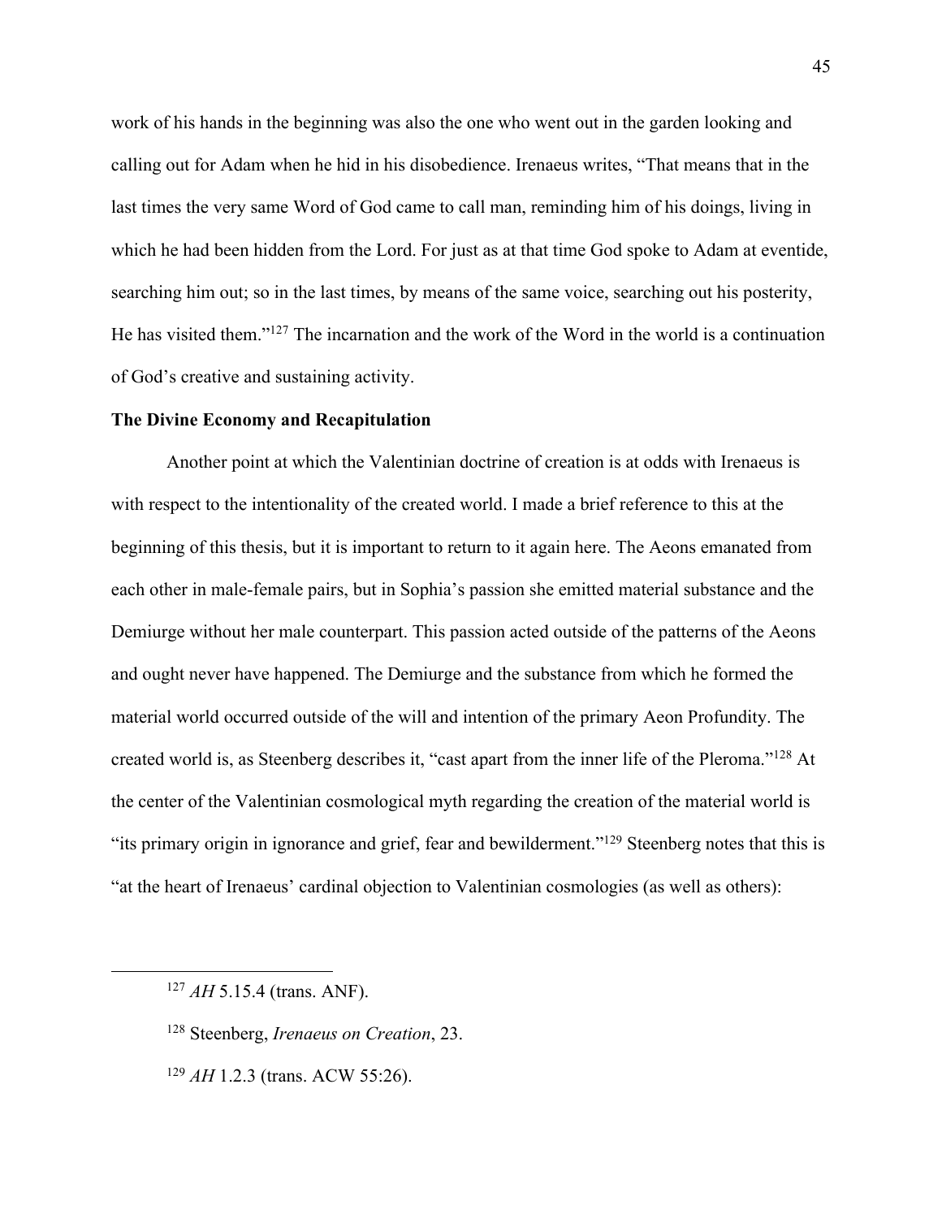work of his hands in the beginning was also the one who went out in the garden looking and calling out for Adam when he hid in his disobedience. Irenaeus writes, "That means that in the last times the very same Word of God came to call man, reminding him of his doings, living in which he had been hidden from the Lord. For just as at that time God spoke to Adam at eventide, searching him out; so in the last times, by means of the same voice, searching out his posterity, He has visited them."[127] The incarnation and the work of the Word in the world is a continuation of God's creative and sustaining activity.

**The Divine Economy and Recapitulation**

Another point at which the Valentinian doctrine of creation is at odds with Irenaeus is with respect to the intentionality of the created world. I made a brief reference to this at the beginning of this thesis, but it is important to return to it again here. The Aeons emanated from each other in male-female pairs, but in Sophia's passion she emitted material substance and the Demiurge without her male counterpart. This passion acted outside of the patterns of the Aeons and ought never have happened. The Demiurge and the substance from which he formed the material world occurred outside of the will and intention of the primary Aeon Profundity. The created world is, as Steenberg describes it, "cast apart from the inner life of the Pleroma."[128] At the center of the Valentinian cosmological myth regarding the creation of the material world is "its primary origin in ignorance and grief, fear and bewilderment."[129] Steenberg notes that this is "at the heart of Irenaeus' cardinal objection to Valentinian cosmologies (as well as others):

---

[127] *AH* 5.15.4 (trans. ANF).

[128] Steenberg, *Irenaeus on Creation*, 23.

[129] *AH* 1.2.3 (trans. ACW 55:26).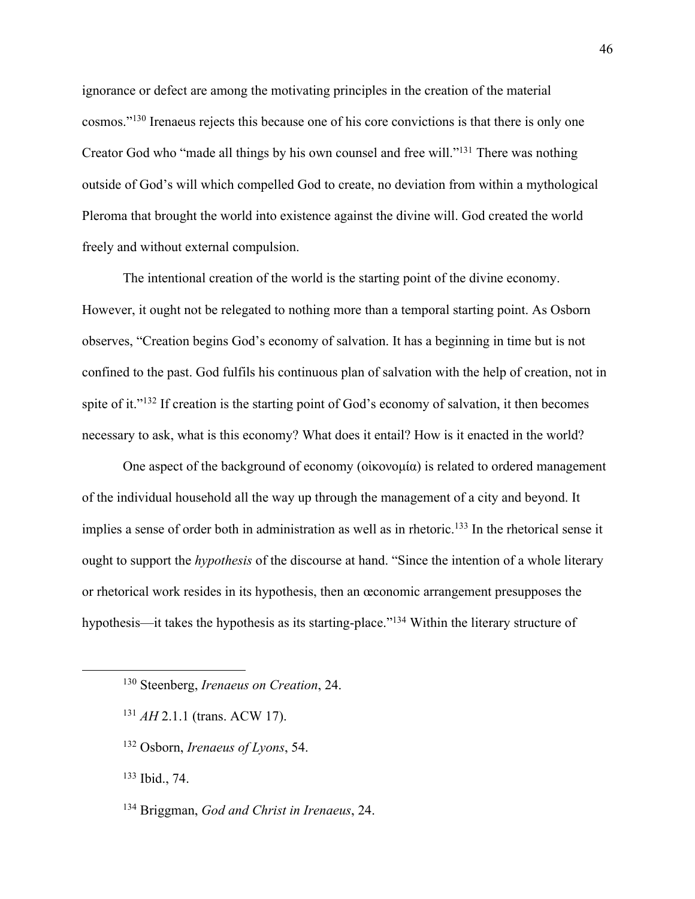ignorance or defect are among the motivating principles in the creation of the material cosmos."[130] Irenaeus rejects this because one of his core convictions is that there is only one Creator God who "made all things by his own counsel and free will."[131] There was nothing outside of God's will which compelled God to create, no deviation from within a mythological Pleroma that brought the world into existence against the divine will. God created the world freely and without external compulsion.

The intentional creation of the world is the starting point of the divine economy. However, it ought not be relegated to nothing more than a temporal starting point. As Osborn observes, "Creation begins God's economy of salvation. It has a beginning in time but is not confined to the past. God fulfils his continuous plan of salvation with the help of creation, not in spite of it."[132] If creation is the starting point of God's economy of salvation, it then becomes necessary to ask, what is this economy? What does it entail? How is it enacted in the world?

One aspect of the background of economy (οἰκονομία) is related to ordered management of the individual household all the way up through the management of a city and beyond. It implies a sense of order both in administration as well as in rhetoric.[133] In the rhetorical sense it ought to support the *hypothesis* of the discourse at hand. "Since the intention of a whole literary or rhetorical work resides in its hypothesis, then an œconomic arrangement presupposes the hypothesis—it takes the hypothesis as its starting-place."[134] Within the literary structure of

---

[130] Steenberg, *Irenaeus on Creation*, 24.

[131] *AH* 2.1.1 (trans. ACW 17).

[132] Osborn, *Irenaeus of Lyons*, 54.

[133] Ibid., 74.

[134] Briggman, *God and Christ in Irenaeus*, 24.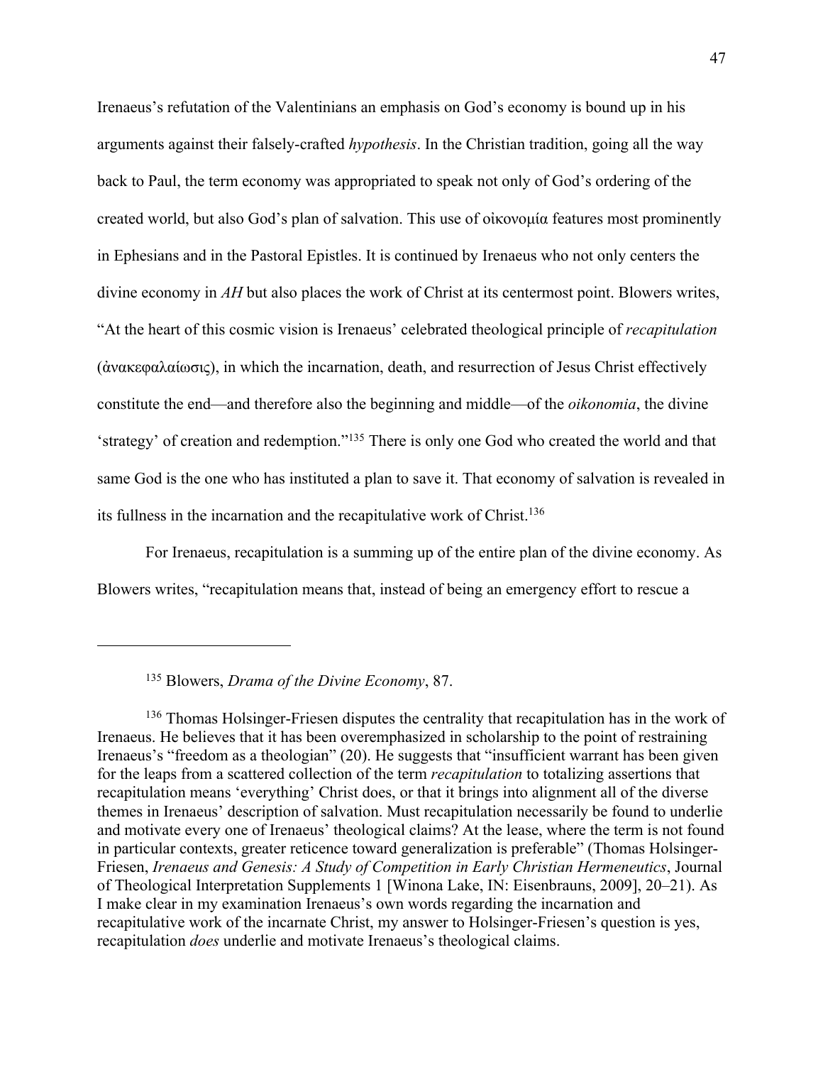Irenaeus's refutation of the Valentinians an emphasis on God's economy is bound up in his arguments against their falsely-crafted *hypothesis*. In the Christian tradition, going all the way back to Paul, the term economy was appropriated to speak not only of God's ordering of the created world, but also God's plan of salvation. This use of οἰκονομία features most prominently in Ephesians and in the Pastoral Epistles. It is continued by Irenaeus who not only centers the divine economy in *AH* but also places the work of Christ at its centermost point. Blowers writes, "At the heart of this cosmic vision is Irenaeus' celebrated theological principle of *recapitulation* (ἀνακεφαλαίωσις), in which the incarnation, death, and resurrection of Jesus Christ effectively constitute the end—and therefore also the beginning and middle—of the *oikonomia*, the divine 'strategy' of creation and redemption."[135] There is only one God who created the world and that same God is the one who has instituted a plan to save it. That economy of salvation is revealed in its fullness in the incarnation and the recapitulative work of Christ.[136]

For Irenaeus, recapitulation is a summing up of the entire plan of the divine economy. As Blowers writes, "recapitulation means that, instead of being an emergency effort to rescue a

---

[135] Blowers, *Drama of the Divine Economy*, 87.

[136] Thomas Holsinger-Friesen disputes the centrality that recapitulation has in the work of Irenaeus. He believes that it has been overemphasized in scholarship to the point of restraining Irenaeus's "freedom as a theologian" (20). He suggests that "insufficient warrant has been given for the leaps from a scattered collection of the term *recapitulation* to totalizing assertions that recapitulation means 'everything' Christ does, or that it brings into alignment all of the diverse themes in Irenaeus' description of salvation. Must recapitulation necessarily be found to underlie and motivate every one of Irenaeus' theological claims? At the lease, where the term is not found in particular contexts, greater reticence toward generalization is preferable" (Thomas Holsinger-Friesen, *Irenaeus and Genesis: A Study of Competition in Early Christian Hermeneutics*, Journal of Theological Interpretation Supplements 1 [Winona Lake, IN: Eisenbrauns, 2009], 20–21). As I make clear in my examination Irenaeus's own words regarding the incarnation and recapitulative work of the incarnate Christ, my answer to Holsinger-Friesen's question is yes, recapitulation *does* underlie and motivate Irenaeus's theological claims.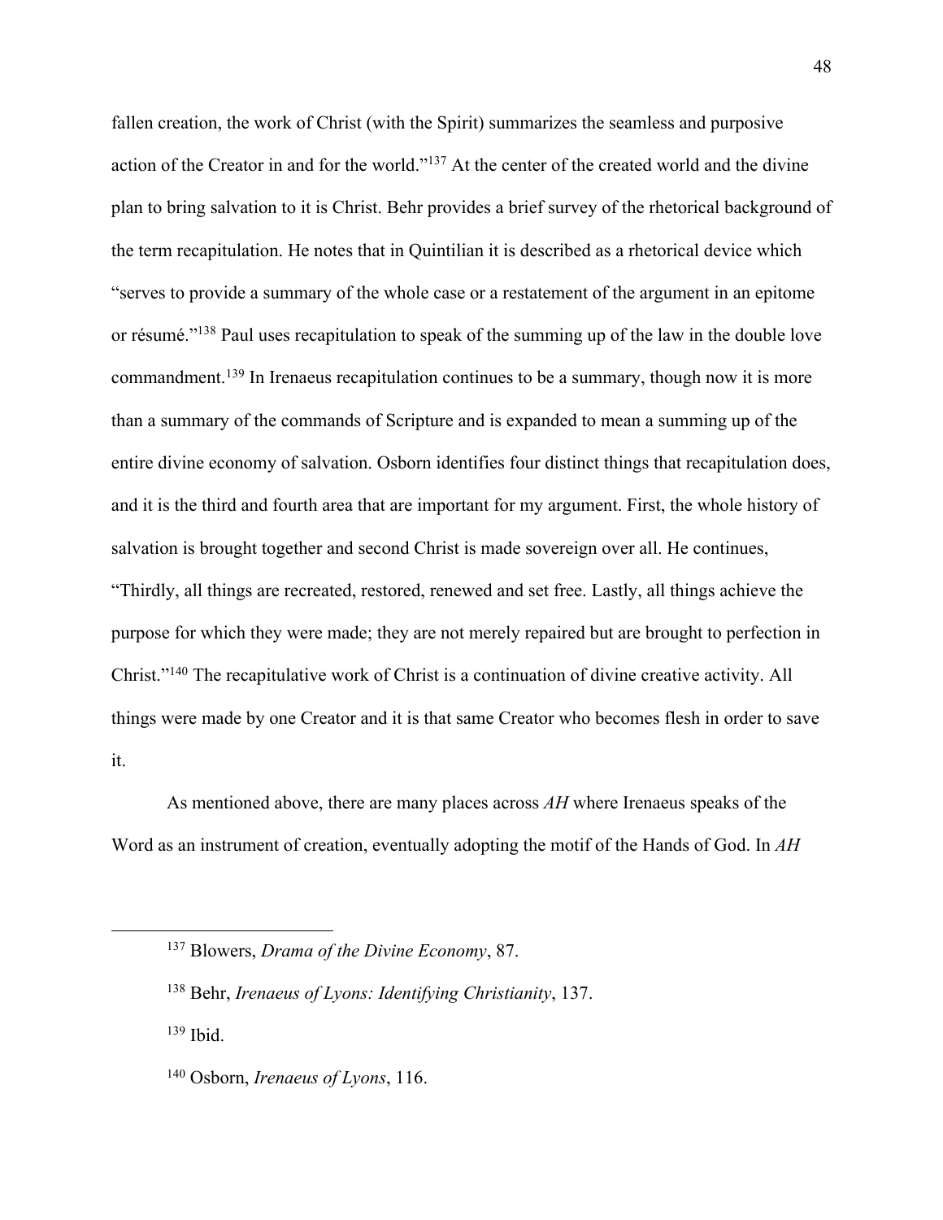fallen creation, the work of Christ (with the Spirit) summarizes the seamless and purposive action of the Creator in and for the world."[137] At the center of the created world and the divine plan to bring salvation to it is Christ. Behr provides a brief survey of the rhetorical background of the term recapitulation. He notes that in Quintilian it is described as a rhetorical device which "serves to provide a summary of the whole case or a restatement of the argument in an epitome or résumé."[138] Paul uses recapitulation to speak of the summing up of the law in the double love commandment.[139] In Irenaeus recapitulation continues to be a summary, though now it is more than a summary of the commands of Scripture and is expanded to mean a summing up of the entire divine economy of salvation. Osborn identifies four distinct things that recapitulation does, and it is the third and fourth area that are important for my argument. First, the whole history of salvation is brought together and second Christ is made sovereign over all. He continues, "Thirdly, all things are recreated, restored, renewed and set free. Lastly, all things achieve the purpose for which they were made; they are not merely repaired but are brought to perfection in Christ."[140] The recapitulative work of Christ is a continuation of divine creative activity. All things were made by one Creator and it is that same Creator who becomes flesh in order to save it.

As mentioned above, there are many places across *AH* where Irenaeus speaks of the Word as an instrument of creation, eventually adopting the motif of the Hands of God. In *AH*

---

[137] Blowers, *Drama of the Divine Economy*, 87.

[138] Behr, *Irenaeus of Lyons: Identifying Christianity*, 137.

[139] Ibid.

[140] Osborn, *Irenaeus of Lyons*, 116.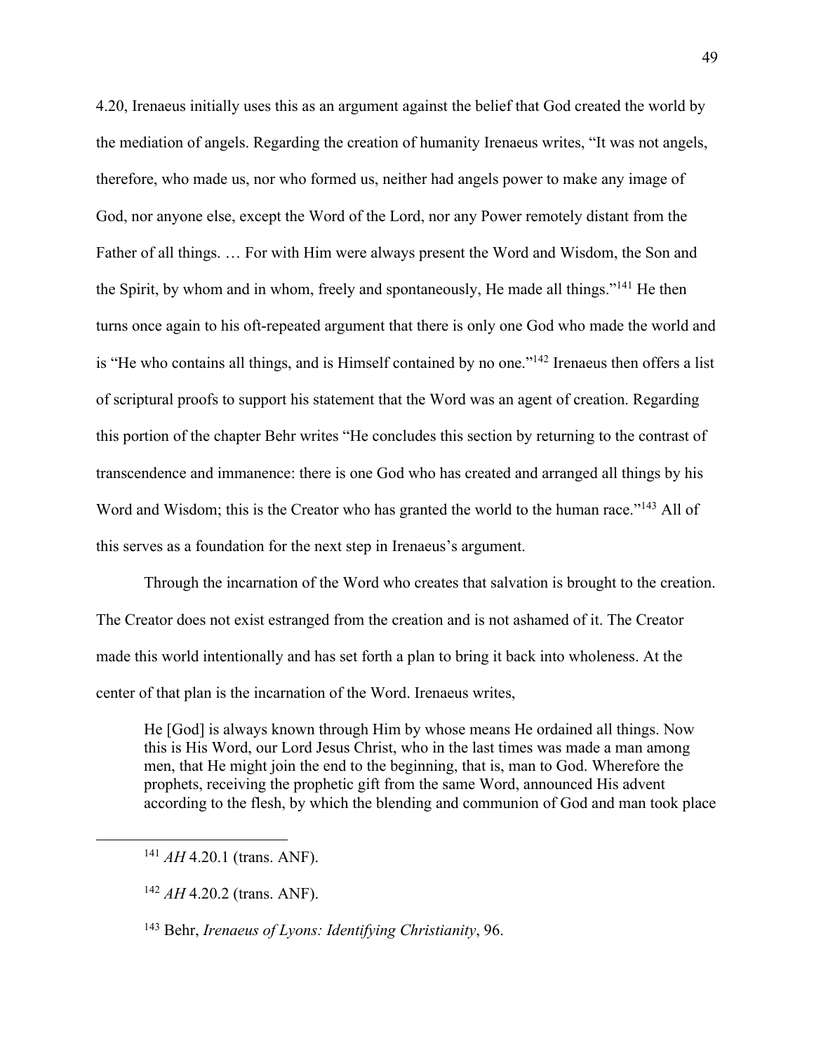4.20, Irenaeus initially uses this as an argument against the belief that God created the world by the mediation of angels. Regarding the creation of humanity Irenaeus writes, "It was not angels, therefore, who made us, nor who formed us, neither had angels power to make any image of God, nor anyone else, except the Word of the Lord, nor any Power remotely distant from the Father of all things. … For with Him were always present the Word and Wisdom, the Son and the Spirit, by whom and in whom, freely and spontaneously, He made all things."[141] He then turns once again to his oft-repeated argument that there is only one God who made the world and is "He who contains all things, and is Himself contained by no one."[142] Irenaeus then offers a list of scriptural proofs to support his statement that the Word was an agent of creation. Regarding this portion of the chapter Behr writes "He concludes this section by returning to the contrast of transcendence and immanence: there is one God who has created and arranged all things by his Word and Wisdom; this is the Creator who has granted the world to the human race."[143] All of this serves as a foundation for the next step in Irenaeus's argument.

Through the incarnation of the Word who creates that salvation is brought to the creation. The Creator does not exist estranged from the creation and is not ashamed of it. The Creator made this world intentionally and has set forth a plan to bring it back into wholeness. At the center of that plan is the incarnation of the Word. Irenaeus writes,

> He [God] is always known through Him by whose means He ordained all things. Now this is His Word, our Lord Jesus Christ, who in the last times was made a man among men, that He might join the end to the beginning, that is, man to God. Wherefore the prophets, receiving the prophetic gift from the same Word, announced His advent according to the flesh, by which the blending and communion of God and man took place

---

[141] *AH* 4.20.1 (trans. ANF).

[142] *AH* 4.20.2 (trans. ANF).

[143] Behr, *Irenaeus of Lyons: Identifying Christianity*, 96.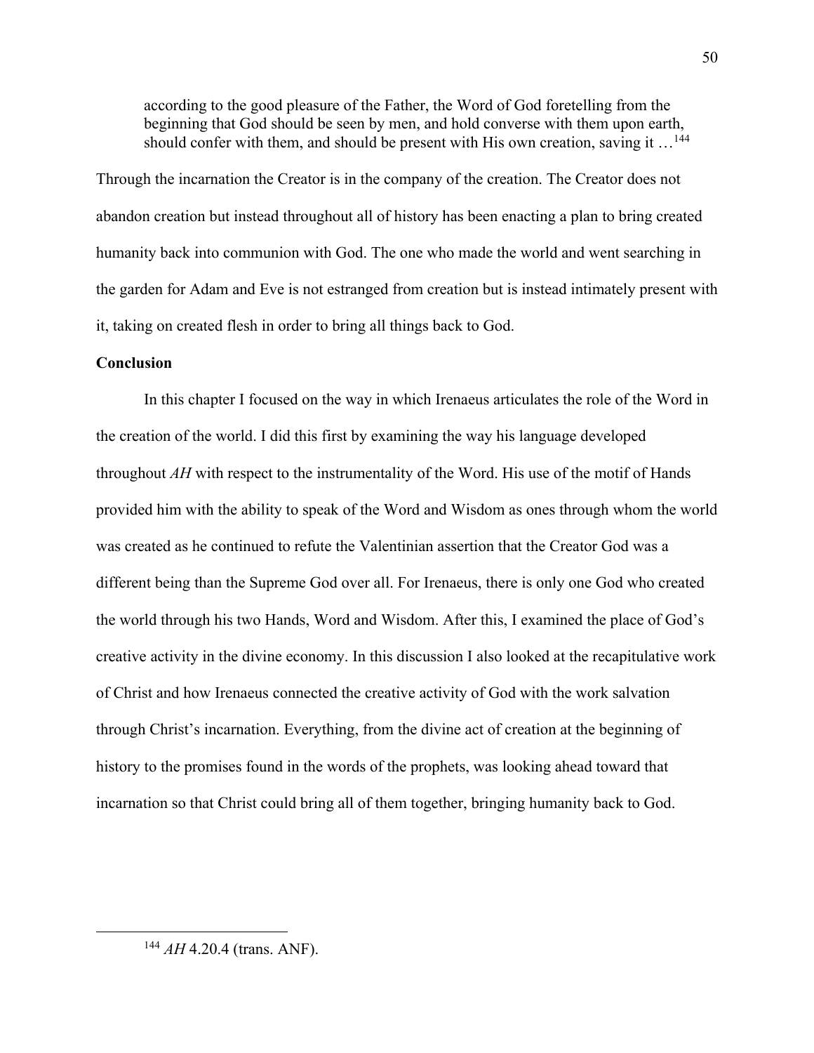> according to the good pleasure of the Father, the Word of God foretelling from the beginning that God should be seen by men, and hold converse with them upon earth, should confer with them, and should be present with His own creation, saving it …[144]

Through the incarnation the Creator is in the company of the creation. The Creator does not abandon creation but instead throughout all of history has been enacting a plan to bring created humanity back into communion with God. The one who made the world and went searching in the garden for Adam and Eve is not estranged from creation but is instead intimately present with it, taking on created flesh in order to bring all things back to God.

**Conclusion**

In this chapter I focused on the way in which Irenaeus articulates the role of the Word in the creation of the world. I did this first by examining the way his language developed throughout *AH* with respect to the instrumentality of the Word. His use of the motif of Hands provided him with the ability to speak of the Word and Wisdom as ones through whom the world was created as he continued to refute the Valentinian assertion that the Creator God was a different being than the Supreme God over all. For Irenaeus, there is only one God who created the world through his two Hands, Word and Wisdom. After this, I examined the place of God's creative activity in the divine economy. In this discussion I also looked at the recapitulative work of Christ and how Irenaeus connected the creative activity of God with the work salvation through Christ's incarnation. Everything, from the divine act of creation at the beginning of history to the promises found in the words of the prophets, was looking ahead toward that incarnation so that Christ could bring all of them together, bringing humanity back to God.

---

[144] *AH* 4.20.4 (trans. ANF).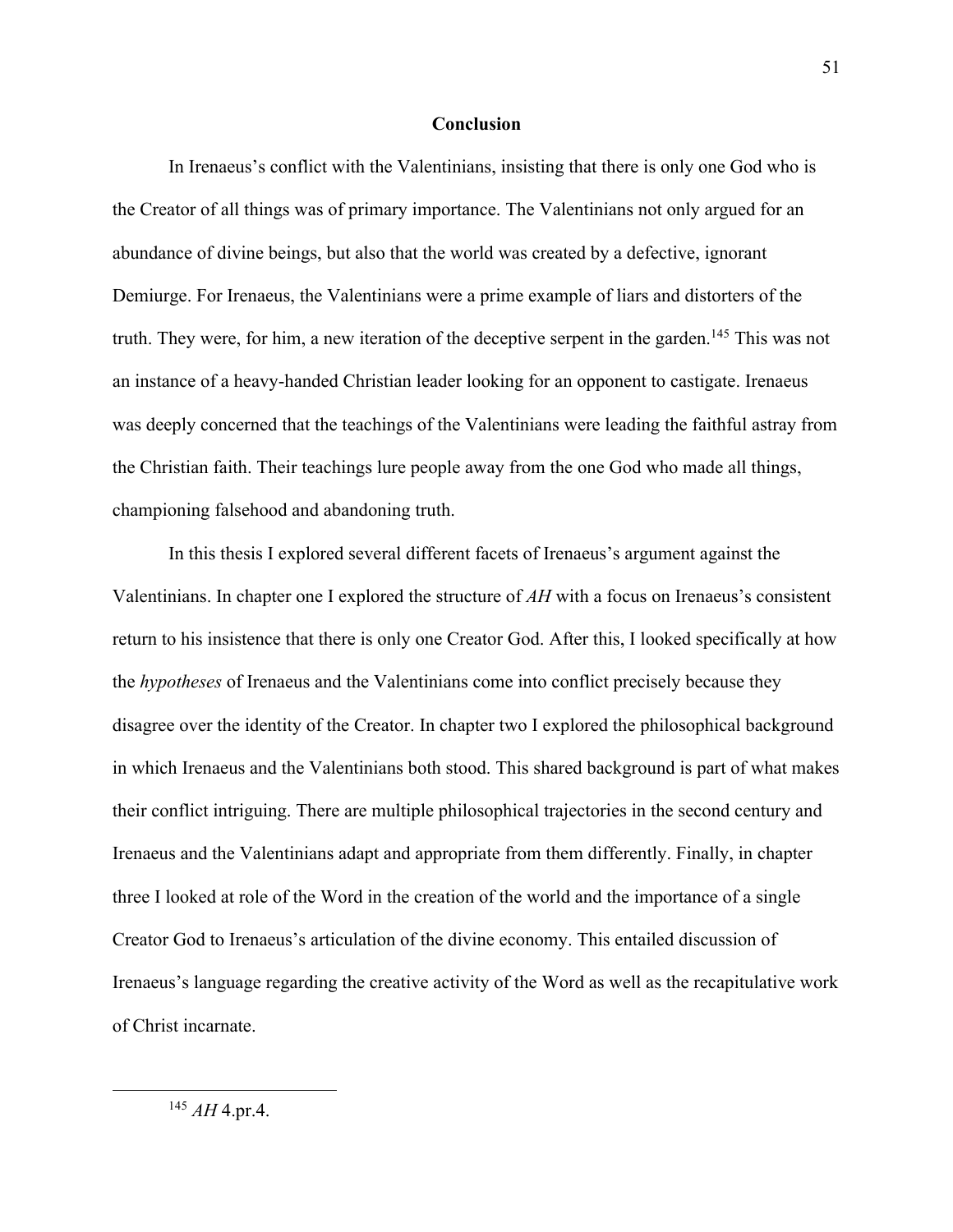## Conclusion

In Irenaeus's conflict with the Valentinians, insisting that there is only one God who is the Creator of all things was of primary importance. The Valentinians not only argued for an abundance of divine beings, but also that the world was created by a defective, ignorant Demiurge. For Irenaeus, the Valentinians were a prime example of liars and distorters of the truth. They were, for him, a new iteration of the deceptive serpent in the garden.[145] This was not an instance of a heavy-handed Christian leader looking for an opponent to castigate. Irenaeus was deeply concerned that the teachings of the Valentinians were leading the faithful astray from the Christian faith. Their teachings lure people away from the one God who made all things, championing falsehood and abandoning truth.

In this thesis I explored several different facets of Irenaeus's argument against the Valentinians. In chapter one I explored the structure of *AH* with a focus on Irenaeus's consistent return to his insistence that there is only one Creator God. After this, I looked specifically at how the *hypotheses* of Irenaeus and the Valentinians come into conflict precisely because they disagree over the identity of the Creator. In chapter two I explored the philosophical background in which Irenaeus and the Valentinians both stood. This shared background is part of what makes their conflict intriguing. There are multiple philosophical trajectories in the second century and Irenaeus and the Valentinians adapt and appropriate from them differently. Finally, in chapter three I looked at role of the Word in the creation of the world and the importance of a single Creator God to Irenaeus's articulation of the divine economy. This entailed discussion of Irenaeus's language regarding the creative activity of the Word as well as the recapitulative work of Christ incarnate.

---

[145] *AH* 4.pr.4.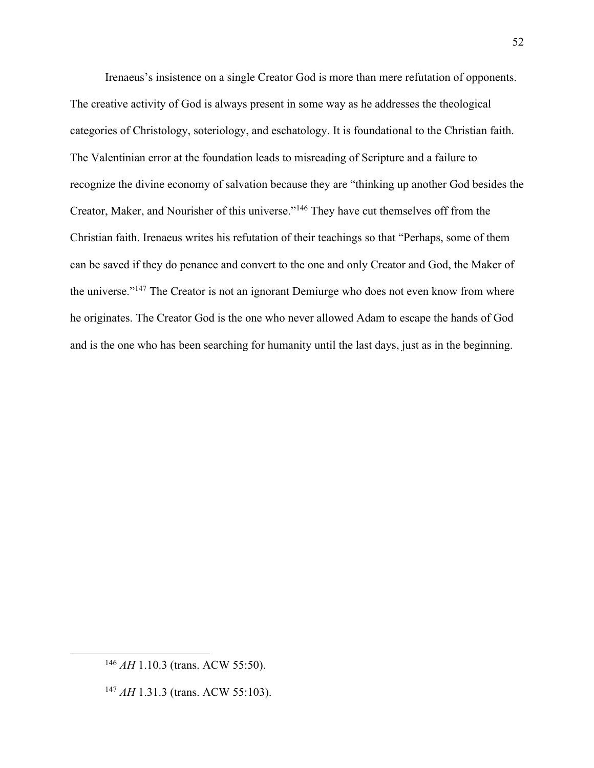Irenaeus's insistence on a single Creator God is more than mere refutation of opponents. The creative activity of God is always present in some way as he addresses the theological categories of Christology, soteriology, and eschatology. It is foundational to the Christian faith. The Valentinian error at the foundation leads to misreading of Scripture and a failure to recognize the divine economy of salvation because they are "thinking up another God besides the Creator, Maker, and Nourisher of this universe."[146] They have cut themselves off from the Christian faith. Irenaeus writes his refutation of their teachings so that "Perhaps, some of them can be saved if they do penance and convert to the one and only Creator and God, the Maker of the universe."[147] The Creator is not an ignorant Demiurge who does not even know from where he originates. The Creator God is the one who never allowed Adam to escape the hands of God and is the one who has been searching for humanity until the last days, just as in the beginning.

---

[146] *AH* 1.10.3 (trans. ACW 55:50).

[147] *AH* 1.31.3 (trans. ACW 55:103).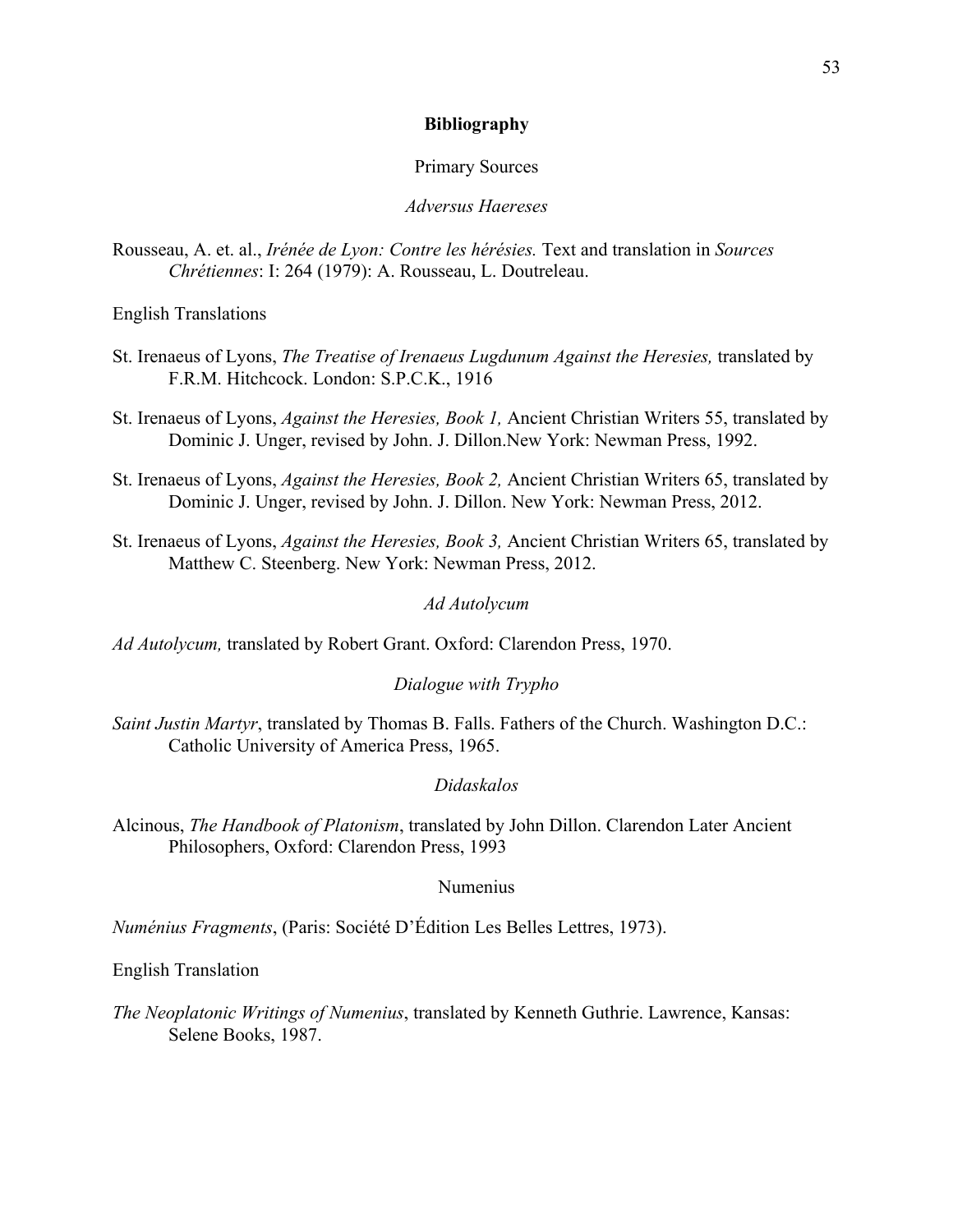## Bibliography

### Primary Sources

#### *Adversus Haereses*

Rousseau, A. et. al., *Irénée de Lyon: Contre les hérésies.* Text and translation in *Sources Chrétiennes*: I: 264 (1979): A. Rousseau, L. Doutreleau.

English Translations

St. Irenaeus of Lyons, *The Treatise of Irenaeus Lugdunum Against the Heresies,* translated by F.R.M. Hitchcock. London: S.P.C.K., 1916

St. Irenaeus of Lyons, *Against the Heresies, Book 1,* Ancient Christian Writers 55, translated by Dominic J. Unger, revised by John. J. Dillon.New York: Newman Press, 1992.

St. Irenaeus of Lyons, *Against the Heresies, Book 2,* Ancient Christian Writers 65, translated by Dominic J. Unger, revised by John. J. Dillon. New York: Newman Press, 2012.

St. Irenaeus of Lyons, *Against the Heresies, Book 3,* Ancient Christian Writers 65, translated by Matthew C. Steenberg. New York: Newman Press, 2012.

#### *Ad Autolycum*

*Ad Autolycum,* translated by Robert Grant. Oxford: Clarendon Press, 1970.

#### *Dialogue with Trypho*

*Saint Justin Martyr*, translated by Thomas B. Falls. Fathers of the Church. Washington D.C.: Catholic University of America Press, 1965.

#### *Didaskalos*

Alcinous, *The Handbook of Platonism*, translated by John Dillon. Clarendon Later Ancient Philosophers, Oxford: Clarendon Press, 1993

#### Numenius

*Numénius Fragments*, (Paris: Société D'Édition Les Belles Lettres, 1973).

English Translation

*The Neoplatonic Writings of Numenius*, translated by Kenneth Guthrie. Lawrence, Kansas: Selene Books, 1987.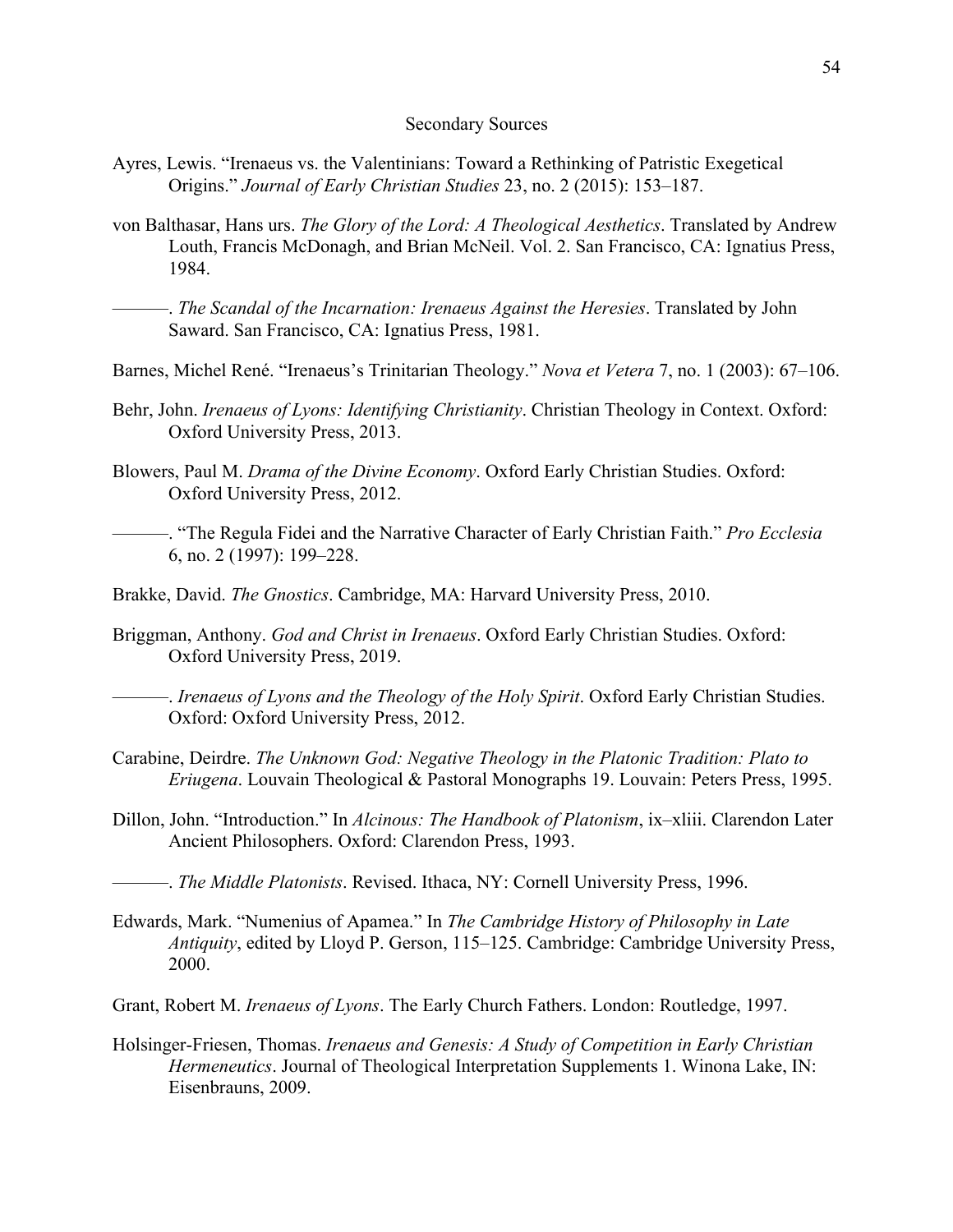## Secondary Sources

Ayres, Lewis. "Irenaeus vs. the Valentinians: Toward a Rethinking of Patristic Exegetical Origins." *Journal of Early Christian Studies* 23, no. 2 (2015): 153–187.

von Balthasar, Hans urs. *The Glory of the Lord: A Theological Aesthetics*. Translated by Andrew Louth, Francis McDonagh, and Brian McNeil. Vol. 2. San Francisco, CA: Ignatius Press, 1984.

———. *The Scandal of the Incarnation: Irenaeus Against the Heresies*. Translated by John Saward. San Francisco, CA: Ignatius Press, 1981.

Barnes, Michel René. "Irenaeus's Trinitarian Theology." *Nova et Vetera* 7, no. 1 (2003): 67–106.

Behr, John. *Irenaeus of Lyons: Identifying Christianity*. Christian Theology in Context. Oxford: Oxford University Press, 2013.

Blowers, Paul M. *Drama of the Divine Economy*. Oxford Early Christian Studies. Oxford: Oxford University Press, 2012.

———. "The Regula Fidei and the Narrative Character of Early Christian Faith." *Pro Ecclesia* 6, no. 2 (1997): 199–228.

Brakke, David. *The Gnostics*. Cambridge, MA: Harvard University Press, 2010.

Briggman, Anthony. *God and Christ in Irenaeus*. Oxford Early Christian Studies. Oxford: Oxford University Press, 2019.

———. *Irenaeus of Lyons and the Theology of the Holy Spirit*. Oxford Early Christian Studies. Oxford: Oxford University Press, 2012.

Carabine, Deirdre. *The Unknown God: Negative Theology in the Platonic Tradition: Plato to Eriugena*. Louvain Theological & Pastoral Monographs 19. Louvain: Peters Press, 1995.

Dillon, John. "Introduction." In *Alcinous: The Handbook of Platonism*, ix–xliii. Clarendon Later Ancient Philosophers. Oxford: Clarendon Press, 1993.

———. *The Middle Platonists*. Revised. Ithaca, NY: Cornell University Press, 1996.

Edwards, Mark. "Numenius of Apamea." In *The Cambridge History of Philosophy in Late Antiquity*, edited by Lloyd P. Gerson, 115–125. Cambridge: Cambridge University Press, 2000.

Grant, Robert M. *Irenaeus of Lyons*. The Early Church Fathers. London: Routledge, 1997.

Holsinger-Friesen, Thomas. *Irenaeus and Genesis: A Study of Competition in Early Christian Hermeneutics*. Journal of Theological Interpretation Supplements 1. Winona Lake, IN: Eisenbrauns, 2009.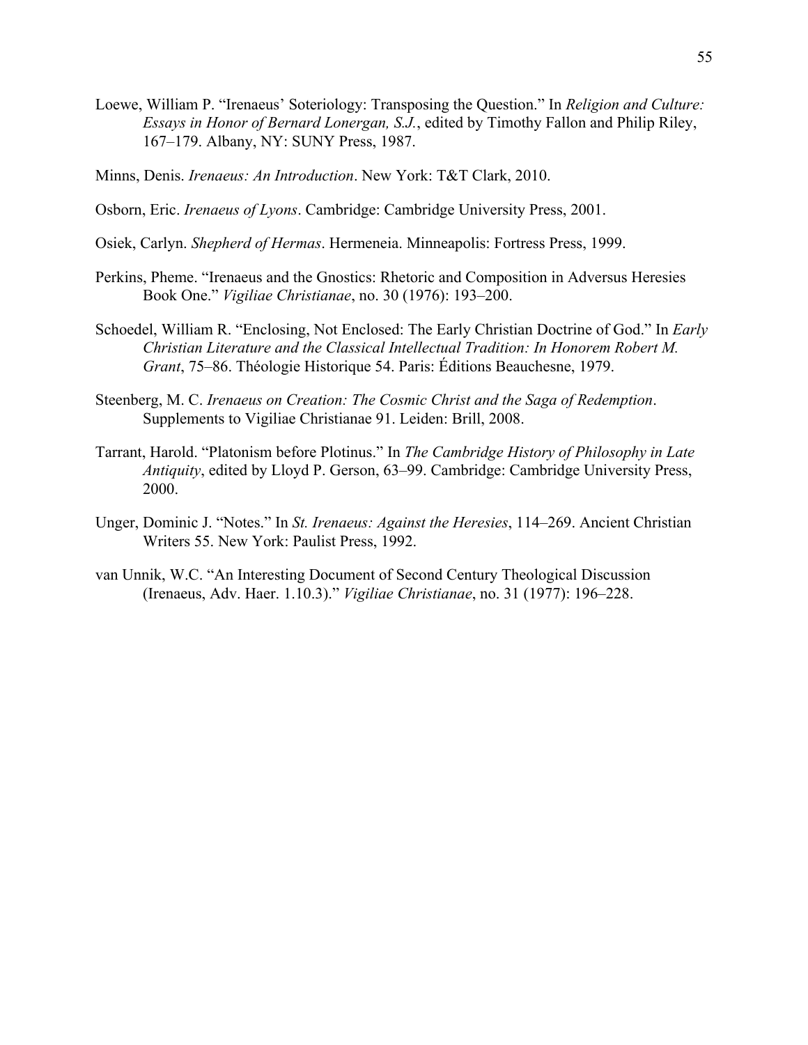Loewe, William P. "Irenaeus' Soteriology: Transposing the Question." In *Religion and Culture: Essays in Honor of Bernard Lonergan, S.J.*, edited by Timothy Fallon and Philip Riley, 167–179. Albany, NY: SUNY Press, 1987.

Minns, Denis. *Irenaeus: An Introduction*. New York: T&T Clark, 2010.

Osborn, Eric. *Irenaeus of Lyons*. Cambridge: Cambridge University Press, 2001.

Osiek, Carlyn. *Shepherd of Hermas*. Hermeneia. Minneapolis: Fortress Press, 1999.

Perkins, Pheme. "Irenaeus and the Gnostics: Rhetoric and Composition in Adversus Heresies Book One." *Vigiliae Christianae*, no. 30 (1976): 193–200.

Schoedel, William R. "Enclosing, Not Enclosed: The Early Christian Doctrine of God." In *Early Christian Literature and the Classical Intellectual Tradition: In Honorem Robert M. Grant*, 75–86. Théologie Historique 54. Paris: Éditions Beauchesne, 1979.

Steenberg, M. C. *Irenaeus on Creation: The Cosmic Christ and the Saga of Redemption*. Supplements to Vigiliae Christianae 91. Leiden: Brill, 2008.

Tarrant, Harold. "Platonism before Plotinus." In *The Cambridge History of Philosophy in Late Antiquity*, edited by Lloyd P. Gerson, 63–99. Cambridge: Cambridge University Press, 2000.

Unger, Dominic J. "Notes." In *St. Irenaeus: Against the Heresies*, 114–269. Ancient Christian Writers 55. New York: Paulist Press, 1992.

van Unnik, W.C. "An Interesting Document of Second Century Theological Discussion (Irenaeus, Adv. Haer. 1.10.3)." *Vigiliae Christianae*, no. 31 (1977): 196–228.